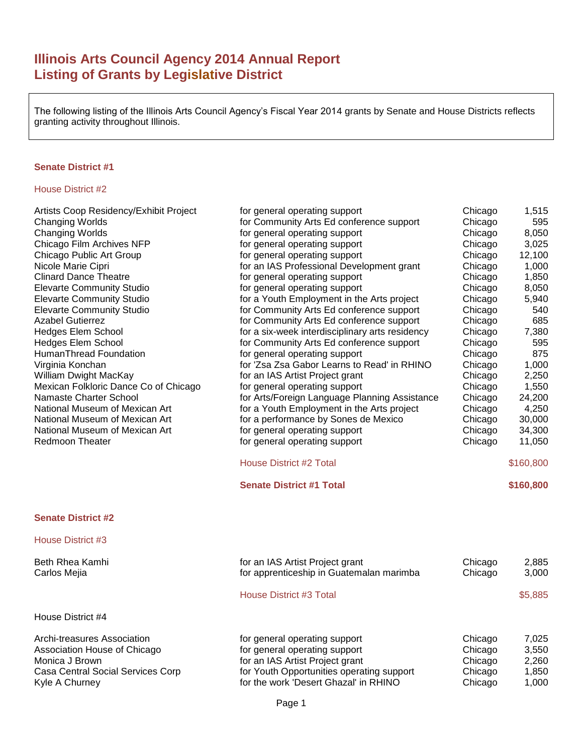# Illinois Arts Council Agency 2014 Annual Report
# Listing of Grants by Legislative District

The following listing of the Illinois Arts Council Agency's Fiscal Year 2014 grants by Senate and House Districts reflects granting activity throughout Illinois.

## Senate District #1

### House District #2

| | | | |
|---|---|---|---|
| Artists Coop Residency/Exhibit Project | for general operating support | Chicago | 1,515 |
| Changing Worlds | for Community Arts Ed conference support | Chicago | 595 |
| Changing Worlds | for general operating support | Chicago | 8,050 |
| Chicago Film Archives NFP | for general operating support | Chicago | 3,025 |
| Chicago Public Art Group | for general operating support | Chicago | 12,100 |
| Nicole Marie Cipri | for an IAS Professional Development grant | Chicago | 1,000 |
| Clinard Dance Theatre | for general operating support | Chicago | 1,850 |
| Elevarte Community Studio | for general operating support | Chicago | 8,050 |
| Elevarte Community Studio | for a Youth Employment in the Arts project | Chicago | 5,940 |
| Elevarte Community Studio | for Community Arts Ed conference support | Chicago | 540 |
| Azabel Gutierrez | for Community Arts Ed conference support | Chicago | 685 |
| Hedges Elem School | for a six-week interdisciplinary arts residency | Chicago | 7,380 |
| Hedges Elem School | for Community Arts Ed conference support | Chicago | 595 |
| HumanThread Foundation | for general operating support | Chicago | 875 |
| Virginia Konchan | for 'Zsa Zsa Gabor Learns to Read' in RHINO | Chicago | 1,000 |
| William Dwight MacKay | for an IAS Artist Project grant | Chicago | 2,250 |
| Mexican Folkloric Dance Co of Chicago | for general operating support | Chicago | 1,550 |
| Namaste Charter School | for Arts/Foreign Language Planning Assistance | Chicago | 24,200 |
| National Museum of Mexican Art | for a Youth Employment in the Arts project | Chicago | 4,250 |
| National Museum of Mexican Art | for a performance by Sones de Mexico | Chicago | 30,000 |
| National Museum of Mexican Art | for general operating support | Chicago | 34,300 |
| Redmoon Theater | for general operating support | Chicago | 11,050 |
| | House District #2 Total | | $160,800 |
| | **Senate District #1 Total** | | **$160,800** |

## Senate District #2

### House District #3

| | | | |
|---|---|---|---|
| Beth Rhea Kamhi | for an IAS Artist Project grant | Chicago | 2,885 |
| Carlos Mejia | for apprenticeship in Guatemalan marimba | Chicago | 3,000 |
| | House District #3 Total | | $5,885 |

### House District #4

| | | | |
|---|---|---|---|
| Archi-treasures Association | for general operating support | Chicago | 7,025 |
| Association House of Chicago | for general operating support | Chicago | 3,550 |
| Monica J Brown | for an IAS Artist Project grant | Chicago | 2,260 |
| Casa Central Social Services Corp | for Youth Opportunities operating support | Chicago | 1,850 |
| Kyle A Churney | for the work 'Desert Ghazal' in RHINO | Chicago | 1,000 |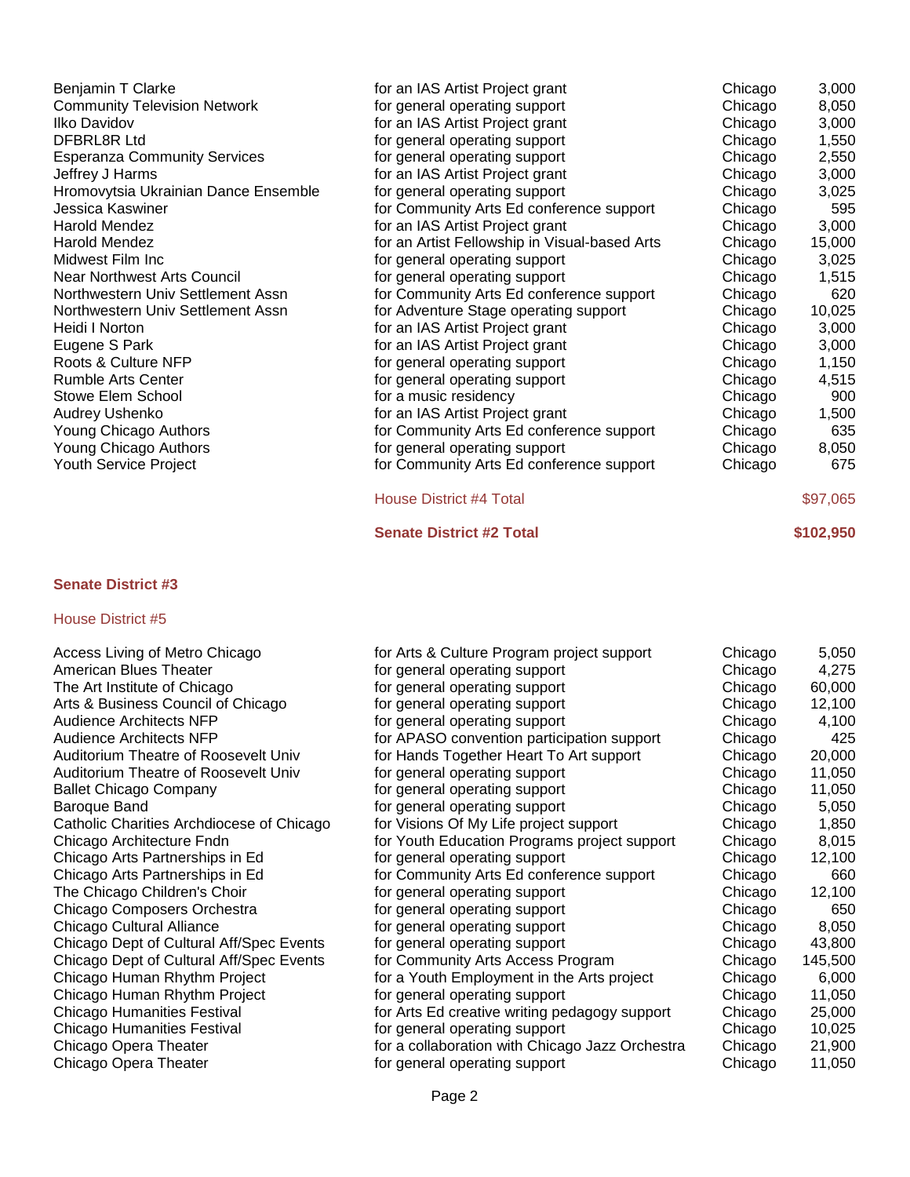| | | | |
|---|---|---|---|
| Benjamin T Clarke | for an IAS Artist Project grant | Chicago | 3,000 |
| Community Television Network | for general operating support | Chicago | 8,050 |
| Ilko Davidov | for an IAS Artist Project grant | Chicago | 3,000 |
| DFBRL8R Ltd | for general operating support | Chicago | 1,550 |
| Esperanza Community Services | for general operating support | Chicago | 2,550 |
| Jeffrey J Harms | for an IAS Artist Project grant | Chicago | 3,000 |
| Hromovytsia Ukrainian Dance Ensemble | for general operating support | Chicago | 3,025 |
| Jessica Kaswiner | for Community Arts Ed conference support | Chicago | 595 |
| Harold Mendez | for an IAS Artist Project grant | Chicago | 3,000 |
| Harold Mendez | for an Artist Fellowship in Visual-based Arts | Chicago | 15,000 |
| Midwest Film Inc | for general operating support | Chicago | 3,025 |
| Near Northwest Arts Council | for general operating support | Chicago | 1,515 |
| Northwestern Univ Settlement Assn | for Community Arts Ed conference support | Chicago | 620 |
| Northwestern Univ Settlement Assn | for Adventure Stage operating support | Chicago | 10,025 |
| Heidi I Norton | for an IAS Artist Project grant | Chicago | 3,000 |
| Eugene S Park | for an IAS Artist Project grant | Chicago | 3,000 |
| Roots & Culture NFP | for general operating support | Chicago | 1,150 |
| Rumble Arts Center | for general operating support | Chicago | 4,515 |
| Stowe Elem School | for a music residency | Chicago | 900 |
| Audrey Ushenko | for an IAS Artist Project grant | Chicago | 1,500 |
| Young Chicago Authors | for Community Arts Ed conference support | Chicago | 635 |
| Young Chicago Authors | for general operating support | Chicago | 8,050 |
| Youth Service Project | for Community Arts Ed conference support | Chicago | 675 |
| | House District #4 Total | | $97,065 |
| | **Senate District #2 Total** | | **$102,950** |

## Senate District #3

### House District #5

| | | | |
|---|---|---|---|
| Access Living of Metro Chicago | for Arts & Culture Program project support | Chicago | 5,050 |
| American Blues Theater | for general operating support | Chicago | 4,275 |
| The Art Institute of Chicago | for general operating support | Chicago | 60,000 |
| Arts & Business Council of Chicago | for general operating support | Chicago | 12,100 |
| Audience Architects NFP | for general operating support | Chicago | 4,100 |
| Audience Architects NFP | for APASO convention participation support | Chicago | 425 |
| Auditorium Theatre of Roosevelt Univ | for Hands Together Heart To Art support | Chicago | 20,000 |
| Auditorium Theatre of Roosevelt Univ | for general operating support | Chicago | 11,050 |
| Ballet Chicago Company | for general operating support | Chicago | 11,050 |
| Baroque Band | for general operating support | Chicago | 5,050 |
| Catholic Charities Archdiocese of Chicago | for Visions Of My Life project support | Chicago | 1,850 |
| Chicago Architecture Fndn | for Youth Education Programs project support | Chicago | 8,015 |
| Chicago Arts Partnerships in Ed | for general operating support | Chicago | 12,100 |
| Chicago Arts Partnerships in Ed | for Community Arts Ed conference support | Chicago | 660 |
| The Chicago Children's Choir | for general operating support | Chicago | 12,100 |
| Chicago Composers Orchestra | for general operating support | Chicago | 650 |
| Chicago Cultural Alliance | for general operating support | Chicago | 8,050 |
| Chicago Dept of Cultural Aff/Spec Events | for general operating support | Chicago | 43,800 |
| Chicago Dept of Cultural Aff/Spec Events | for Community Arts Access Program | Chicago | 145,500 |
| Chicago Human Rhythm Project | for a Youth Employment in the Arts project | Chicago | 6,000 |
| Chicago Human Rhythm Project | for general operating support | Chicago | 11,050 |
| Chicago Humanities Festival | for Arts Ed creative writing pedagogy support | Chicago | 25,000 |
| Chicago Humanities Festival | for general operating support | Chicago | 10,025 |
| Chicago Opera Theater | for a collaboration with Chicago Jazz Orchestra | Chicago | 21,900 |
| Chicago Opera Theater | for general operating support | Chicago | 11,050 |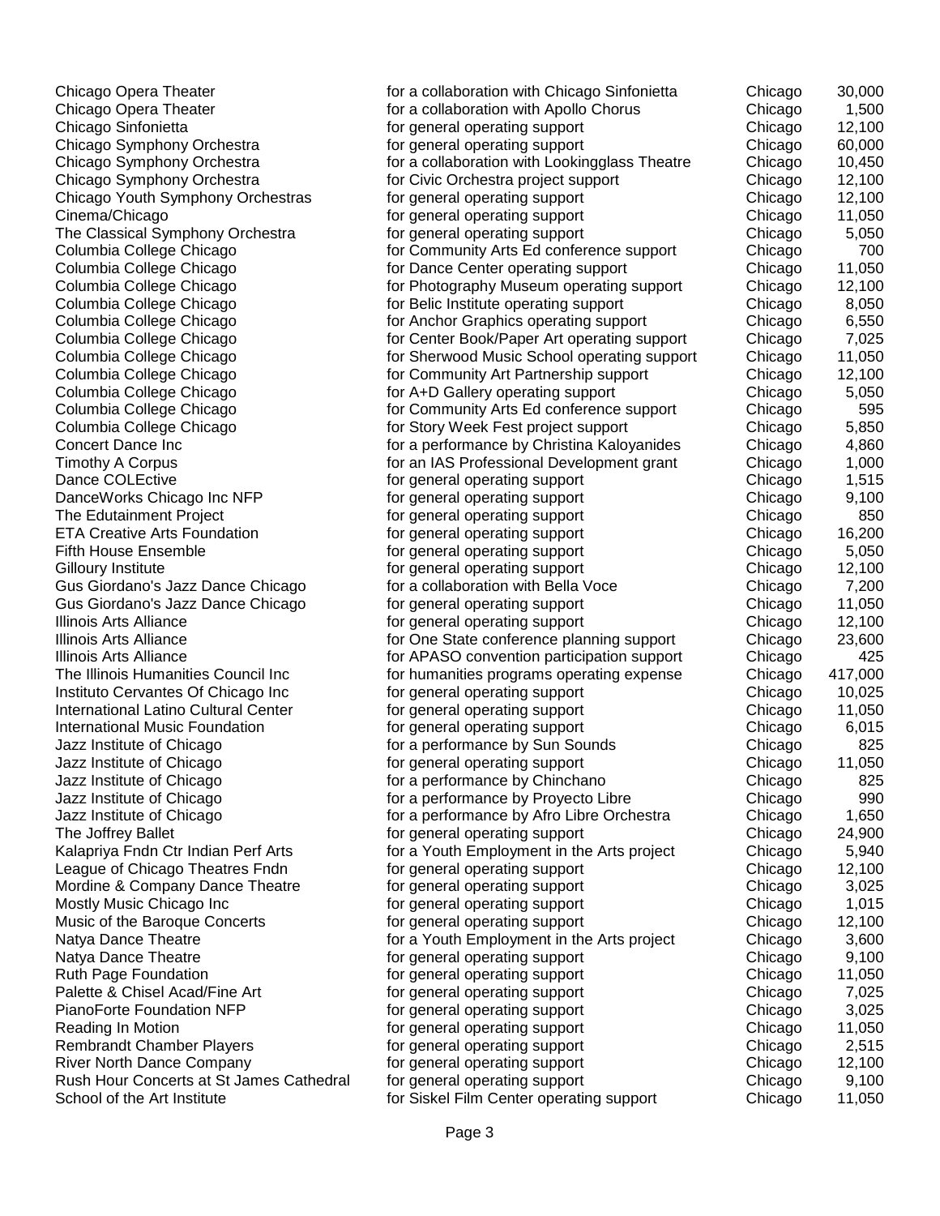| | | | |
|---|---|---|---|
| Chicago Opera Theater | for a collaboration with Chicago Sinfonietta | Chicago | 30,000 |
| Chicago Opera Theater | for a collaboration with Apollo Chorus | Chicago | 1,500 |
| Chicago Sinfonietta | for general operating support | Chicago | 12,100 |
| Chicago Symphony Orchestra | for general operating support | Chicago | 60,000 |
| Chicago Symphony Orchestra | for a collaboration with Lookingglass Theatre | Chicago | 10,450 |
| Chicago Symphony Orchestra | for Civic Orchestra project support | Chicago | 12,100 |
| Chicago Youth Symphony Orchestras | for general operating support | Chicago | 12,100 |
| Cinema/Chicago | for general operating support | Chicago | 11,050 |
| The Classical Symphony Orchestra | for general operating support | Chicago | 5,050 |
| Columbia College Chicago | for Community Arts Ed conference support | Chicago | 700 |
| Columbia College Chicago | for Dance Center operating support | Chicago | 11,050 |
| Columbia College Chicago | for Photography Museum operating support | Chicago | 12,100 |
| Columbia College Chicago | for Belic Institute operating support | Chicago | 8,050 |
| Columbia College Chicago | for Anchor Graphics operating support | Chicago | 6,550 |
| Columbia College Chicago | for Center Book/Paper Art operating support | Chicago | 7,025 |
| Columbia College Chicago | for Sherwood Music School operating support | Chicago | 11,050 |
| Columbia College Chicago | for Community Art Partnership support | Chicago | 12,100 |
| Columbia College Chicago | for A+D Gallery operating support | Chicago | 5,050 |
| Columbia College Chicago | for Community Arts Ed conference support | Chicago | 595 |
| Columbia College Chicago | for Story Week Fest project support | Chicago | 5,850 |
| Concert Dance Inc | for a performance by Christina Kaloyanides | Chicago | 4,860 |
| Timothy A Corpus | for an IAS Professional Development grant | Chicago | 1,000 |
| Dance COLEctive | for general operating support | Chicago | 1,515 |
| DanceWorks Chicago Inc NFP | for general operating support | Chicago | 9,100 |
| The Edutainment Project | for general operating support | Chicago | 850 |
| ETA Creative Arts Foundation | for general operating support | Chicago | 16,200 |
| Fifth House Ensemble | for general operating support | Chicago | 5,050 |
| Gilloury Institute | for general operating support | Chicago | 12,100 |
| Gus Giordano's Jazz Dance Chicago | for a collaboration with Bella Voce | Chicago | 7,200 |
| Gus Giordano's Jazz Dance Chicago | for general operating support | Chicago | 11,050 |
| Illinois Arts Alliance | for general operating support | Chicago | 12,100 |
| Illinois Arts Alliance | for One State conference planning support | Chicago | 23,600 |
| Illinois Arts Alliance | for APASO convention participation support | Chicago | 425 |
| The Illinois Humanities Council Inc | for humanities programs operating expense | Chicago | 417,000 |
| Instituto Cervantes Of Chicago Inc | for general operating support | Chicago | 10,025 |
| International Latino Cultural Center | for general operating support | Chicago | 11,050 |
| International Music Foundation | for general operating support | Chicago | 6,015 |
| Jazz Institute of Chicago | for a performance by Sun Sounds | Chicago | 825 |
| Jazz Institute of Chicago | for general operating support | Chicago | 11,050 |
| Jazz Institute of Chicago | for a performance by Chinchano | Chicago | 825 |
| Jazz Institute of Chicago | for a performance by Proyecto Libre | Chicago | 990 |
| Jazz Institute of Chicago | for a performance by Afro Libre Orchestra | Chicago | 1,650 |
| The Joffrey Ballet | for general operating support | Chicago | 24,900 |
| Kalapriya Fndn Ctr Indian Perf Arts | for a Youth Employment in the Arts project | Chicago | 5,940 |
| League of Chicago Theatres Fndn | for general operating support | Chicago | 12,100 |
| Mordine & Company Dance Theatre | for general operating support | Chicago | 3,025 |
| Mostly Music Chicago Inc | for general operating support | Chicago | 1,015 |
| Music of the Baroque Concerts | for general operating support | Chicago | 12,100 |
| Natya Dance Theatre | for a Youth Employment in the Arts project | Chicago | 3,600 |
| Natya Dance Theatre | for general operating support | Chicago | 9,100 |
| Ruth Page Foundation | for general operating support | Chicago | 11,050 |
| Palette & Chisel Acad/Fine Art | for general operating support | Chicago | 7,025 |
| PianoForte Foundation NFP | for general operating support | Chicago | 3,025 |
| Reading In Motion | for general operating support | Chicago | 11,050 |
| Rembrandt Chamber Players | for general operating support | Chicago | 2,515 |
| River North Dance Company | for general operating support | Chicago | 12,100 |
| Rush Hour Concerts at St James Cathedral | for general operating support | Chicago | 9,100 |
| School of the Art Institute | for Siskel Film Center operating support | Chicago | 11,050 |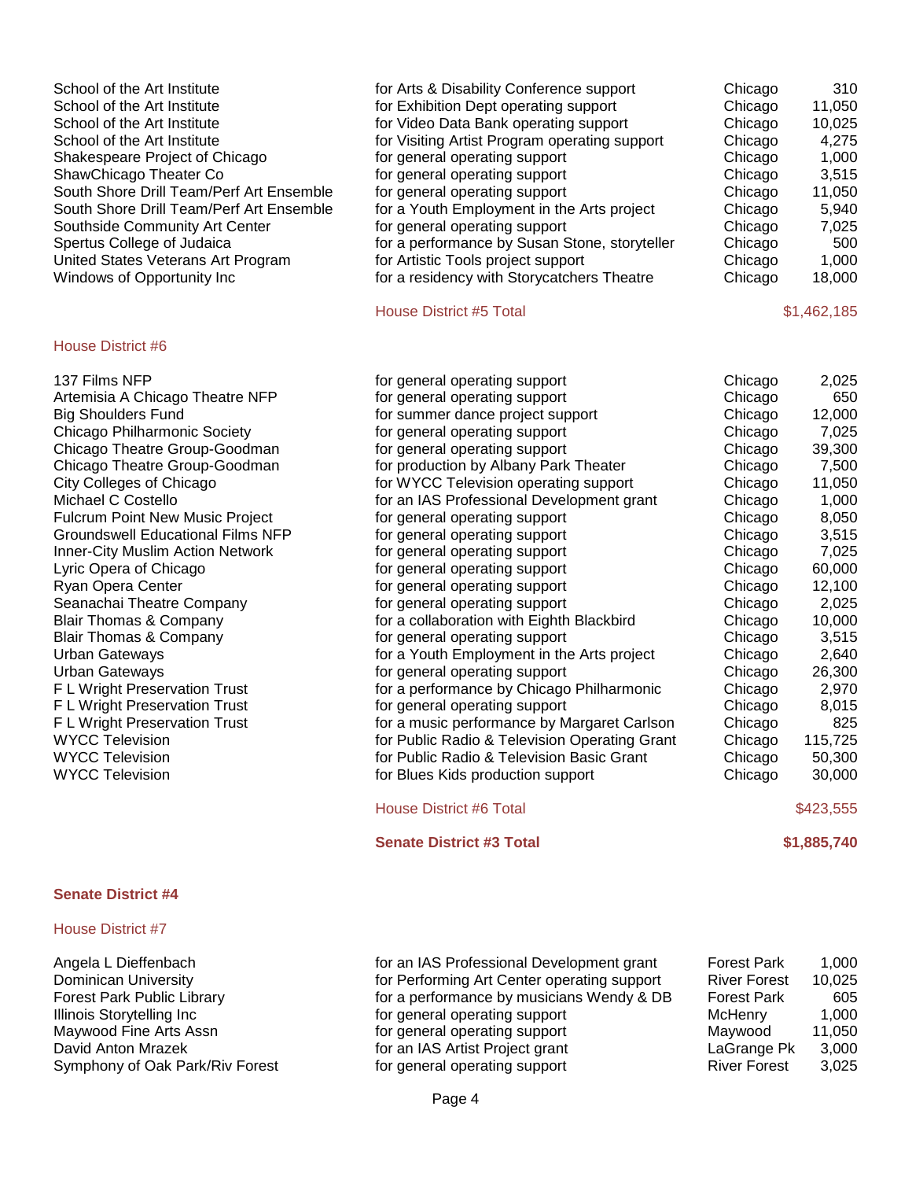| | | | |
|---|---|---|---|
| School of the Art Institute | for Arts & Disability Conference support | Chicago | 310 |
| School of the Art Institute | for Exhibition Dept operating support | Chicago | 11,050 |
| School of the Art Institute | for Video Data Bank operating support | Chicago | 10,025 |
| School of the Art Institute | for Visiting Artist Program operating support | Chicago | 4,275 |
| Shakespeare Project of Chicago | for general operating support | Chicago | 1,000 |
| ShawChicago Theater Co | for general operating support | Chicago | 3,515 |
| South Shore Drill Team/Perf Art Ensemble | for general operating support | Chicago | 11,050 |
| South Shore Drill Team/Perf Art Ensemble | for a Youth Employment in the Arts project | Chicago | 5,940 |
| Southside Community Art Center | for general operating support | Chicago | 7,025 |
| Spertus College of Judaica | for a performance by Susan Stone, storyteller | Chicago | 500 |
| United States Veterans Art Program | for Artistic Tools project support | Chicago | 1,000 |
| Windows of Opportunity Inc | for a residency with Storycatchers Theatre | Chicago | 18,000 |
| | House District #5 Total | | $1,462,185 |

House District #6

| | | | |
|---|---|---|---|
| 137 Films NFP | for general operating support | Chicago | 2,025 |
| Artemisia A Chicago Theatre NFP | for general operating support | Chicago | 650 |
| Big Shoulders Fund | for summer dance project support | Chicago | 12,000 |
| Chicago Philharmonic Society | for general operating support | Chicago | 7,025 |
| Chicago Theatre Group-Goodman | for general operating support | Chicago | 39,300 |
| Chicago Theatre Group-Goodman | for production by Albany Park Theater | Chicago | 7,500 |
| City Colleges of Chicago | for WYCC Television operating support | Chicago | 11,050 |
| Michael C Costello | for an IAS Professional Development grant | Chicago | 1,000 |
| Fulcrum Point New Music Project | for general operating support | Chicago | 8,050 |
| Groundswell Educational Films NFP | for general operating support | Chicago | 3,515 |
| Inner-City Muslim Action Network | for general operating support | Chicago | 7,025 |
| Lyric Opera of Chicago | for general operating support | Chicago | 60,000 |
| Ryan Opera Center | for general operating support | Chicago | 12,100 |
| Seanachai Theatre Company | for general operating support | Chicago | 2,025 |
| Blair Thomas & Company | for a collaboration with Eighth Blackbird | Chicago | 10,000 |
| Blair Thomas & Company | for general operating support | Chicago | 3,515 |
| Urban Gateways | for a Youth Employment in the Arts project | Chicago | 2,640 |
| Urban Gateways | for general operating support | Chicago | 26,300 |
| F L Wright Preservation Trust | for a performance by Chicago Philharmonic | Chicago | 2,970 |
| F L Wright Preservation Trust | for general operating support | Chicago | 8,015 |
| F L Wright Preservation Trust | for a music performance by Margaret Carlson | Chicago | 825 |
| WYCC Television | for Public Radio & Television Operating Grant | Chicago | 115,725 |
| WYCC Television | for Public Radio & Television Basic Grant | Chicago | 50,300 |
| WYCC Television | for Blues Kids production support | Chicago | 30,000 |
| | House District #6 Total | | $423,555 |
| | **Senate District #3 Total** | | **$1,885,740** |

**Senate District #4**

House District #7

| | | | |
|---|---|---|---|
| Angela L Dieffenbach | for an IAS Professional Development grant | Forest Park | 1,000 |
| Dominican University | for Performing Art Center operating support | River Forest | 10,025 |
| Forest Park Public Library | for a performance by musicians Wendy & DB | Forest Park | 605 |
| Illinois Storytelling Inc | for general operating support | McHenry | 1,000 |
| Maywood Fine Arts Assn | for general operating support | Maywood | 11,050 |
| David Anton Mrazek | for an IAS Artist Project grant | LaGrange Pk | 3,000 |
| Symphony of Oak Park/Riv Forest | for general operating support | River Forest | 3,025 |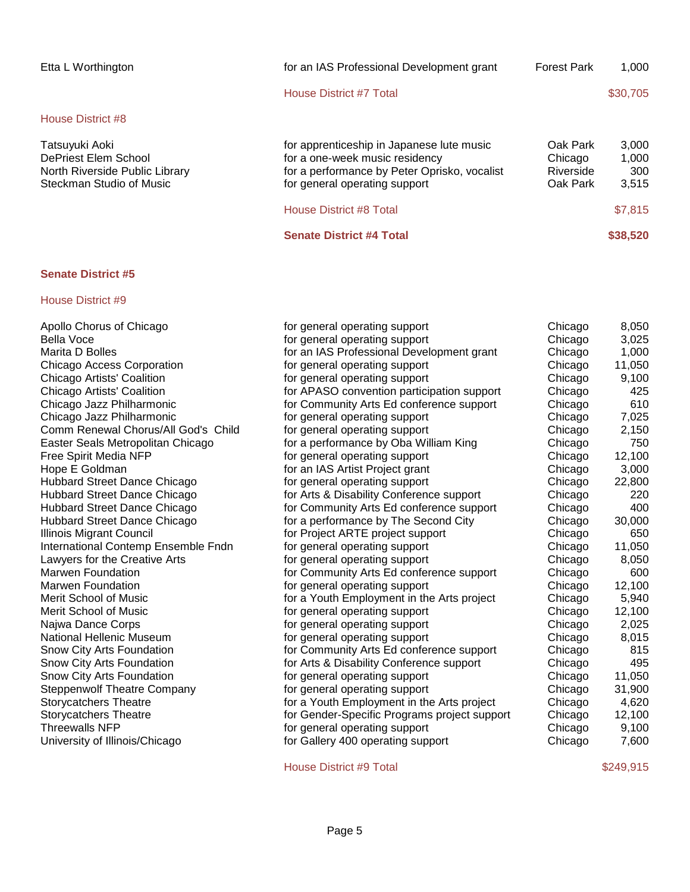| | | | |
|---|---|---|---|
| Etta L Worthington | for an IAS Professional Development grant | Forest Park | 1,000 |
| | House District #7 Total | | $30,705 |

## House District #8

| | | | |
|---|---|---|---|
| Tatsuyuki Aoki | for apprenticeship in Japanese lute music | Oak Park | 3,000 |
| DePriest Elem School | for a one-week music residency | Chicago | 1,000 |
| North Riverside Public Library | for a performance by Peter Oprisko, vocalist | Riverside | 300 |
| Steckman Studio of Music | for general operating support | Oak Park | 3,515 |
| | House District #8 Total | | $7,815 |
| | **Senate District #4 Total** | | **$38,520** |

## Senate District #5

### House District #9

| | | | |
|---|---|---|---|
| Apollo Chorus of Chicago | for general operating support | Chicago | 8,050 |
| Bella Voce | for general operating support | Chicago | 3,025 |
| Marita D Bolles | for an IAS Professional Development grant | Chicago | 1,000 |
| Chicago Access Corporation | for general operating support | Chicago | 11,050 |
| Chicago Artists' Coalition | for general operating support | Chicago | 9,100 |
| Chicago Artists' Coalition | for APASO convention participation support | Chicago | 425 |
| Chicago Jazz Philharmonic | for Community Arts Ed conference support | Chicago | 610 |
| Chicago Jazz Philharmonic | for general operating support | Chicago | 7,025 |
| Comm Renewal Chorus/All God's Child | for general operating support | Chicago | 2,150 |
| Easter Seals Metropolitan Chicago | for a performance by Oba William King | Chicago | 750 |
| Free Spirit Media NFP | for general operating support | Chicago | 12,100 |
| Hope E Goldman | for an IAS Artist Project grant | Chicago | 3,000 |
| Hubbard Street Dance Chicago | for general operating support | Chicago | 22,800 |
| Hubbard Street Dance Chicago | for Arts & Disability Conference support | Chicago | 220 |
| Hubbard Street Dance Chicago | for Community Arts Ed conference support | Chicago | 400 |
| Hubbard Street Dance Chicago | for a performance by The Second City | Chicago | 30,000 |
| Illinois Migrant Council | for Project ARTE project support | Chicago | 650 |
| International Contemp Ensemble Fndn | for general operating support | Chicago | 11,050 |
| Lawyers for the Creative Arts | for general operating support | Chicago | 8,050 |
| Marwen Foundation | for Community Arts Ed conference support | Chicago | 600 |
| Marwen Foundation | for general operating support | Chicago | 12,100 |
| Merit School of Music | for a Youth Employment in the Arts project | Chicago | 5,940 |
| Merit School of Music | for general operating support | Chicago | 12,100 |
| Najwa Dance Corps | for general operating support | Chicago | 2,025 |
| National Hellenic Museum | for general operating support | Chicago | 8,015 |
| Snow City Arts Foundation | for Community Arts Ed conference support | Chicago | 815 |
| Snow City Arts Foundation | for Arts & Disability Conference support | Chicago | 495 |
| Snow City Arts Foundation | for general operating support | Chicago | 11,050 |
| Steppenwolf Theatre Company | for general operating support | Chicago | 31,900 |
| Storycatchers Theatre | for a Youth Employment in the Arts project | Chicago | 4,620 |
| Storycatchers Theatre | for Gender-Specific Programs project support | Chicago | 12,100 |
| Threewalls NFP | for general operating support | Chicago | 9,100 |
| University of Illinois/Chicago | for Gallery 400 operating support | Chicago | 7,600 |
| | House District #9 Total | | $249,915 |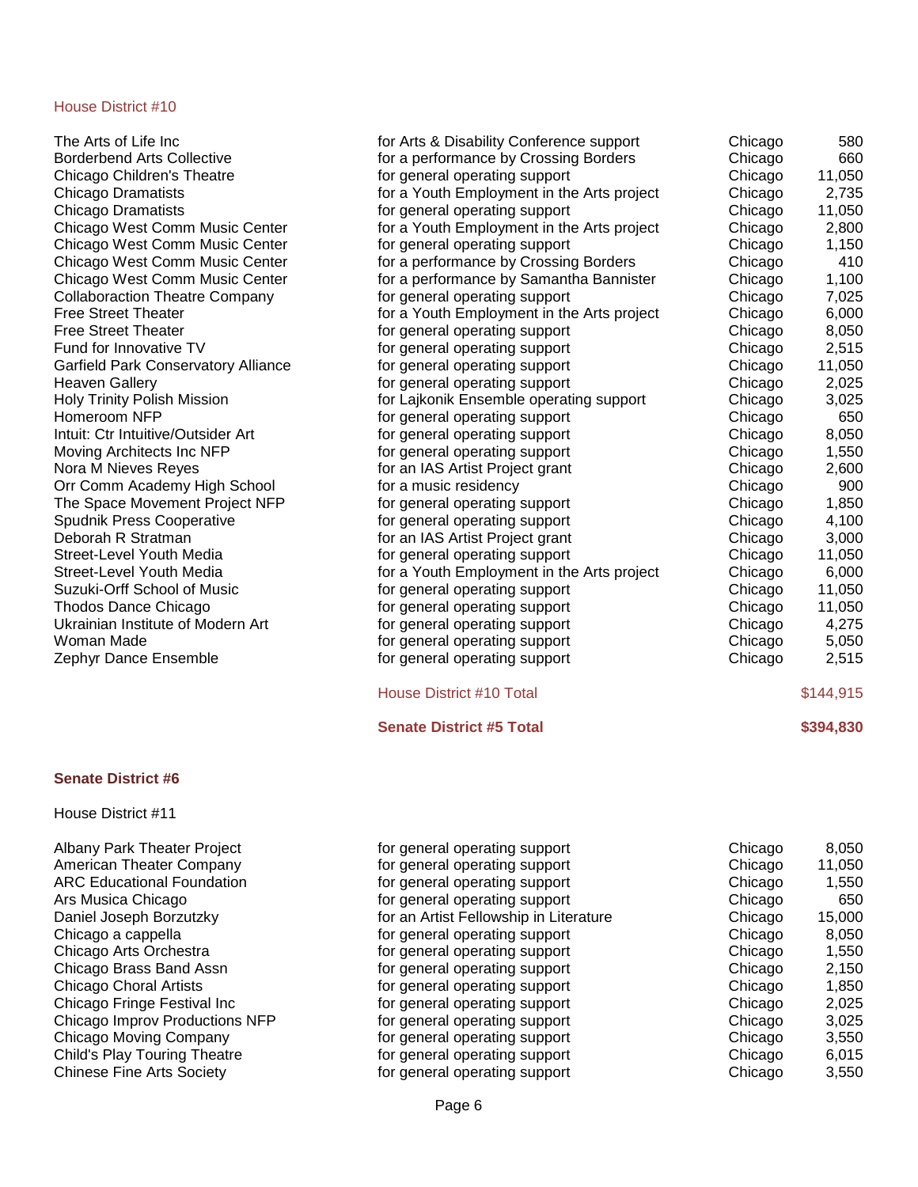## House District #10

| Organization | Purpose | City | Amount |
|---|---|---|---|
| The Arts of Life Inc | for Arts & Disability Conference support | Chicago | 580 |
| Borderbend Arts Collective | for a performance by Crossing Borders | Chicago | 660 |
| Chicago Children's Theatre | for general operating support | Chicago | 11,050 |
| Chicago Dramatists | for a Youth Employment in the Arts project | Chicago | 2,735 |
| Chicago Dramatists | for general operating support | Chicago | 11,050 |
| Chicago West Comm Music Center | for a Youth Employment in the Arts project | Chicago | 2,800 |
| Chicago West Comm Music Center | for general operating support | Chicago | 1,150 |
| Chicago West Comm Music Center | for a performance by Crossing Borders | Chicago | 410 |
| Chicago West Comm Music Center | for a performance by Samantha Bannister | Chicago | 1,100 |
| Collaboraction Theatre Company | for general operating support | Chicago | 7,025 |
| Free Street Theater | for a Youth Employment in the Arts project | Chicago | 6,000 |
| Free Street Theater | for general operating support | Chicago | 8,050 |
| Fund for Innovative TV | for general operating support | Chicago | 2,515 |
| Garfield Park Conservatory Alliance | for general operating support | Chicago | 11,050 |
| Heaven Gallery | for general operating support | Chicago | 2,025 |
| Holy Trinity Polish Mission | for Lajkonik Ensemble operating support | Chicago | 3,025 |
| Homeroom NFP | for general operating support | Chicago | 650 |
| Intuit: Ctr Intuitive/Outsider Art | for general operating support | Chicago | 8,050 |
| Moving Architects Inc NFP | for general operating support | Chicago | 1,550 |
| Nora M Nieves Reyes | for an IAS Artist Project grant | Chicago | 2,600 |
| Orr Comm Academy High School | for a music residency | Chicago | 900 |
| The Space Movement Project NFP | for general operating support | Chicago | 1,850 |
| Spudnik Press Cooperative | for general operating support | Chicago | 4,100 |
| Deborah R Stratman | for an IAS Artist Project grant | Chicago | 3,000 |
| Street-Level Youth Media | for general operating support | Chicago | 11,050 |
| Street-Level Youth Media | for a Youth Employment in the Arts project | Chicago | 6,000 |
| Suzuki-Orff School of Music | for general operating support | Chicago | 11,050 |
| Thodos Dance Chicago | for general operating support | Chicago | 11,050 |
| Ukrainian Institute of Modern Art | for general operating support | Chicago | 4,275 |
| Woman Made | for general operating support | Chicago | 5,050 |
| Zephyr Dance Ensemble | for general operating support | Chicago | 2,515 |
| | House District #10 Total | | $144,915 |
| | **Senate District #5 Total** | | **$394,830** |

## Senate District #6

### House District #11

| Organization | Purpose | City | Amount |
|---|---|---|---|
| Albany Park Theater Project | for general operating support | Chicago | 8,050 |
| American Theater Company | for general operating support | Chicago | 11,050 |
| ARC Educational Foundation | for general operating support | Chicago | 1,550 |
| Ars Musica Chicago | for general operating support | Chicago | 650 |
| Daniel Joseph Borzutzky | for an Artist Fellowship in Literature | Chicago | 15,000 |
| Chicago a cappella | for general operating support | Chicago | 8,050 |
| Chicago Arts Orchestra | for general operating support | Chicago | 1,550 |
| Chicago Brass Band Assn | for general operating support | Chicago | 2,150 |
| Chicago Choral Artists | for general operating support | Chicago | 1,850 |
| Chicago Fringe Festival Inc | for general operating support | Chicago | 2,025 |
| Chicago Improv Productions NFP | for general operating support | Chicago | 3,025 |
| Chicago Moving Company | for general operating support | Chicago | 3,550 |
| Child's Play Touring Theatre | for general operating support | Chicago | 6,015 |
| Chinese Fine Arts Society | for general operating support | Chicago | 3,550 |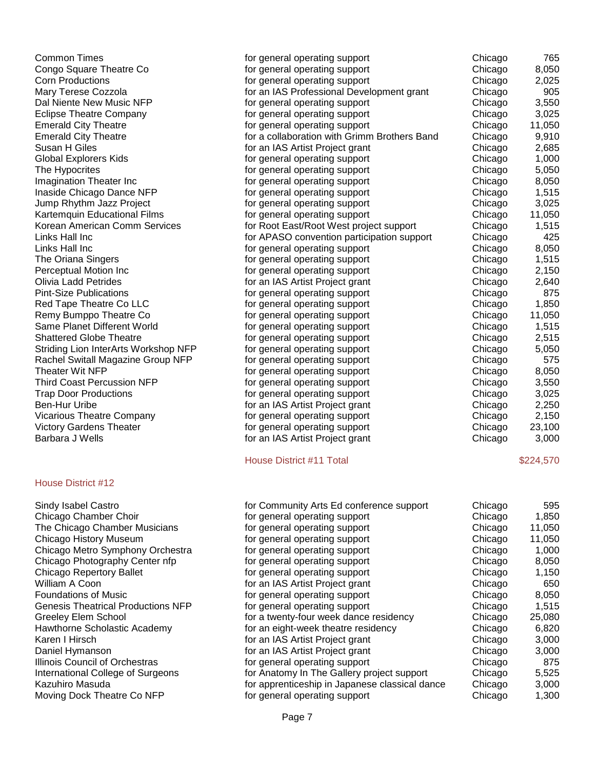| | | | |
|---|---|---|---|
| Common Times | for general operating support | Chicago | 765 |
| Congo Square Theatre Co | for general operating support | Chicago | 8,050 |
| Corn Productions | for general operating support | Chicago | 2,025 |
| Mary Terese Cozzola | for an IAS Professional Development grant | Chicago | 905 |
| Dal Niente New Music NFP | for general operating support | Chicago | 3,550 |
| Eclipse Theatre Company | for general operating support | Chicago | 3,025 |
| Emerald City Theatre | for general operating support | Chicago | 11,050 |
| Emerald City Theatre | for a collaboration with Grimm Brothers Band | Chicago | 9,910 |
| Susan H Giles | for an IAS Artist Project grant | Chicago | 2,685 |
| Global Explorers Kids | for general operating support | Chicago | 1,000 |
| The Hypocrites | for general operating support | Chicago | 5,050 |
| Imagination Theater Inc | for general operating support | Chicago | 8,050 |
| Inaside Chicago Dance NFP | for general operating support | Chicago | 1,515 |
| Jump Rhythm Jazz Project | for general operating support | Chicago | 3,025 |
| Kartemquin Educational Films | for general operating support | Chicago | 11,050 |
| Korean American Comm Services | for Root East/Root West project support | Chicago | 1,515 |
| Links Hall Inc | for APASO convention participation support | Chicago | 425 |
| Links Hall Inc | for general operating support | Chicago | 8,050 |
| The Oriana Singers | for general operating support | Chicago | 1,515 |
| Perceptual Motion Inc | for general operating support | Chicago | 2,150 |
| Olivia Ladd Petrides | for an IAS Artist Project grant | Chicago | 2,640 |
| Pint-Size Publications | for general operating support | Chicago | 875 |
| Red Tape Theatre Co LLC | for general operating support | Chicago | 1,850 |
| Remy Bumppo Theatre Co | for general operating support | Chicago | 11,050 |
| Same Planet Different World | for general operating support | Chicago | 1,515 |
| Shattered Globe Theatre | for general operating support | Chicago | 2,515 |
| Striding Lion InterArts Workshop NFP | for general operating support | Chicago | 5,050 |
| Rachel Switall Magazine Group NFP | for general operating support | Chicago | 575 |
| Theater Wit NFP | for general operating support | Chicago | 8,050 |
| Third Coast Percussion NFP | for general operating support | Chicago | 3,550 |
| Trap Door Productions | for general operating support | Chicago | 3,025 |
| Ben-Hur Uribe | for an IAS Artist Project grant | Chicago | 2,250 |
| Vicarious Theatre Company | for general operating support | Chicago | 2,150 |
| Victory Gardens Theater | for general operating support | Chicago | 23,100 |
| Barbara J Wells | for an IAS Artist Project grant | Chicago | 3,000 |
| | House District #11 Total | | $224,570 |

## House District #12

| | | | |
|---|---|---|---|
| Sindy Isabel Castro | for Community Arts Ed conference support | Chicago | 595 |
| Chicago Chamber Choir | for general operating support | Chicago | 1,850 |
| The Chicago Chamber Musicians | for general operating support | Chicago | 11,050 |
| Chicago History Museum | for general operating support | Chicago | 11,050 |
| Chicago Metro Symphony Orchestra | for general operating support | Chicago | 1,000 |
| Chicago Photography Center nfp | for general operating support | Chicago | 8,050 |
| Chicago Repertory Ballet | for general operating support | Chicago | 1,150 |
| William A Coon | for an IAS Artist Project grant | Chicago | 650 |
| Foundations of Music | for general operating support | Chicago | 8,050 |
| Genesis Theatrical Productions NFP | for general operating support | Chicago | 1,515 |
| Greeley Elem School | for a twenty-four week dance residency | Chicago | 25,080 |
| Hawthorne Scholastic Academy | for an eight-week theatre residency | Chicago | 6,820 |
| Karen I Hirsch | for an IAS Artist Project grant | Chicago | 3,000 |
| Daniel Hymanson | for an IAS Artist Project grant | Chicago | 3,000 |
| Illinois Council of Orchestras | for general operating support | Chicago | 875 |
| International College of Surgeons | for Anatomy In The Gallery project support | Chicago | 5,525 |
| Kazuhiro Masuda | for apprenticeship in Japanese classical dance | Chicago | 3,000 |
| Moving Dock Theatre Co NFP | for general operating support | Chicago | 1,300 |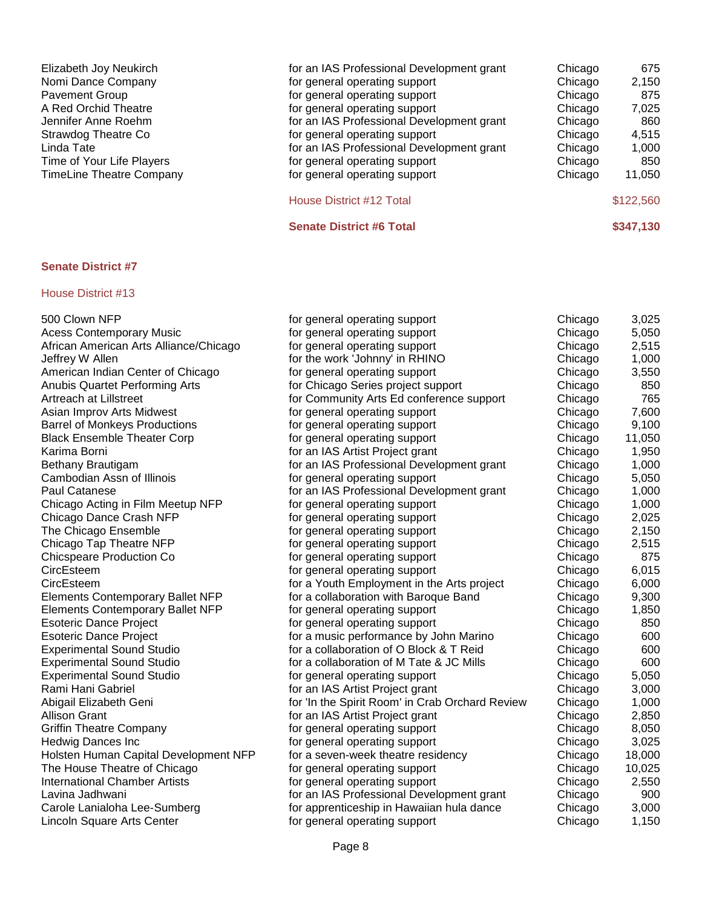| | | | |
|---|---|---|---|
| Elizabeth Joy Neukirch | for an IAS Professional Development grant | Chicago | 675 |
| Nomi Dance Company | for general operating support | Chicago | 2,150 |
| Pavement Group | for general operating support | Chicago | 875 |
| A Red Orchid Theatre | for general operating support | Chicago | 7,025 |
| Jennifer Anne Roehm | for an IAS Professional Development grant | Chicago | 860 |
| Strawdog Theatre Co | for general operating support | Chicago | 4,515 |
| Linda Tate | for an IAS Professional Development grant | Chicago | 1,000 |
| Time of Your Life Players | for general operating support | Chicago | 850 |
| TimeLine Theatre Company | for general operating support | Chicago | 11,050 |
| | House District #12 Total | | $122,560 |
| | **Senate District #6 Total** | | **$347,130** |

## Senate District #7

### House District #13

| | | | |
|---|---|---|---|
| 500 Clown NFP | for general operating support | Chicago | 3,025 |
| Acess Contemporary Music | for general operating support | Chicago | 5,050 |
| African American Arts Alliance/Chicago | for general operating support | Chicago | 2,515 |
| Jeffrey W Allen | for the work 'Johnny' in RHINO | Chicago | 1,000 |
| American Indian Center of Chicago | for general operating support | Chicago | 3,550 |
| Anubis Quartet Performing Arts | for Chicago Series project support | Chicago | 850 |
| Artreach at Lillstreet | for Community Arts Ed conference support | Chicago | 765 |
| Asian Improv Arts Midwest | for general operating support | Chicago | 7,600 |
| Barrel of Monkeys Productions | for general operating support | Chicago | 9,100 |
| Black Ensemble Theater Corp | for general operating support | Chicago | 11,050 |
| Karima Borni | for an IAS Artist Project grant | Chicago | 1,950 |
| Bethany Brautigam | for an IAS Professional Development grant | Chicago | 1,000 |
| Cambodian Assn of Illinois | for general operating support | Chicago | 5,050 |
| Paul Catanese | for an IAS Professional Development grant | Chicago | 1,000 |
| Chicago Acting in Film Meetup NFP | for general operating support | Chicago | 1,000 |
| Chicago Dance Crash NFP | for general operating support | Chicago | 2,025 |
| The Chicago Ensemble | for general operating support | Chicago | 2,150 |
| Chicago Tap Theatre NFP | for general operating support | Chicago | 2,515 |
| Chicspeare Production Co | for general operating support | Chicago | 875 |
| CircEsteem | for general operating support | Chicago | 6,015 |
| CircEsteem | for a Youth Employment in the Arts project | Chicago | 6,000 |
| Elements Contemporary Ballet NFP | for a collaboration with Baroque Band | Chicago | 9,300 |
| Elements Contemporary Ballet NFP | for general operating support | Chicago | 1,850 |
| Esoteric Dance Project | for general operating support | Chicago | 850 |
| Esoteric Dance Project | for a music performance by John Marino | Chicago | 600 |
| Experimental Sound Studio | for a collaboration of O Block & T Reid | Chicago | 600 |
| Experimental Sound Studio | for a collaboration of M Tate & JC Mills | Chicago | 600 |
| Experimental Sound Studio | for general operating support | Chicago | 5,050 |
| Rami Hani Gabriel | for an IAS Artist Project grant | Chicago | 3,000 |
| Abigail Elizabeth Geni | for 'In the Spirit Room' in Crab Orchard Review | Chicago | 1,000 |
| Allison Grant | for an IAS Artist Project grant | Chicago | 2,850 |
| Griffin Theatre Company | for general operating support | Chicago | 8,050 |
| Hedwig Dances Inc | for general operating support | Chicago | 3,025 |
| Holsten Human Capital Development NFP | for a seven-week theatre residency | Chicago | 18,000 |
| The House Theatre of Chicago | for general operating support | Chicago | 10,025 |
| International Chamber Artists | for general operating support | Chicago | 2,550 |
| Lavina Jadhwani | for an IAS Professional Development grant | Chicago | 900 |
| Carole Lanialoha Lee-Sumberg | for apprenticeship in Hawaiian hula dance | Chicago | 3,000 |
| Lincoln Square Arts Center | for general operating support | Chicago | 1,150 |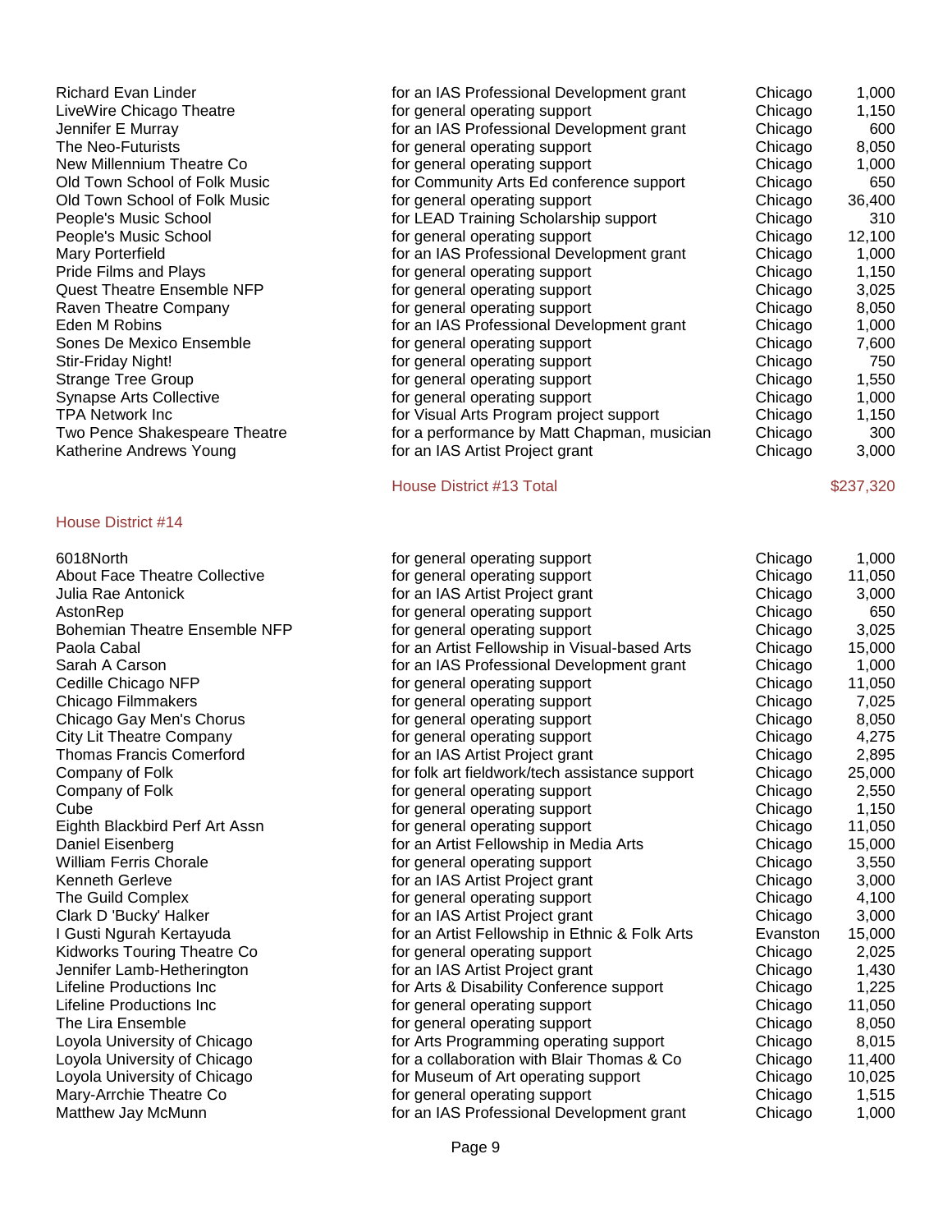| | | | |
|---|---|---|---|
| Richard Evan Linder | for an IAS Professional Development grant | Chicago | 1,000 |
| LiveWire Chicago Theatre | for general operating support | Chicago | 1,150 |
| Jennifer E Murray | for an IAS Professional Development grant | Chicago | 600 |
| The Neo-Futurists | for general operating support | Chicago | 8,050 |
| New Millennium Theatre Co | for general operating support | Chicago | 1,000 |
| Old Town School of Folk Music | for Community Arts Ed conference support | Chicago | 650 |
| Old Town School of Folk Music | for general operating support | Chicago | 36,400 |
| People's Music School | for LEAD Training Scholarship support | Chicago | 310 |
| People's Music School | for general operating support | Chicago | 12,100 |
| Mary Porterfield | for an IAS Professional Development grant | Chicago | 1,000 |
| Pride Films and Plays | for general operating support | Chicago | 1,150 |
| Quest Theatre Ensemble NFP | for general operating support | Chicago | 3,025 |
| Raven Theatre Company | for general operating support | Chicago | 8,050 |
| Eden M Robins | for an IAS Professional Development grant | Chicago | 1,000 |
| Sones De Mexico Ensemble | for general operating support | Chicago | 7,600 |
| Stir-Friday Night! | for general operating support | Chicago | 750 |
| Strange Tree Group | for general operating support | Chicago | 1,550 |
| Synapse Arts Collective | for general operating support | Chicago | 1,000 |
| TPA Network Inc | for Visual Arts Program project support | Chicago | 1,150 |
| Two Pence Shakespeare Theatre | for a performance by Matt Chapman, musician | Chicago | 300 |
| Katherine Andrews Young | for an IAS Artist Project grant | Chicago | 3,000 |
| | House District #13 Total | | $237,320 |

## House District #14

| | | | |
|---|---|---|---|
| 6018North | for general operating support | Chicago | 1,000 |
| About Face Theatre Collective | for general operating support | Chicago | 11,050 |
| Julia Rae Antonick | for an IAS Artist Project grant | Chicago | 3,000 |
| AstonRep | for general operating support | Chicago | 650 |
| Bohemian Theatre Ensemble NFP | for general operating support | Chicago | 3,025 |
| Paola Cabal | for an Artist Fellowship in Visual-based Arts | Chicago | 15,000 |
| Sarah A Carson | for an IAS Professional Development grant | Chicago | 1,000 |
| Cedille Chicago NFP | for general operating support | Chicago | 11,050 |
| Chicago Filmmakers | for general operating support | Chicago | 7,025 |
| Chicago Gay Men's Chorus | for general operating support | Chicago | 8,050 |
| City Lit Theatre Company | for general operating support | Chicago | 4,275 |
| Thomas Francis Comerford | for an IAS Artist Project grant | Chicago | 2,895 |
| Company of Folk | for folk art fieldwork/tech assistance support | Chicago | 25,000 |
| Company of Folk | for general operating support | Chicago | 2,550 |
| Cube | for general operating support | Chicago | 1,150 |
| Eighth Blackbird Perf Art Assn | for general operating support | Chicago | 11,050 |
| Daniel Eisenberg | for an Artist Fellowship in Media Arts | Chicago | 15,000 |
| William Ferris Chorale | for general operating support | Chicago | 3,550 |
| Kenneth Gerleve | for an IAS Artist Project grant | Chicago | 3,000 |
| The Guild Complex | for general operating support | Chicago | 4,100 |
| Clark D 'Bucky' Halker | for an IAS Artist Project grant | Chicago | 3,000 |
| I Gusti Ngurah Kertayuda | for an Artist Fellowship in Ethnic & Folk Arts | Evanston | 15,000 |
| Kidworks Touring Theatre Co | for general operating support | Chicago | 2,025 |
| Jennifer Lamb-Hetherington | for an IAS Artist Project grant | Chicago | 1,430 |
| Lifeline Productions Inc | for Arts & Disability Conference support | Chicago | 1,225 |
| Lifeline Productions Inc | for general operating support | Chicago | 11,050 |
| The Lira Ensemble | for general operating support | Chicago | 8,050 |
| Loyola University of Chicago | for Arts Programming operating support | Chicago | 8,015 |
| Loyola University of Chicago | for a collaboration with Blair Thomas & Co | Chicago | 11,400 |
| Loyola University of Chicago | for Museum of Art operating support | Chicago | 10,025 |
| Mary-Arrchie Theatre Co | for general operating support | Chicago | 1,515 |
| Matthew Jay McMunn | for an IAS Professional Development grant | Chicago | 1,000 |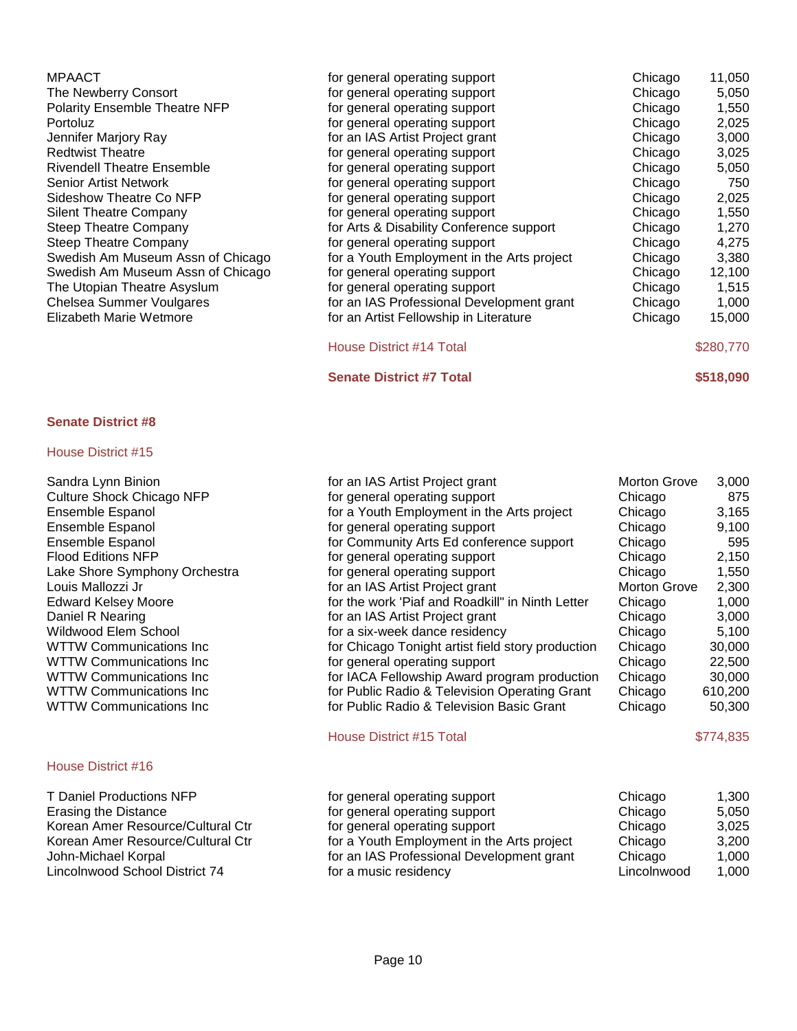| | | | |
|---|---|---|---|
| MPAACT | for general operating support | Chicago | 11,050 |
| The Newberry Consort | for general operating support | Chicago | 5,050 |
| Polarity Ensemble Theatre NFP | for general operating support | Chicago | 1,550 |
| Portoluz | for general operating support | Chicago | 2,025 |
| Jennifer Marjory Ray | for an IAS Artist Project grant | Chicago | 3,000 |
| Redtwist Theatre | for general operating support | Chicago | 3,025 |
| Rivendell Theatre Ensemble | for general operating support | Chicago | 5,050 |
| Senior Artist Network | for general operating support | Chicago | 750 |
| Sideshow Theatre Co NFP | for general operating support | Chicago | 2,025 |
| Silent Theatre Company | for general operating support | Chicago | 1,550 |
| Steep Theatre Company | for Arts & Disability Conference support | Chicago | 1,270 |
| Steep Theatre Company | for general operating support | Chicago | 4,275 |
| Swedish Am Museum Assn of Chicago | for a Youth Employment in the Arts project | Chicago | 3,380 |
| Swedish Am Museum Assn of Chicago | for general operating support | Chicago | 12,100 |
| The Utopian Theatre Asylum | for general operating support | Chicago | 1,515 |
| Chelsea Summer Voulgares | for an IAS Professional Development grant | Chicago | 1,000 |
| Elizabeth Marie Wetmore | for an Artist Fellowship in Literature | Chicago | 15,000 |
| | House District #14 Total | | $280,770 |
| | **Senate District #7 Total** | | **$518,090** |

## Senate District #8

### House District #15

| | | | |
|---|---|---|---|
| Sandra Lynn Binion | for an IAS Artist Project grant | Morton Grove | 3,000 |
| Culture Shock Chicago NFP | for general operating support | Chicago | 875 |
| Ensemble Espanol | for a Youth Employment in the Arts project | Chicago | 3,165 |
| Ensemble Espanol | for general operating support | Chicago | 9,100 |
| Ensemble Espanol | for Community Arts Ed conference support | Chicago | 595 |
| Flood Editions NFP | for general operating support | Chicago | 2,150 |
| Lake Shore Symphony Orchestra | for general operating support | Chicago | 1,550 |
| Louis Mallozzi Jr | for an IAS Artist Project grant | Morton Grove | 2,300 |
| Edward Kelsey Moore | for the work 'Piaf and Roadkill" in Ninth Letter | Chicago | 1,000 |
| Daniel R Nearing | for an IAS Artist Project grant | Chicago | 3,000 |
| Wildwood Elem School | for a six-week dance residency | Chicago | 5,100 |
| WTTW Communications Inc | for Chicago Tonight artist field story production | Chicago | 30,000 |
| WTTW Communications Inc | for general operating support | Chicago | 22,500 |
| WTTW Communications Inc | for IACA Fellowship Award program production | Chicago | 30,000 |
| WTTW Communications Inc | for Public Radio & Television Operating Grant | Chicago | 610,200 |
| WTTW Communications Inc | for Public Radio & Television Basic Grant | Chicago | 50,300 |
| | House District #15 Total | | $774,835 |

### House District #16

| | | | |
|---|---|---|---|
| T Daniel Productions NFP | for general operating support | Chicago | 1,300 |
| Erasing the Distance | for general operating support | Chicago | 5,050 |
| Korean Amer Resource/Cultural Ctr | for general operating support | Chicago | 3,025 |
| Korean Amer Resource/Cultural Ctr | for a Youth Employment in the Arts project | Chicago | 3,200 |
| John-Michael Korpal | for an IAS Professional Development grant | Chicago | 1,000 |
| Lincolnwood School District 74 | for a music residency | Lincolnwood | 1,000 |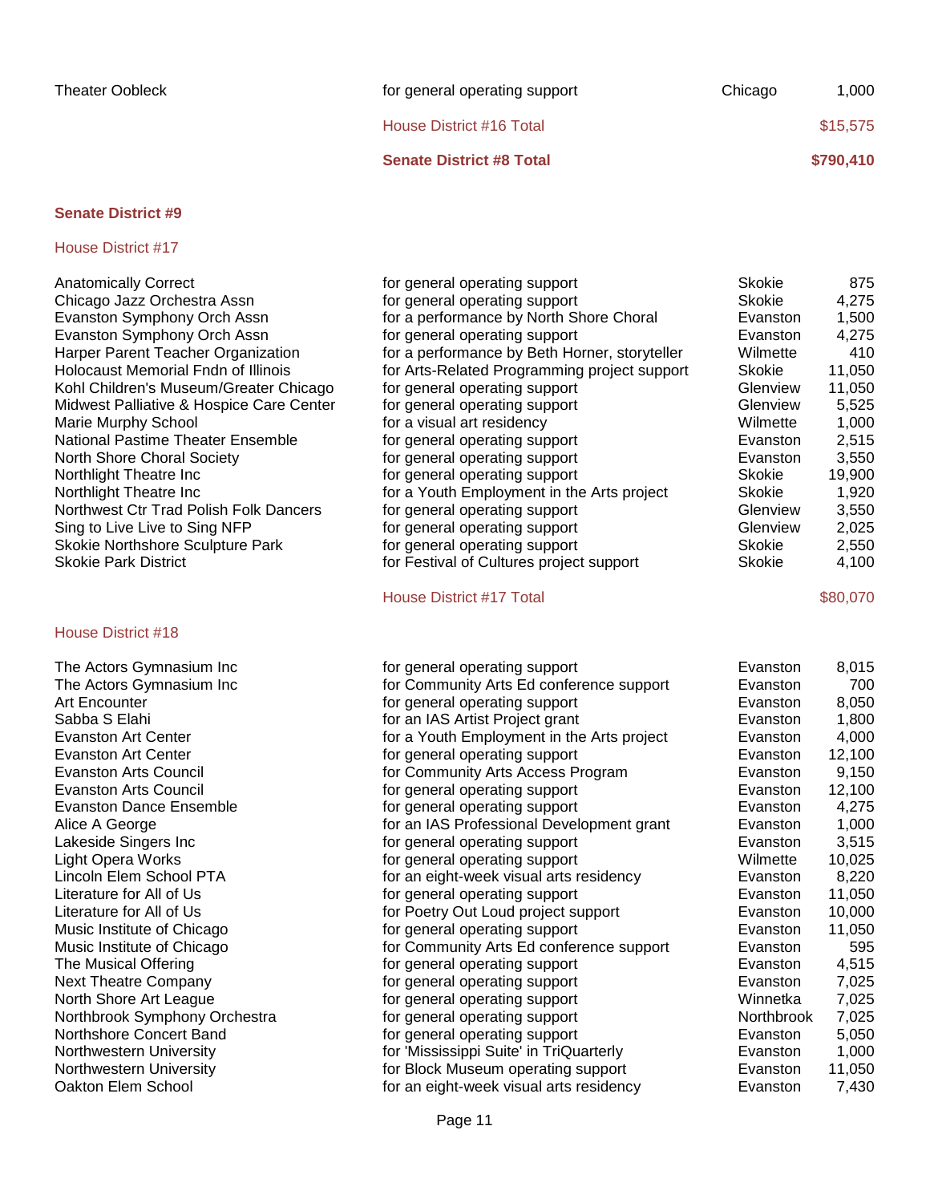| | | | |
|---|---|---|---|
| Theater Oobleck | for general operating support | Chicago | 1,000 |
| | House District #16 Total | | $15,575 |
| | **Senate District #8 Total** | | **$790,410** |

## Senate District #9

### House District #17

| | | | |
|---|---|---|---|
| Anatomically Correct | for general operating support | Skokie | 875 |
| Chicago Jazz Orchestra Assn | for general operating support | Skokie | 4,275 |
| Evanston Symphony Orch Assn | for a performance by North Shore Choral | Evanston | 1,500 |
| Evanston Symphony Orch Assn | for general operating support | Evanston | 4,275 |
| Harper Parent Teacher Organization | for a performance by Beth Horner, storyteller | Wilmette | 410 |
| Holocaust Memorial Fndn of Illinois | for Arts-Related Programming project support | Skokie | 11,050 |
| Kohl Children's Museum/Greater Chicago | for general operating support | Glenview | 11,050 |
| Midwest Palliative & Hospice Care Center | for general operating support | Glenview | 5,525 |
| Marie Murphy School | for a visual art residency | Wilmette | 1,000 |
| National Pastime Theater Ensemble | for general operating support | Evanston | 2,515 |
| North Shore Choral Society | for general operating support | Evanston | 3,550 |
| Northlight Theatre Inc | for general operating support | Skokie | 19,900 |
| Northlight Theatre Inc | for a Youth Employment in the Arts project | Skokie | 1,920 |
| Northwest Ctr Trad Polish Folk Dancers | for general operating support | Glenview | 3,550 |
| Sing to Live Live to Sing NFP | for general operating support | Glenview | 2,025 |
| Skokie Northshore Sculpture Park | for general operating support | Skokie | 2,550 |
| Skokie Park District | for Festival of Cultures project support | Skokie | 4,100 |
| | House District #17 Total | | $80,070 |

### House District #18

| | | | |
|---|---|---|---|
| The Actors Gymnasium Inc | for general operating support | Evanston | 8,015 |
| The Actors Gymnasium Inc | for Community Arts Ed conference support | Evanston | 700 |
| Art Encounter | for general operating support | Evanston | 8,050 |
| Sabba S Elahi | for an IAS Artist Project grant | Evanston | 1,800 |
| Evanston Art Center | for a Youth Employment in the Arts project | Evanston | 4,000 |
| Evanston Art Center | for general operating support | Evanston | 12,100 |
| Evanston Arts Council | for Community Arts Access Program | Evanston | 9,150 |
| Evanston Arts Council | for general operating support | Evanston | 12,100 |
| Evanston Dance Ensemble | for general operating support | Evanston | 4,275 |
| Alice A George | for an IAS Professional Development grant | Evanston | 1,000 |
| Lakeside Singers Inc | for general operating support | Evanston | 3,515 |
| Light Opera Works | for general operating support | Wilmette | 10,025 |
| Lincoln Elem School PTA | for an eight-week visual arts residency | Evanston | 8,220 |
| Literature for All of Us | for general operating support | Evanston | 11,050 |
| Literature for All of Us | for Poetry Out Loud project support | Evanston | 10,000 |
| Music Institute of Chicago | for general operating support | Evanston | 11,050 |
| Music Institute of Chicago | for Community Arts Ed conference support | Evanston | 595 |
| The Musical Offering | for general operating support | Evanston | 4,515 |
| Next Theatre Company | for general operating support | Evanston | 7,025 |
| North Shore Art League | for general operating support | Winnetka | 7,025 |
| Northbrook Symphony Orchestra | for general operating support | Northbrook | 7,025 |
| Northshore Concert Band | for general operating support | Evanston | 5,050 |
| Northwestern University | for 'Mississippi Suite' in TriQuarterly | Evanston | 1,000 |
| Northwestern University | for Block Museum operating support | Evanston | 11,050 |
| Oakton Elem School | for an eight-week visual arts residency | Evanston | 7,430 |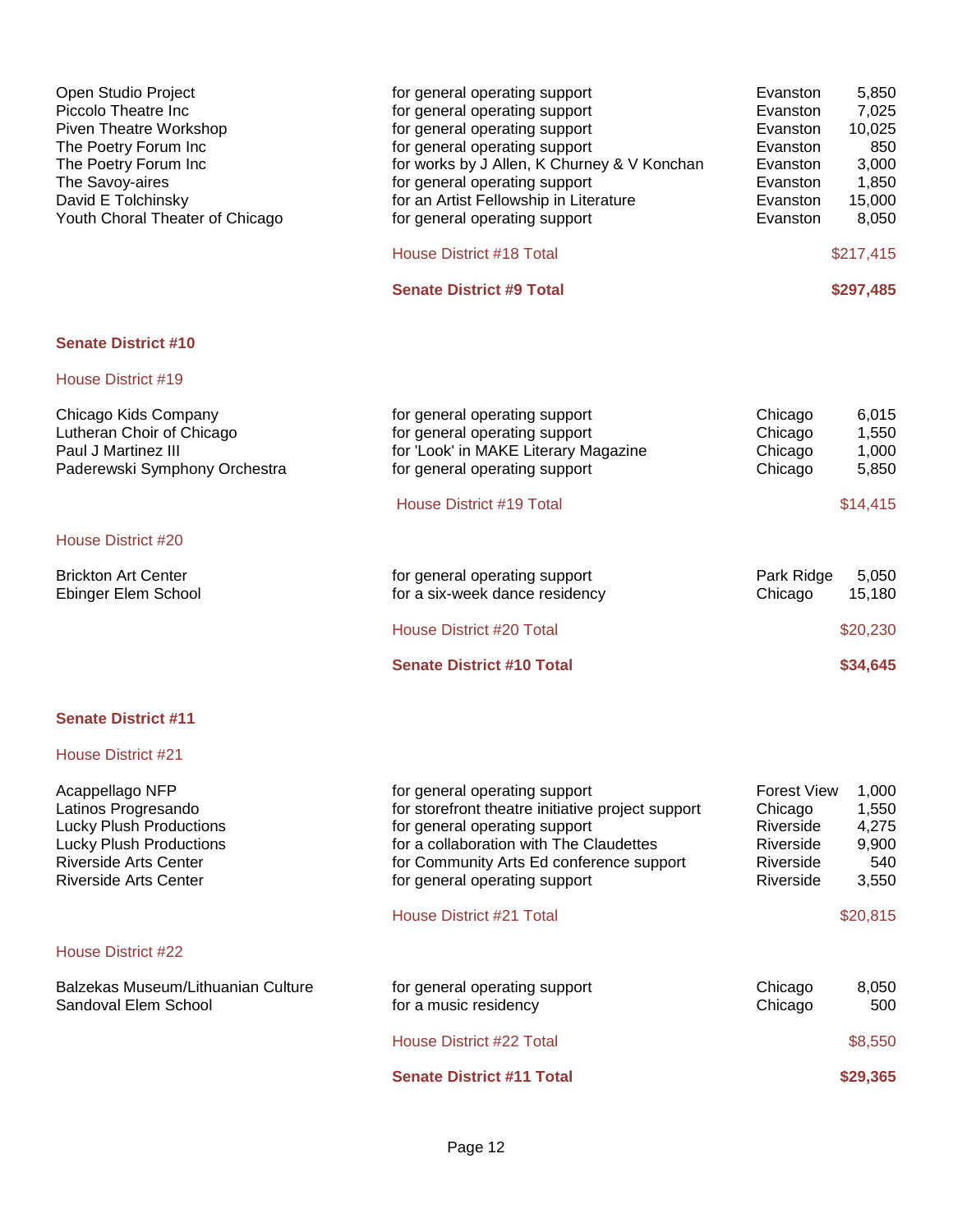| Grantee | Purpose | City | Amount |
|---|---|---|---|
| Open Studio Project | for general operating support | Evanston | 5,850 |
| Piccolo Theatre Inc | for general operating support | Evanston | 7,025 |
| Piven Theatre Workshop | for general operating support | Evanston | 10,025 |
| The Poetry Forum Inc | for general operating support | Evanston | 850 |
| The Poetry Forum Inc | for works by J Allen, K Churney & V Konchan | Evanston | 3,000 |
| The Savoy-aires | for general operating support | Evanston | 1,850 |
| David E Tolchinsky | for an Artist Fellowship in Literature | Evanston | 15,000 |
| Youth Choral Theater of Chicago | for general operating support | Evanston | 8,050 |
| | House District #18 Total | | $217,415 |
| | **Senate District #9 Total** | | **$297,485** |

## Senate District #10

### House District #19

| Grantee | Purpose | City | Amount |
|---|---|---|---|
| Chicago Kids Company | for general operating support | Chicago | 6,015 |
| Lutheran Choir of Chicago | for general operating support | Chicago | 1,550 |
| Paul J Martinez III | for 'Look' in MAKE Literary Magazine | Chicago | 1,000 |
| Paderewski Symphony Orchestra | for general operating support | Chicago | 5,850 |
| | House District #19 Total | | $14,415 |

### House District #20

| Grantee | Purpose | City | Amount |
|---|---|---|---|
| Brickton Art Center | for general operating support | Park Ridge | 5,050 |
| Ebinger Elem School | for a six-week dance residency | Chicago | 15,180 |
| | House District #20 Total | | $20,230 |
| | **Senate District #10 Total** | | **$34,645** |

## Senate District #11

### House District #21

| Grantee | Purpose | City | Amount |
|---|---|---|---|
| Acappellago NFP | for general operating support | Forest View | 1,000 |
| Latinos Progresando | for storefront theatre initiative project support | Chicago | 1,550 |
| Lucky Plush Productions | for general operating support | Riverside | 4,275 |
| Lucky Plush Productions | for a collaboration with The Claudettes | Riverside | 9,900 |
| Riverside Arts Center | for Community Arts Ed conference support | Riverside | 540 |
| Riverside Arts Center | for general operating support | Riverside | 3,550 |
| | House District #21 Total | | $20,815 |

### House District #22

| Grantee | Purpose | City | Amount |
|---|---|---|---|
| Balzekas Museum/Lithuanian Culture | for general operating support | Chicago | 8,050 |
| Sandoval Elem School | for a music residency | Chicago | 500 |
| | House District #22 Total | | $8,550 |
| | **Senate District #11 Total** | | **$29,365** |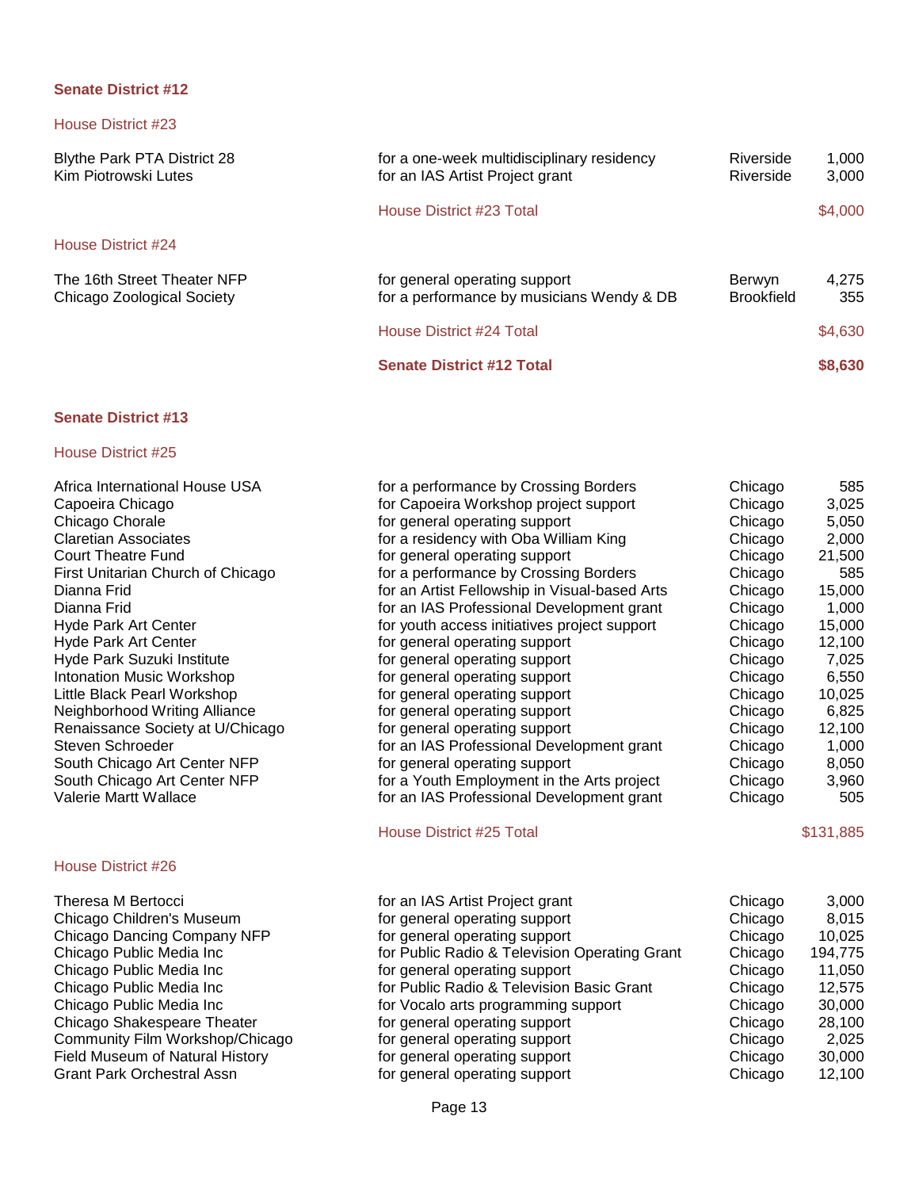## Senate District #12

### House District #23

| | | | |
|---|---|---|---|
| Blythe Park PTA District 28 | for a one-week multidisciplinary residency | Riverside | 1,000 |
| Kim Piotrowski Lutes | for an IAS Artist Project grant | Riverside | 3,000 |
| | House District #23 Total | | $4,000 |

### House District #24

| | | | |
|---|---|---|---|
| The 16th Street Theater NFP | for general operating support | Berwyn | 4,275 |
| Chicago Zoological Society | for a performance by musicians Wendy & DB | Brookfield | 355 |
| | House District #24 Total | | $4,630 |
| | **Senate District #12 Total** | | **$8,630** |

## Senate District #13

### House District #25

| | | | |
|---|---|---|---|
| Africa International House USA | for a performance by Crossing Borders | Chicago | 585 |
| Capoeira Chicago | for Capoeira Workshop project support | Chicago | 3,025 |
| Chicago Chorale | for general operating support | Chicago | 5,050 |
| Claretian Associates | for a residency with Oba William King | Chicago | 2,000 |
| Court Theatre Fund | for general operating support | Chicago | 21,500 |
| First Unitarian Church of Chicago | for a performance by Crossing Borders | Chicago | 585 |
| Dianna Frid | for an Artist Fellowship in Visual-based Arts | Chicago | 15,000 |
| Dianna Frid | for an IAS Professional Development grant | Chicago | 1,000 |
| Hyde Park Art Center | for youth access initiatives project support | Chicago | 15,000 |
| Hyde Park Art Center | for general operating support | Chicago | 12,100 |
| Hyde Park Suzuki Institute | for general operating support | Chicago | 7,025 |
| Intonation Music Workshop | for general operating support | Chicago | 6,550 |
| Little Black Pearl Workshop | for general operating support | Chicago | 10,025 |
| Neighborhood Writing Alliance | for general operating support | Chicago | 6,825 |
| Renaissance Society at U/Chicago | for general operating support | Chicago | 12,100 |
| Steven Schroeder | for an IAS Professional Development grant | Chicago | 1,000 |
| South Chicago Art Center NFP | for general operating support | Chicago | 8,050 |
| South Chicago Art Center NFP | for a Youth Employment in the Arts project | Chicago | 3,960 |
| Valerie Martt Wallace | for an IAS Professional Development grant | Chicago | 505 |
| | House District #25 Total | | $131,885 |

### House District #26

| | | | |
|---|---|---|---|
| Theresa M Bertocci | for an IAS Artist Project grant | Chicago | 3,000 |
| Chicago Children's Museum | for general operating support | Chicago | 8,015 |
| Chicago Dancing Company NFP | for general operating support | Chicago | 10,025 |
| Chicago Public Media Inc | for Public Radio & Television Operating Grant | Chicago | 194,775 |
| Chicago Public Media Inc | for general operating support | Chicago | 11,050 |
| Chicago Public Media Inc | for Public Radio & Television Basic Grant | Chicago | 12,575 |
| Chicago Public Media Inc | for Vocalo arts programming support | Chicago | 30,000 |
| Chicago Shakespeare Theater | for general operating support | Chicago | 28,100 |
| Community Film Workshop/Chicago | for general operating support | Chicago | 2,025 |
| Field Museum of Natural History | for general operating support | Chicago | 30,000 |
| Grant Park Orchestral Assn | for general operating support | Chicago | 12,100 |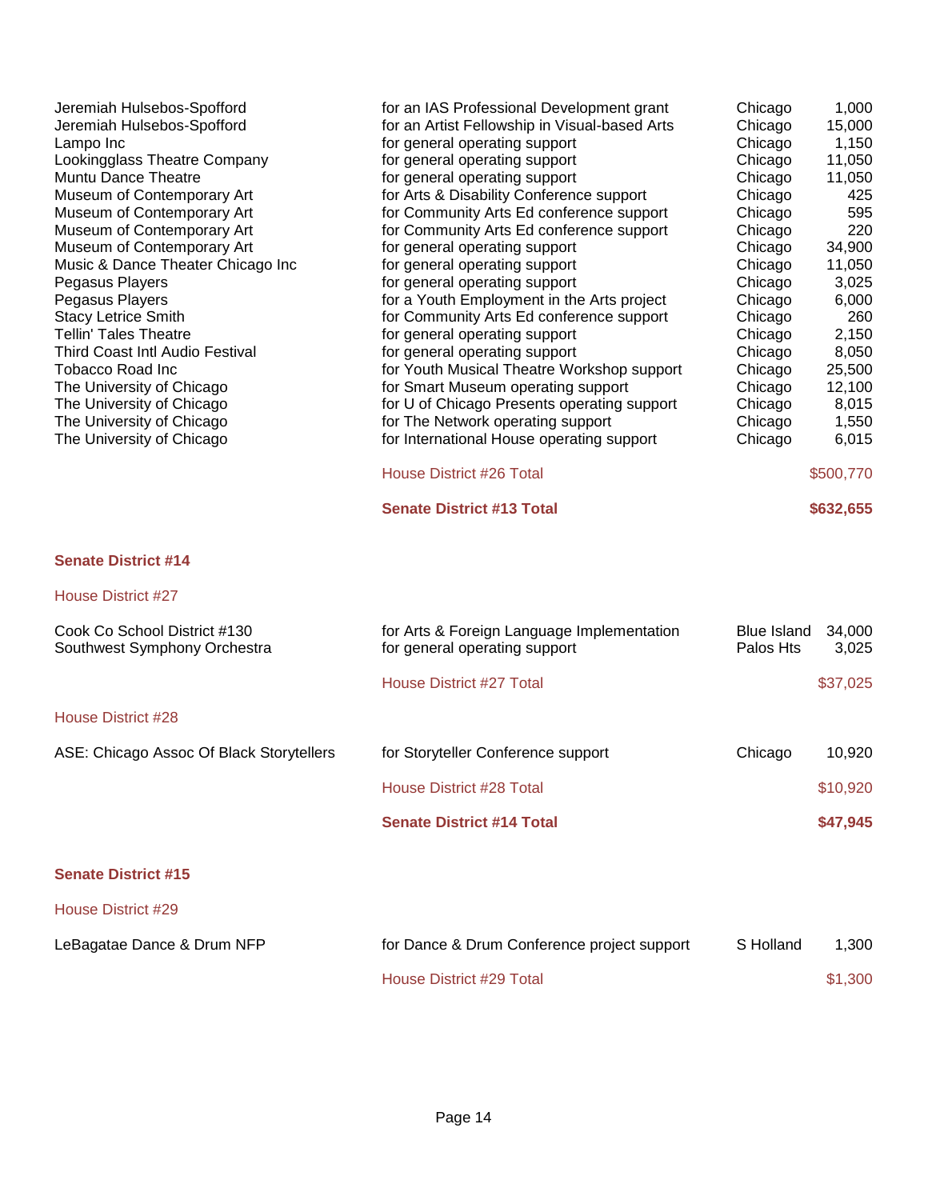| | | | |
|---|---|---|---|
| Jeremiah Hulsebos-Spofford | for an IAS Professional Development grant | Chicago | 1,000 |
| Jeremiah Hulsebos-Spofford | for an Artist Fellowship in Visual-based Arts | Chicago | 15,000 |
| Lampo Inc | for general operating support | Chicago | 1,150 |
| Lookingglass Theatre Company | for general operating support | Chicago | 11,050 |
| Muntu Dance Theatre | for general operating support | Chicago | 11,050 |
| Museum of Contemporary Art | for Arts & Disability Conference support | Chicago | 425 |
| Museum of Contemporary Art | for Community Arts Ed conference support | Chicago | 595 |
| Museum of Contemporary Art | for Community Arts Ed conference support | Chicago | 220 |
| Museum of Contemporary Art | for general operating support | Chicago | 34,900 |
| Music & Dance Theater Chicago Inc | for general operating support | Chicago | 11,050 |
| Pegasus Players | for general operating support | Chicago | 3,025 |
| Pegasus Players | for a Youth Employment in the Arts project | Chicago | 6,000 |
| Stacy Letrice Smith | for Community Arts Ed conference support | Chicago | 260 |
| Tellin' Tales Theatre | for general operating support | Chicago | 2,150 |
| Third Coast Intl Audio Festival | for general operating support | Chicago | 8,050 |
| Tobacco Road Inc | for Youth Musical Theatre Workshop support | Chicago | 25,500 |
| The University of Chicago | for Smart Museum operating support | Chicago | 12,100 |
| The University of Chicago | for U of Chicago Presents operating support | Chicago | 8,015 |
| The University of Chicago | for The Network operating support | Chicago | 1,550 |
| The University of Chicago | for International House operating support | Chicago | 6,015 |
| | House District #26 Total | | $500,770 |
| | **Senate District #13 Total** | | **$632,655** |

## Senate District #14

### House District #27

| | | | |
|---|---|---|---|
| Cook Co School District #130 | for Arts & Foreign Language Implementation | Blue Island | 34,000 |
| Southwest Symphony Orchestra | for general operating support | Palos Hts | 3,025 |
| | House District #27 Total | | $37,025 |

### House District #28

| | | | |
|---|---|---|---|
| ASE: Chicago Assoc Of Black Storytellers | for Storyteller Conference support | Chicago | 10,920 |
| | House District #28 Total | | $10,920 |
| | **Senate District #14 Total** | | **$47,945** |

## Senate District #15

### House District #29

| | | | |
|---|---|---|---|
| LeBagatae Dance & Drum NFP | for Dance & Drum Conference project support | S Holland | 1,300 |
| | House District #29 Total | | $1,300 |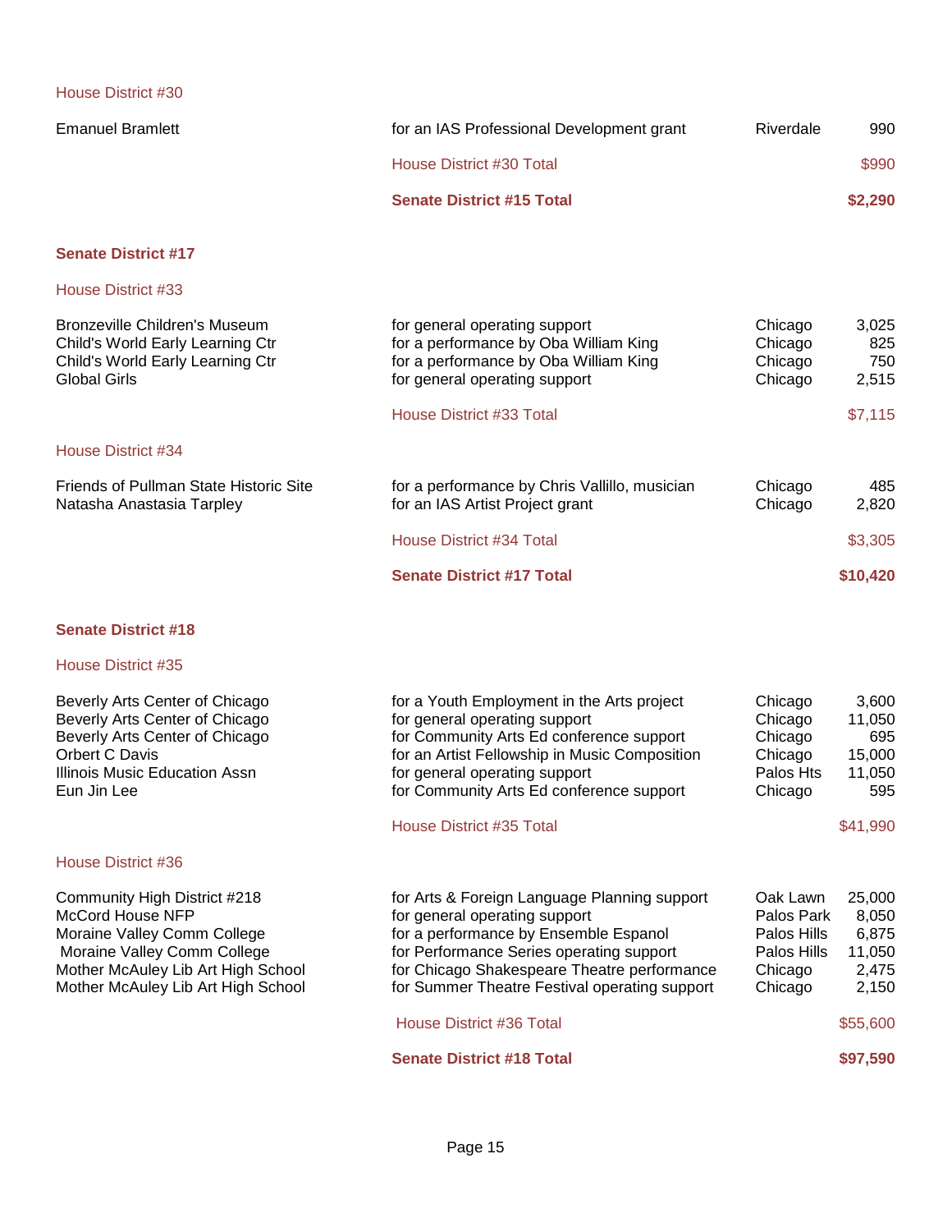House District #30

| | | | |
|---|---|---|---|
| Emanuel Bramlett | for an IAS Professional Development grant | Riverdale | 990 |
| | House District #30 Total | | $990 |
| | **Senate District #15 Total** | | **$2,290** |

## Senate District #17

House District #33

| | | | |
|---|---|---|---|
| Bronzeville Children's Museum | for general operating support | Chicago | 3,025 |
| Child's World Early Learning Ctr | for a performance by Oba William King | Chicago | 825 |
| Child's World Early Learning Ctr | for a performance by Oba William King | Chicago | 750 |
| Global Girls | for general operating support | Chicago | 2,515 |
| | House District #33 Total | | $7,115 |

House District #34

| | | | |
|---|---|---|---|
| Friends of Pullman State Historic Site | for a performance by Chris Vallillo, musician | Chicago | 485 |
| Natasha Anastasia Tarpley | for an IAS Artist Project grant | Chicago | 2,820 |
| | House District #34 Total | | $3,305 |
| | **Senate District #17 Total** | | **$10,420** |

## Senate District #18

House District #35

| | | | |
|---|---|---|---|
| Beverly Arts Center of Chicago | for a Youth Employment in the Arts project | Chicago | 3,600 |
| Beverly Arts Center of Chicago | for general operating support | Chicago | 11,050 |
| Beverly Arts Center of Chicago | for Community Arts Ed conference support | Chicago | 695 |
| Orbert C Davis | for an Artist Fellowship in Music Composition | Chicago | 15,000 |
| Illinois Music Education Assn | for general operating support | Palos Hts | 11,050 |
| Eun Jin Lee | for Community Arts Ed conference support | Chicago | 595 |
| | House District #35 Total | | $41,990 |

House District #36

| | | | |
|---|---|---|---|
| Community High District #218 | for Arts & Foreign Language Planning support | Oak Lawn | 25,000 |
| McCord House NFP | for general operating support | Palos Park | 8,050 |
| Moraine Valley Comm College | for a performance by Ensemble Espanol | Palos Hills | 6,875 |
| Moraine Valley Comm College | for Performance Series operating support | Palos Hills | 11,050 |
| Mother McAuley Lib Art High School | for Chicago Shakespeare Theatre performance | Chicago | 2,475 |
| Mother McAuley Lib Art High School | for Summer Theatre Festival operating support | Chicago | 2,150 |
| | House District #36 Total | | $55,600 |
| | **Senate District #18 Total** | | **$97,590** |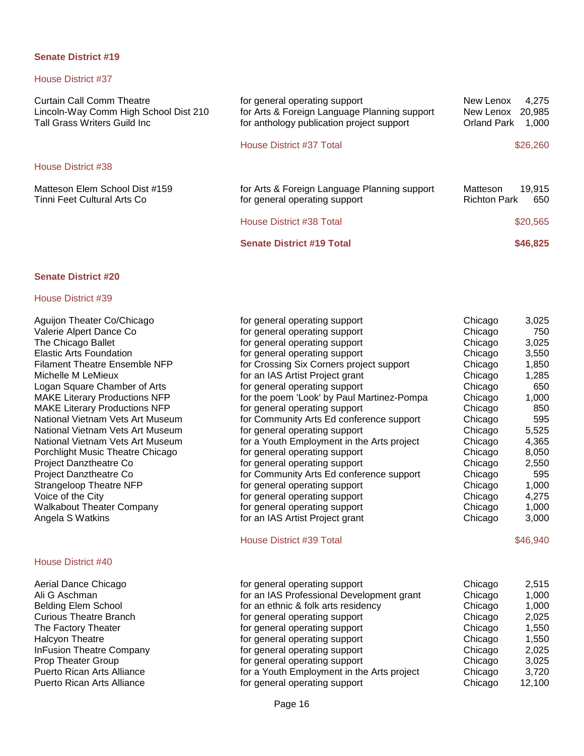## Senate District #19

### House District #37

| Grantee | Purpose | City | Amount |
|---|---|---|---|
| Curtain Call Comm Theatre | for general operating support | New Lenox | 4,275 |
| Lincoln-Way Comm High School Dist 210 | for Arts & Foreign Language Planning support | New Lenox | 20,985 |
| Tall Grass Writers Guild Inc | for anthology publication project support | Orland Park | 1,000 |
| | House District #37 Total | | $26,260 |

### House District #38

| Grantee | Purpose | City | Amount |
|---|---|---|---|
| Matteson Elem School Dist #159 | for Arts & Foreign Language Planning support | Matteson | 19,915 |
| Tinni Feet Cultural Arts Co | for general operating support | Richton Park | 650 |
| | House District #38 Total | | $20,565 |
| | **Senate District #19 Total** | | **$46,825** |

## Senate District #20

### House District #39

| Grantee | Purpose | City | Amount |
|---|---|---|---|
| Aguijon Theater Co/Chicago | for general operating support | Chicago | 3,025 |
| Valerie Alpert Dance Co | for general operating support | Chicago | 750 |
| The Chicago Ballet | for general operating support | Chicago | 3,025 |
| Elastic Arts Foundation | for general operating support | Chicago | 3,550 |
| Filament Theatre Ensemble NFP | for Crossing Six Corners project support | Chicago | 1,850 |
| Michelle M LeMieux | for an IAS Artist Project grant | Chicago | 1,285 |
| Logan Square Chamber of Arts | for general operating support | Chicago | 650 |
| MAKE Literary Productions NFP | for the poem 'Look' by Paul Martinez-Pompa | Chicago | 1,000 |
| MAKE Literary Productions NFP | for general operating support | Chicago | 850 |
| National Vietnam Vets Art Museum | for Community Arts Ed conference support | Chicago | 595 |
| National Vietnam Vets Art Museum | for general operating support | Chicago | 5,525 |
| National Vietnam Vets Art Museum | for a Youth Employment in the Arts project | Chicago | 4,365 |
| Porchlight Music Theatre Chicago | for general operating support | Chicago | 8,050 |
| Project Danztheatre Co | for general operating support | Chicago | 2,550 |
| Project Danztheatre Co | for Community Arts Ed conference support | Chicago | 595 |
| Strangeloop Theatre NFP | for general operating support | Chicago | 1,000 |
| Voice of the City | for general operating support | Chicago | 4,275 |
| Walkabout Theater Company | for general operating support | Chicago | 1,000 |
| Angela S Watkins | for an IAS Artist Project grant | Chicago | 3,000 |
| | House District #39 Total | | $46,940 |

### House District #40

| Grantee | Purpose | City | Amount |
|---|---|---|---|
| Aerial Dance Chicago | for general operating support | Chicago | 2,515 |
| Ali G Aschman | for an IAS Professional Development grant | Chicago | 1,000 |
| Belding Elem School | for an ethnic & folk arts residency | Chicago | 1,000 |
| Curious Theatre Branch | for general operating support | Chicago | 2,025 |
| The Factory Theater | for general operating support | Chicago | 1,550 |
| Halcyon Theatre | for general operating support | Chicago | 1,550 |
| InFusion Theatre Company | for general operating support | Chicago | 2,025 |
| Prop Theater Group | for general operating support | Chicago | 3,025 |
| Puerto Rican Arts Alliance | for a Youth Employment in the Arts project | Chicago | 3,720 |
| Puerto Rican Arts Alliance | for general operating support | Chicago | 12,100 |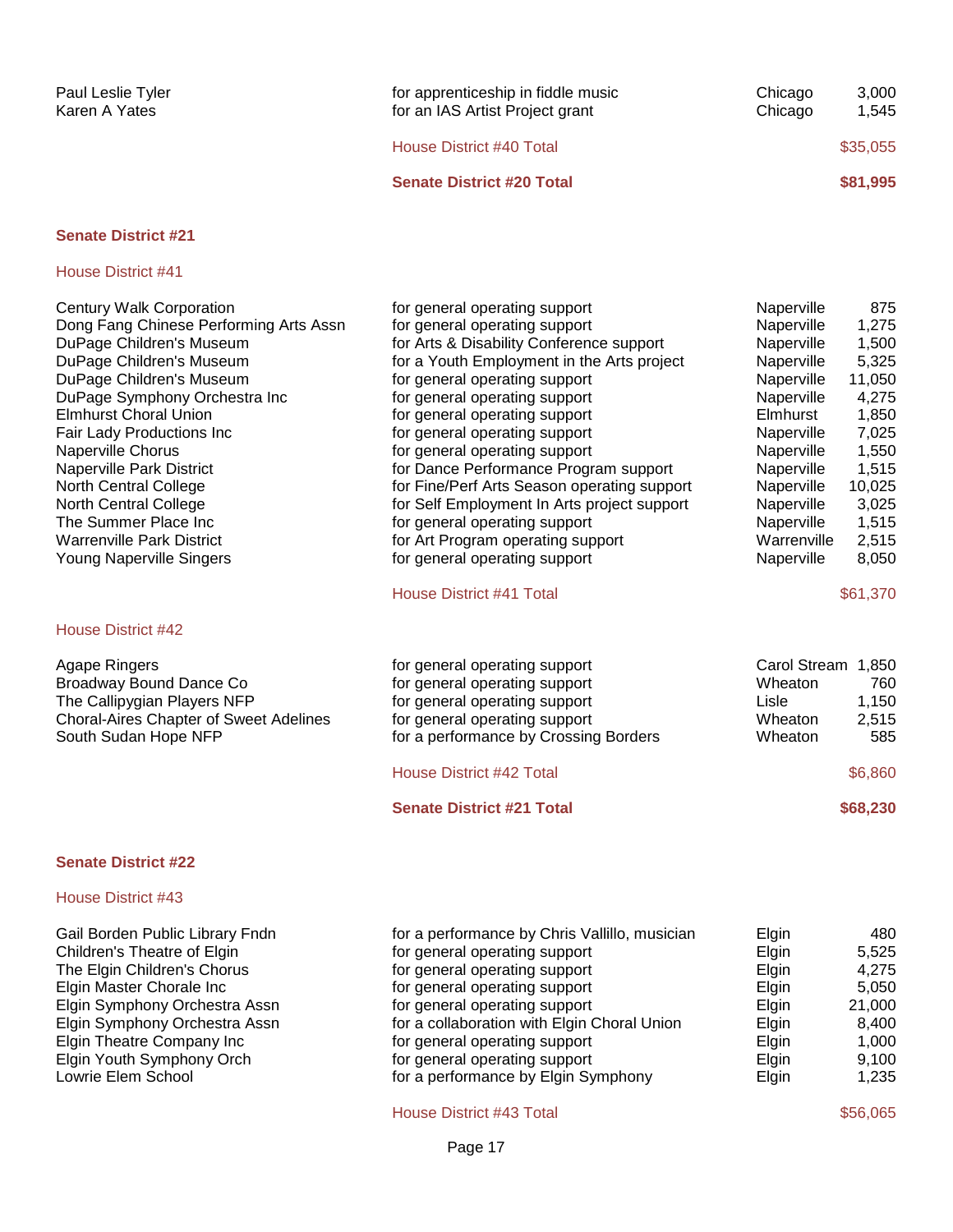| | | | |
|---|---|---|---|
| Paul Leslie Tyler | for apprenticeship in fiddle music | Chicago | 3,000 |
| Karen A Yates | for an IAS Artist Project grant | Chicago | 1,545 |
| | House District #40 Total | | $35,055 |
| | **Senate District #20 Total** | | **$81,995** |

## Senate District #21

### House District #41

| | | | |
|---|---|---|---|
| Century Walk Corporation | for general operating support | Naperville | 875 |
| Dong Fang Chinese Performing Arts Assn | for general operating support | Naperville | 1,275 |
| DuPage Children's Museum | for Arts & Disability Conference support | Naperville | 1,500 |
| DuPage Children's Museum | for a Youth Employment in the Arts project | Naperville | 5,325 |
| DuPage Children's Museum | for general operating support | Naperville | 11,050 |
| DuPage Symphony Orchestra Inc | for general operating support | Naperville | 4,275 |
| Elmhurst Choral Union | for general operating support | Elmhurst | 1,850 |
| Fair Lady Productions Inc | for general operating support | Naperville | 7,025 |
| Naperville Chorus | for general operating support | Naperville | 1,550 |
| Naperville Park District | for Dance Performance Program support | Naperville | 1,515 |
| North Central College | for Fine/Perf Arts Season operating support | Naperville | 10,025 |
| North Central College | for Self Employment In Arts project support | Naperville | 3,025 |
| The Summer Place Inc | for general operating support | Naperville | 1,515 |
| Warrenville Park District | for Art Program operating support | Warrenville | 2,515 |
| Young Naperville Singers | for general operating support | Naperville | 8,050 |
| | House District #41 Total | | $61,370 |

### House District #42

| | | | |
|---|---|---|---|
| Agape Ringers | for general operating support | Carol Stream | 1,850 |
| Broadway Bound Dance Co | for general operating support | Wheaton | 760 |
| The Callipygian Players NFP | for general operating support | Lisle | 1,150 |
| Choral-Aires Chapter of Sweet Adelines | for general operating support | Wheaton | 2,515 |
| South Sudan Hope NFP | for a performance by Crossing Borders | Wheaton | 585 |
| | House District #42 Total | | $6,860 |
| | **Senate District #21 Total** | | **$68,230** |

## Senate District #22

### House District #43

| | | | |
|---|---|---|---|
| Gail Borden Public Library Fndn | for a performance by Chris Vallillo, musician | Elgin | 480 |
| Children's Theatre of Elgin | for general operating support | Elgin | 5,525 |
| The Elgin Children's Chorus | for general operating support | Elgin | 4,275 |
| Elgin Master Chorale Inc | for general operating support | Elgin | 5,050 |
| Elgin Symphony Orchestra Assn | for general operating support | Elgin | 21,000 |
| Elgin Symphony Orchestra Assn | for a collaboration with Elgin Choral Union | Elgin | 8,400 |
| Elgin Theatre Company Inc | for general operating support | Elgin | 1,000 |
| Elgin Youth Symphony Orch | for general operating support | Elgin | 9,100 |
| Lowrie Elem School | for a performance by Elgin Symphony | Elgin | 1,235 |
| | House District #43 Total | | $56,065 |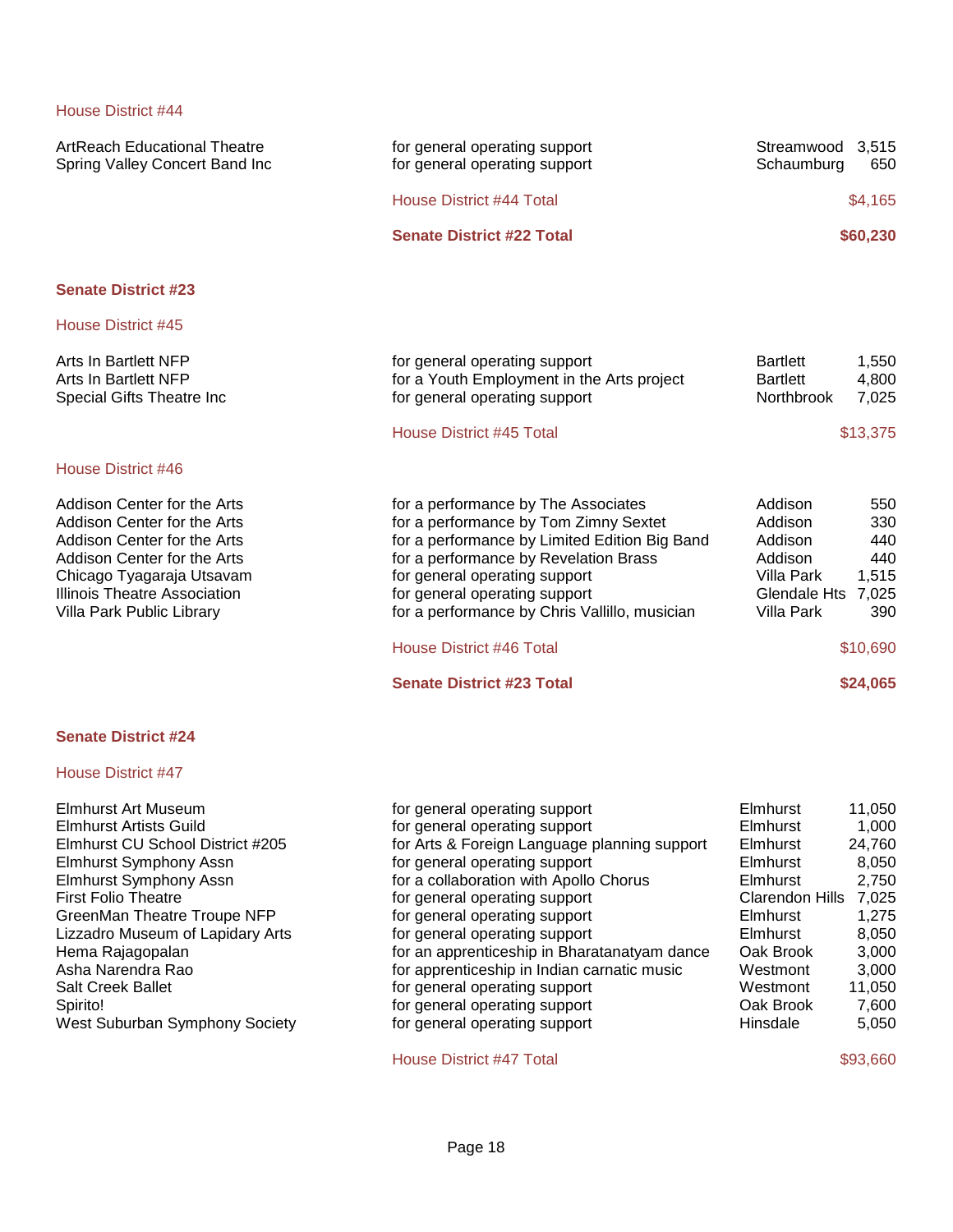### House District #44

| Organization | Purpose | City | Amount |
|---|---|---|---|
| ArtReach Educational Theatre | for general operating support | Streamwood | 3,515 |
| Spring Valley Concert Band Inc | for general operating support | Schaumburg | 650 |
| | House District #44 Total | | $4,165 |
| | **Senate District #22 Total** | | **$60,230** |

## Senate District #23

### House District #45

| Organization | Purpose | City | Amount |
|---|---|---|---|
| Arts In Bartlett NFP | for general operating support | Bartlett | 1,550 |
| Arts In Bartlett NFP | for a Youth Employment in the Arts project | Bartlett | 4,800 |
| Special Gifts Theatre Inc | for general operating support | Northbrook | 7,025 |
| | House District #45 Total | | $13,375 |

### House District #46

| Organization | Purpose | City | Amount |
|---|---|---|---|
| Addison Center for the Arts | for a performance by The Associates | Addison | 550 |
| Addison Center for the Arts | for a performance by Tom Zimny Sextet | Addison | 330 |
| Addison Center for the Arts | for a performance by Limited Edition Big Band | Addison | 440 |
| Addison Center for the Arts | for a performance by Revelation Brass | Addison | 440 |
| Chicago Tyagaraja Utsavam | for general operating support | Villa Park | 1,515 |
| Illinois Theatre Association | for general operating support | Glendale Hts | 7,025 |
| Villa Park Public Library | for a performance by Chris Vallillo, musician | Villa Park | 390 |
| | House District #46 Total | | $10,690 |
| | **Senate District #23 Total** | | **$24,065** |

## Senate District #24

### House District #47

| Organization | Purpose | City | Amount |
|---|---|---|---|
| Elmhurst Art Museum | for general operating support | Elmhurst | 11,050 |
| Elmhurst Artists Guild | for general operating support | Elmhurst | 1,000 |
| Elmhurst CU School District #205 | for Arts & Foreign Language planning support | Elmhurst | 24,760 |
| Elmhurst Symphony Assn | for general operating support | Elmhurst | 8,050 |
| Elmhurst Symphony Assn | for a collaboration with Apollo Chorus | Elmhurst | 2,750 |
| First Folio Theatre | for general operating support | Clarendon Hills | 7,025 |
| GreenMan Theatre Troupe NFP | for general operating support | Elmhurst | 1,275 |
| Lizzadro Museum of Lapidary Arts | for general operating support | Elmhurst | 8,050 |
| Hema Rajagopalan | for an apprenticeship in Bharatanatyam dance | Oak Brook | 3,000 |
| Asha Narendra Rao | for apprenticeship in Indian carnatic music | Westmont | 3,000 |
| Salt Creek Ballet | for general operating support | Westmont | 11,050 |
| Spirito! | for general operating support | Oak Brook | 7,600 |
| West Suburban Symphony Society | for general operating support | Hinsdale | 5,050 |
| | House District #47 Total | | $93,660 |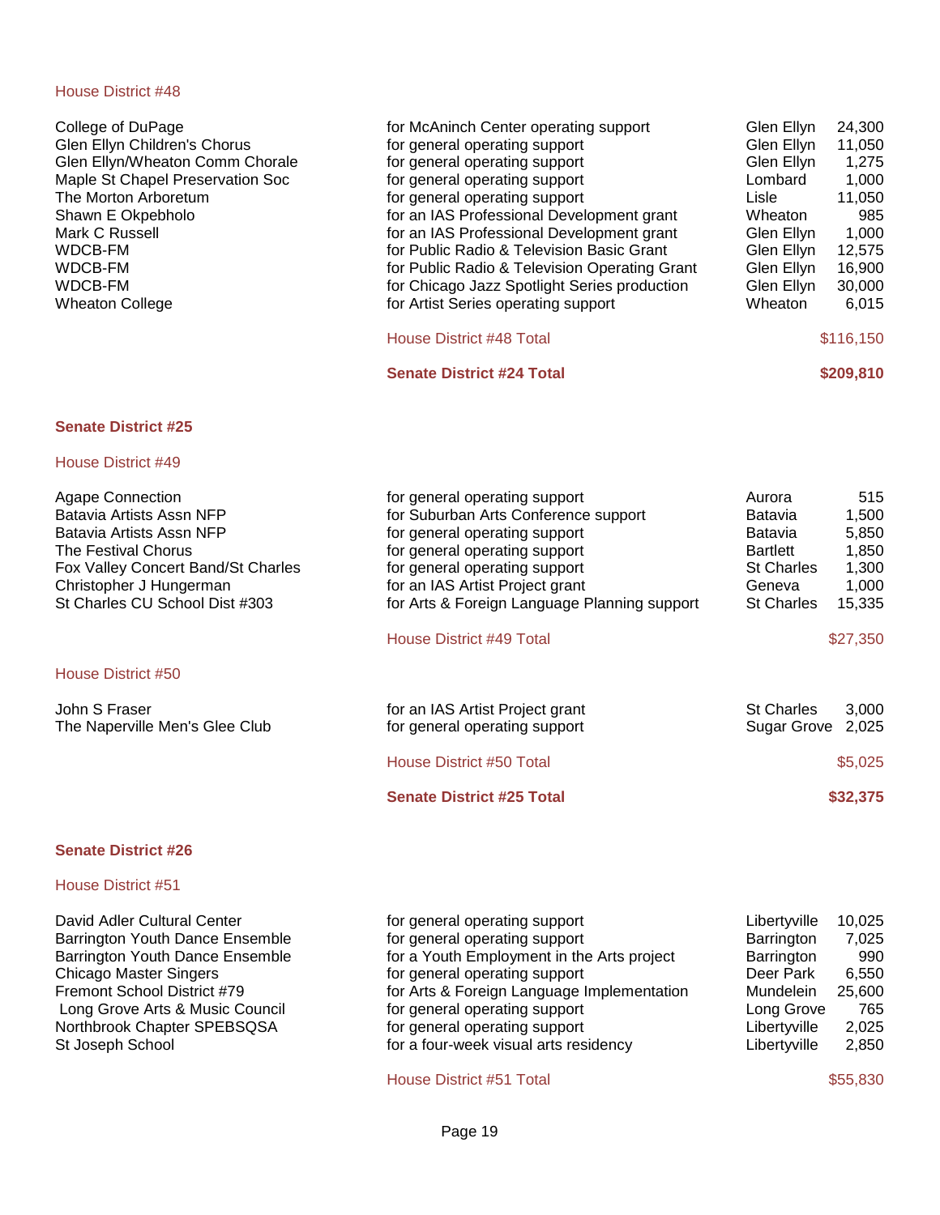House District #48

| | | | |
|---|---|---|---|
| College of DuPage | for McAninch Center operating support | Glen Ellyn | 24,300 |
| Glen Ellyn Children's Chorus | for general operating support | Glen Ellyn | 11,050 |
| Glen Ellyn/Wheaton Comm Chorale | for general operating support | Glen Ellyn | 1,275 |
| Maple St Chapel Preservation Soc | for general operating support | Lombard | 1,000 |
| The Morton Arboretum | for general operating support | Lisle | 11,050 |
| Shawn E Okpebholo | for an IAS Professional Development grant | Wheaton | 985 |
| Mark C Russell | for an IAS Professional Development grant | Glen Ellyn | 1,000 |
| WDCB-FM | for Public Radio & Television Basic Grant | Glen Ellyn | 12,575 |
| WDCB-FM | for Public Radio & Television Operating Grant | Glen Ellyn | 16,900 |
| WDCB-FM | for Chicago Jazz Spotlight Series production | Glen Ellyn | 30,000 |
| Wheaton College | for Artist Series operating support | Wheaton | 6,015 |
| | House District #48 Total | | $116,150 |
| | **Senate District #24 Total** | | **$209,810** |

**Senate District #25**

House District #49

| | | | |
|---|---|---|---|
| Agape Connection | for general operating support | Aurora | 515 |
| Batavia Artists Assn NFP | for Suburban Arts Conference support | Batavia | 1,500 |
| Batavia Artists Assn NFP | for general operating support | Batavia | 5,850 |
| The Festival Chorus | for general operating support | Bartlett | 1,850 |
| Fox Valley Concert Band/St Charles | for general operating support | St Charles | 1,300 |
| Christopher J Hungerman | for an IAS Artist Project grant | Geneva | 1,000 |
| St Charles CU School Dist #303 | for Arts & Foreign Language Planning support | St Charles | 15,335 |
| | House District #49 Total | | $27,350 |

House District #50

| | | | |
|---|---|---|---|
| John S Fraser | for an IAS Artist Project grant | St Charles | 3,000 |
| The Naperville Men's Glee Club | for general operating support | Sugar Grove | 2,025 |
| | House District #50 Total | | $5,025 |
| | **Senate District #25 Total** | | **$32,375** |

**Senate District #26**

House District #51

| | | | |
|---|---|---|---|
| David Adler Cultural Center | for general operating support | Libertyville | 10,025 |
| Barrington Youth Dance Ensemble | for general operating support | Barrington | 7,025 |
| Barrington Youth Dance Ensemble | for a Youth Employment in the Arts project | Barrington | 990 |
| Chicago Master Singers | for general operating support | Deer Park | 6,550 |
| Fremont School District #79 | for Arts & Foreign Language Implementation | Mundelein | 25,600 |
| Long Grove Arts & Music Council | for general operating support | Long Grove | 765 |
| Northbrook Chapter SPEBSQSA | for general operating support | Libertyville | 2,025 |
| St Joseph School | for a four-week visual arts residency | Libertyville | 2,850 |
| | House District #51 Total | | $55,830 |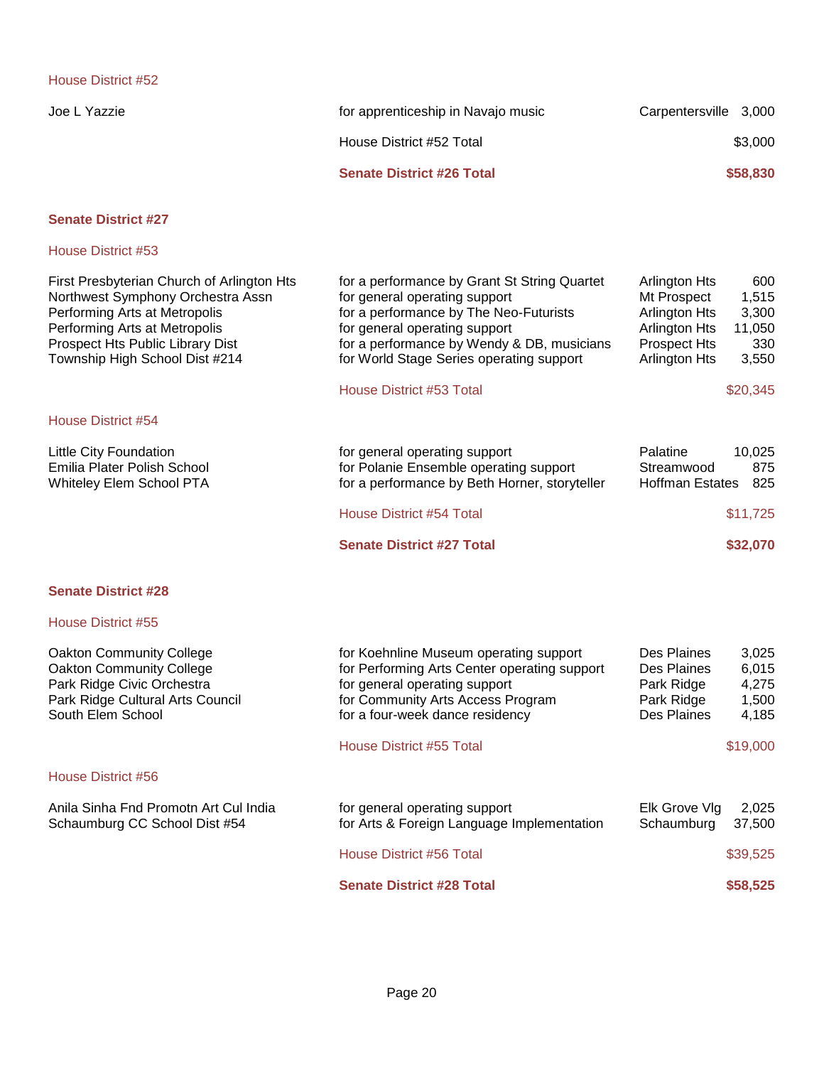### House District #52

| | | | |
|---|---|---|---|
| Joe L Yazzie | for apprenticeship in Navajo music | Carpentersville | 3,000 |
| | House District #52 Total | | $3,000 |
| | **Senate District #26 Total** | | **$58,830** |

## Senate District #27

### House District #53

| | | | |
|---|---|---|---|
| First Presbyterian Church of Arlington Hts | for a performance by Grant St String Quartet | Arlington Hts | 600 |
| Northwest Symphony Orchestra Assn | for general operating support | Mt Prospect | 1,515 |
| Performing Arts at Metropolis | for a performance by The Neo-Futurists | Arlington Hts | 3,300 |
| Performing Arts at Metropolis | for general operating support | Arlington Hts | 11,050 |
| Prospect Hts Public Library Dist | for a performance by Wendy & DB, musicians | Prospect Hts | 330 |
| Township High School Dist #214 | for World Stage Series operating support | Arlington Hts | 3,550 |
| | House District #53 Total | | $20,345 |

### House District #54

| | | | |
|---|---|---|---|
| Little City Foundation | for general operating support | Palatine | 10,025 |
| Emilia Plater Polish School | for Polanie Ensemble operating support | Streamwood | 875 |
| Whiteley Elem School PTA | for a performance by Beth Horner, storyteller | Hoffman Estates | 825 |
| | House District #54 Total | | $11,725 |
| | **Senate District #27 Total** | | **$32,070** |

## Senate District #28

### House District #55

| | | | |
|---|---|---|---|
| Oakton Community College | for Koehnline Museum operating support | Des Plaines | 3,025 |
| Oakton Community College | for Performing Arts Center operating support | Des Plaines | 6,015 |
| Park Ridge Civic Orchestra | for general operating support | Park Ridge | 4,275 |
| Park Ridge Cultural Arts Council | for Community Arts Access Program | Park Ridge | 1,500 |
| South Elem School | for a four-week dance residency | Des Plaines | 4,185 |
| | House District #55 Total | | $19,000 |

### House District #56

| | | | |
|---|---|---|---|
| Anila Sinha Fnd Promotn Art Cul India | for general operating support | Elk Grove Vlg | 2,025 |
| Schaumburg CC School Dist #54 | for Arts & Foreign Language Implementation | Schaumburg | 37,500 |
| | House District #56 Total | | $39,525 |
| | **Senate District #28 Total** | | **$58,525** |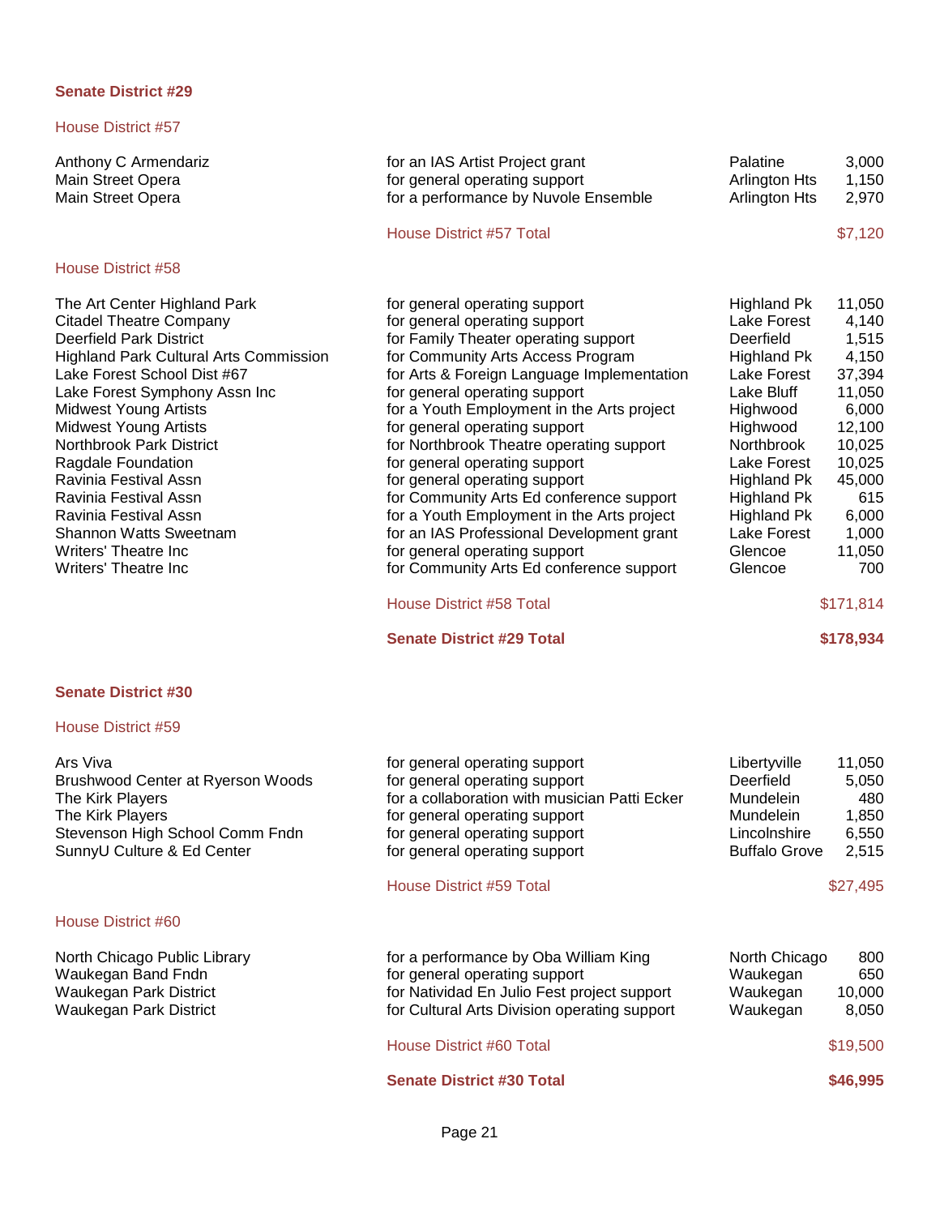## Senate District #29

### House District #57

| Recipient | Purpose | City | Amount |
|---|---|---|---|
| Anthony C Armendariz | for an IAS Artist Project grant | Palatine | 3,000 |
| Main Street Opera | for general operating support | Arlington Hts | 1,150 |
| Main Street Opera | for a performance by Nuvole Ensemble | Arlington Hts | 2,970 |
| | House District #57 Total | | $7,120 |

### House District #58

| Recipient | Purpose | City | Amount |
|---|---|---|---|
| The Art Center Highland Park | for general operating support | Highland Pk | 11,050 |
| Citadel Theatre Company | for general operating support | Lake Forest | 4,140 |
| Deerfield Park District | for Family Theater operating support | Deerfield | 1,515 |
| Highland Park Cultural Arts Commission | for Community Arts Access Program | Highland Pk | 4,150 |
| Lake Forest School Dist #67 | for Arts & Foreign Language Implementation | Lake Forest | 37,394 |
| Lake Forest Symphony Assn Inc | for general operating support | Lake Bluff | 11,050 |
| Midwest Young Artists | for a Youth Employment in the Arts project | Highwood | 6,000 |
| Midwest Young Artists | for general operating support | Highwood | 12,100 |
| Northbrook Park District | for Northbrook Theatre operating support | Northbrook | 10,025 |
| Ragdale Foundation | for general operating support | Lake Forest | 10,025 |
| Ravinia Festival Assn | for general operating support | Highland Pk | 45,000 |
| Ravinia Festival Assn | for Community Arts Ed conference support | Highland Pk | 615 |
| Ravinia Festival Assn | for a Youth Employment in the Arts project | Highland Pk | 6,000 |
| Shannon Watts Sweetnam | for an IAS Professional Development grant | Lake Forest | 1,000 |
| Writers' Theatre Inc | for general operating support | Glencoe | 11,050 |
| Writers' Theatre Inc | for Community Arts Ed conference support | Glencoe | 700 |
| | House District #58 Total | | $171,814 |
| | **Senate District #29 Total** | | **$178,934** |

## Senate District #30

### House District #59

| Recipient | Purpose | City | Amount |
|---|---|---|---|
| Ars Viva | for general operating support | Libertyville | 11,050 |
| Brushwood Center at Ryerson Woods | for general operating support | Deerfield | 5,050 |
| The Kirk Players | for a collaboration with musician Patti Ecker | Mundelein | 480 |
| The Kirk Players | for general operating support | Mundelein | 1,850 |
| Stevenson High School Comm Fndn | for general operating support | Lincolnshire | 6,550 |
| SunnyU Culture & Ed Center | for general operating support | Buffalo Grove | 2,515 |
| | House District #59 Total | | $27,495 |

### House District #60

| Recipient | Purpose | City | Amount |
|---|---|---|---|
| North Chicago Public Library | for a performance by Oba William King | North Chicago | 800 |
| Waukegan Band Fndn | for general operating support | Waukegan | 650 |
| Waukegan Park District | for Natividad En Julio Fest project support | Waukegan | 10,000 |
| Waukegan Park District | for Cultural Arts Division operating support | Waukegan | 8,050 |
| | House District #60 Total | | $19,500 |
| | **Senate District #30 Total** | | **$46,995** |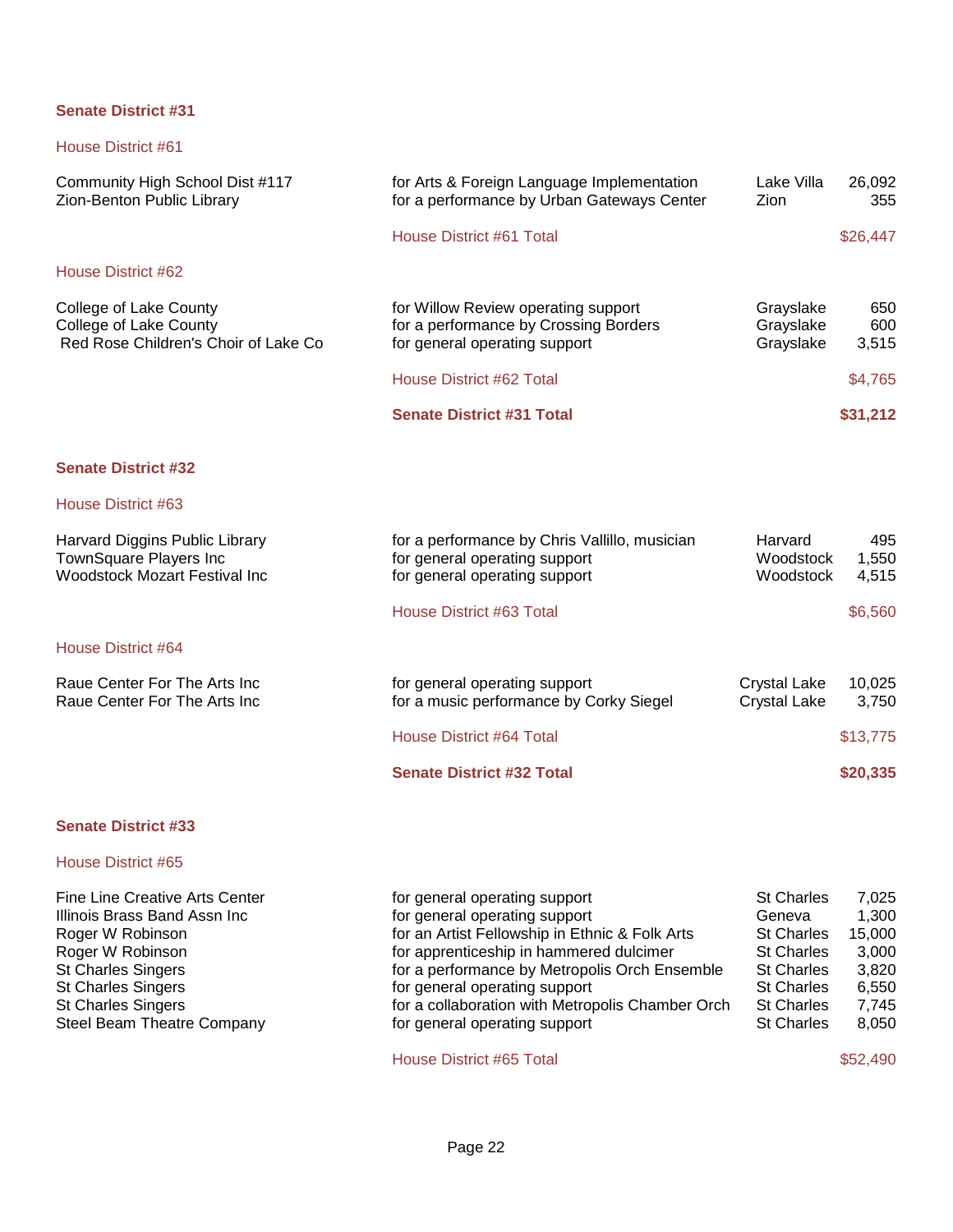## Senate District #31

### House District #61

| Organization | Purpose | City | Amount |
|---|---|---|---|
| Community High School Dist #117 | for Arts & Foreign Language Implementation | Lake Villa | 26,092 |
| Zion-Benton Public Library | for a performance by Urban Gateways Center | Zion | 355 |
| | House District #61 Total | | $26,447 |

### House District #62

| Organization | Purpose | City | Amount |
|---|---|---|---|
| College of Lake County | for Willow Review operating support | Grayslake | 650 |
| College of Lake County | for a performance by Crossing Borders | Grayslake | 600 |
| Red Rose Children's Choir of Lake Co | for general operating support | Grayslake | 3,515 |
| | House District #62 Total | | $4,765 |
| | **Senate District #31 Total** | | **$31,212** |

## Senate District #32

### House District #63

| Organization | Purpose | City | Amount |
|---|---|---|---|
| Harvard Diggins Public Library | for a performance by Chris Vallillo, musician | Harvard | 495 |
| TownSquare Players Inc | for general operating support | Woodstock | 1,550 |
| Woodstock Mozart Festival Inc | for general operating support | Woodstock | 4,515 |
| | House District #63 Total | | $6,560 |

### House District #64

| Organization | Purpose | City | Amount |
|---|---|---|---|
| Raue Center For The Arts Inc | for general operating support | Crystal Lake | 10,025 |
| Raue Center For The Arts Inc | for a music performance by Corky Siegel | Crystal Lake | 3,750 |
| | House District #64 Total | | $13,775 |
| | **Senate District #32 Total** | | **$20,335** |

## Senate District #33

### House District #65

| Organization | Purpose | City | Amount |
|---|---|---|---|
| Fine Line Creative Arts Center | for general operating support | St Charles | 7,025 |
| Illinois Brass Band Assn Inc | for general operating support | Geneva | 1,300 |
| Roger W Robinson | for an Artist Fellowship in Ethnic & Folk Arts | St Charles | 15,000 |
| Roger W Robinson | for apprenticeship in hammered dulcimer | St Charles | 3,000 |
| St Charles Singers | for a performance by Metropolis Orch Ensemble | St Charles | 3,820 |
| St Charles Singers | for general operating support | St Charles | 6,550 |
| St Charles Singers | for a collaboration with Metropolis Chamber Orch | St Charles | 7,745 |
| Steel Beam Theatre Company | for general operating support | St Charles | 8,050 |
| | House District #65 Total | | $52,490 |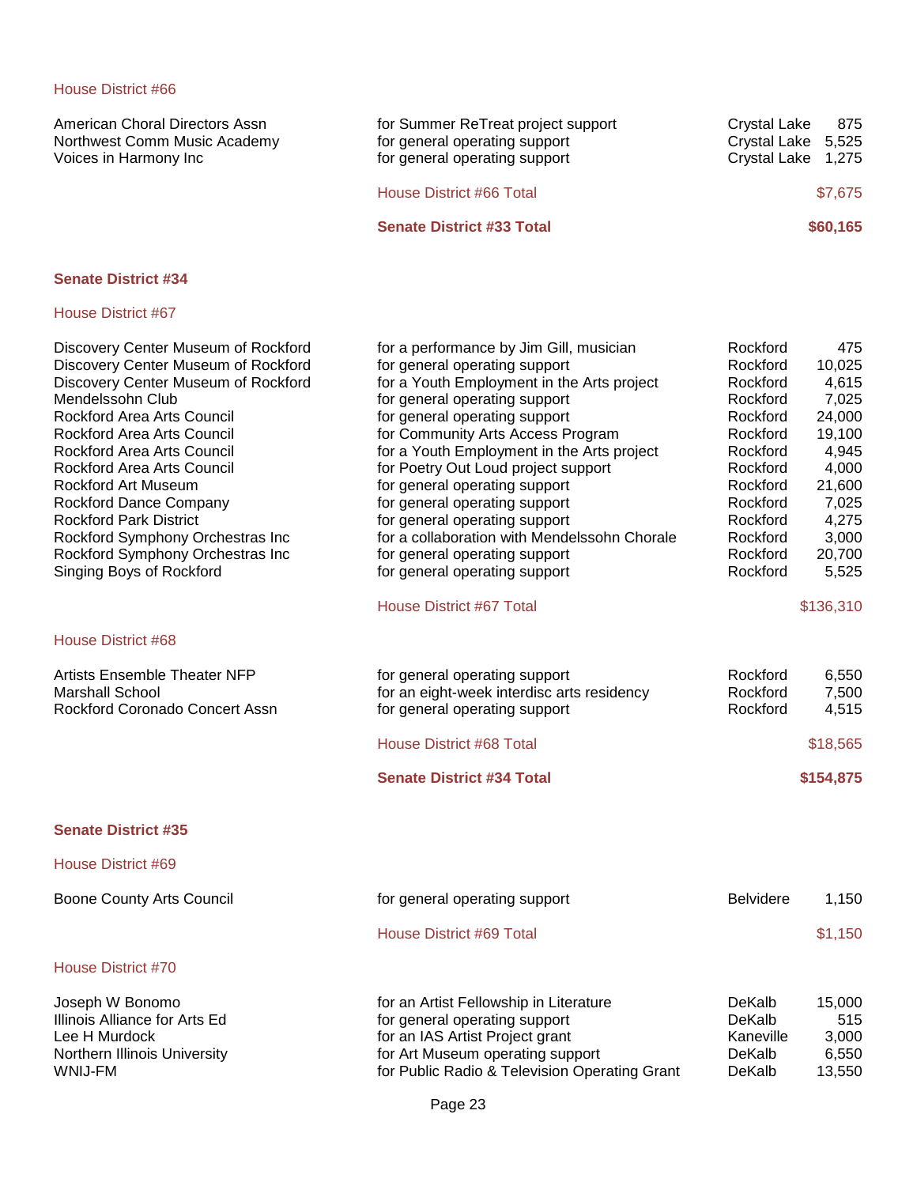### House District #66

| Organization | Purpose | City | Amount |
|---|---|---|---|
| American Choral Directors Assn | for Summer ReTreat project support | Crystal Lake | 875 |
| Northwest Comm Music Academy | for general operating support | Crystal Lake | 5,525 |
| Voices in Harmony Inc | for general operating support | Crystal Lake | 1,275 |
| | House District #66 Total | | $7,675 |
| | **Senate District #33 Total** | | **$60,165** |

## Senate District #34

### House District #67

| Organization | Purpose | City | Amount |
|---|---|---|---|
| Discovery Center Museum of Rockford | for a performance by Jim Gill, musician | Rockford | 475 |
| Discovery Center Museum of Rockford | for general operating support | Rockford | 10,025 |
| Discovery Center Museum of Rockford | for a Youth Employment in the Arts project | Rockford | 4,615 |
| Mendelssohn Club | for general operating support | Rockford | 7,025 |
| Rockford Area Arts Council | for general operating support | Rockford | 24,000 |
| Rockford Area Arts Council | for Community Arts Access Program | Rockford | 19,100 |
| Rockford Area Arts Council | for a Youth Employment in the Arts project | Rockford | 4,945 |
| Rockford Area Arts Council | for Poetry Out Loud project support | Rockford | 4,000 |
| Rockford Art Museum | for general operating support | Rockford | 21,600 |
| Rockford Dance Company | for general operating support | Rockford | 7,025 |
| Rockford Park District | for general operating support | Rockford | 4,275 |
| Rockford Symphony Orchestras Inc | for a collaboration with Mendelssohn Chorale | Rockford | 3,000 |
| Rockford Symphony Orchestras Inc | for general operating support | Rockford | 20,700 |
| Singing Boys of Rockford | for general operating support | Rockford | 5,525 |
| | House District #67 Total | | $136,310 |

### House District #68

| Organization | Purpose | City | Amount |
|---|---|---|---|
| Artists Ensemble Theater NFP | for general operating support | Rockford | 6,550 |
| Marshall School | for an eight-week interdisc arts residency | Rockford | 7,500 |
| Rockford Coronado Concert Assn | for general operating support | Rockford | 4,515 |
| | House District #68 Total | | $18,565 |
| | **Senate District #34 Total** | | **$154,875** |

## Senate District #35

### House District #69

| Organization | Purpose | City | Amount |
|---|---|---|---|
| Boone County Arts Council | for general operating support | Belvidere | 1,150 |
| | House District #69 Total | | $1,150 |

### House District #70

| Organization | Purpose | City | Amount |
|---|---|---|---|
| Joseph W Bonomo | for an Artist Fellowship in Literature | DeKalb | 15,000 |
| Illinois Alliance for Arts Ed | for general operating support | DeKalb | 515 |
| Lee H Murdock | for an IAS Artist Project grant | Kaneville | 3,000 |
| Northern Illinois University | for Art Museum operating support | DeKalb | 6,550 |
| WNIJ-FM | for Public Radio & Television Operating Grant | DeKalb | 13,550 |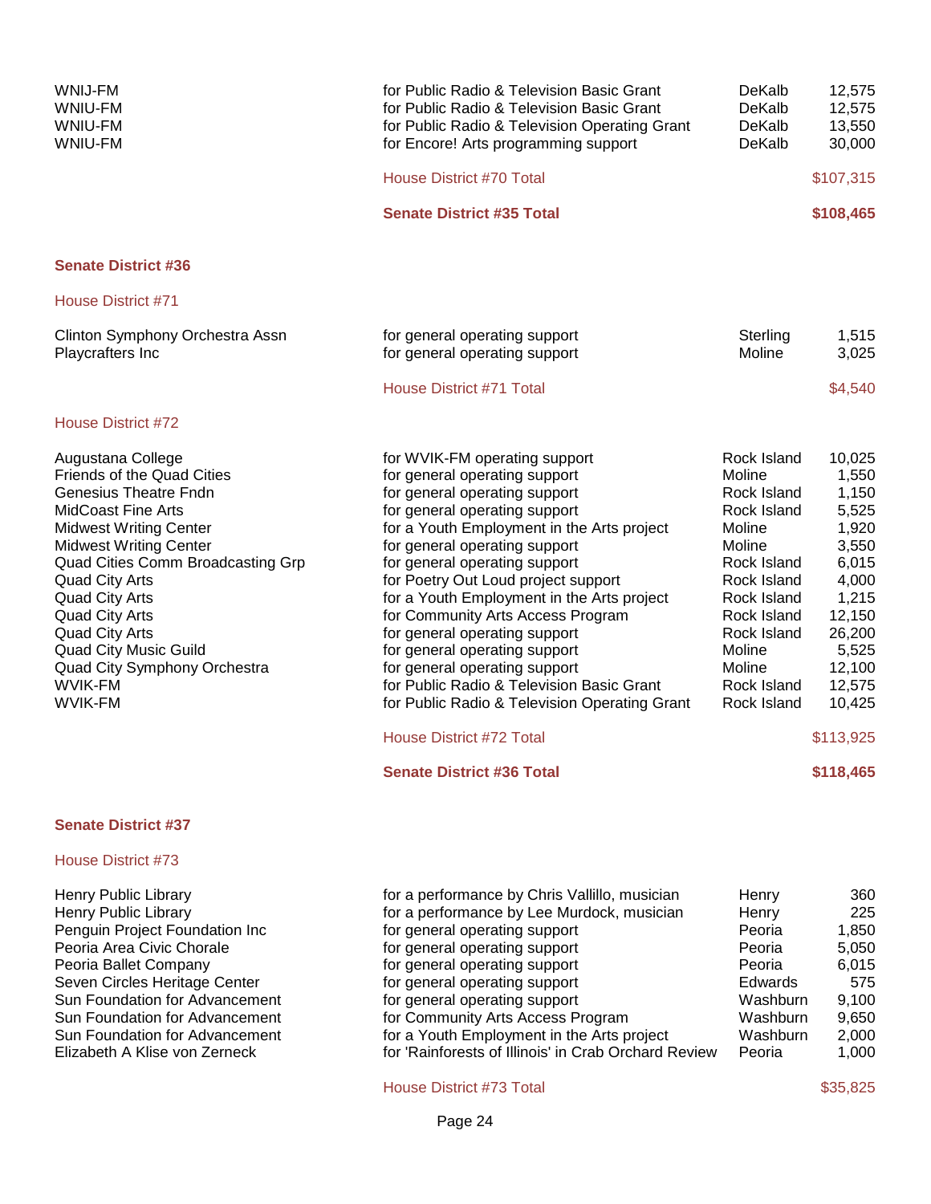| | | | |
|---|---|---|---|
| WNIJ-FM | for Public Radio & Television Basic Grant | DeKalb | 12,575 |
| WNIU-FM | for Public Radio & Television Basic Grant | DeKalb | 12,575 |
| WNIU-FM | for Public Radio & Television Operating Grant | DeKalb | 13,550 |
| WNIU-FM | for Encore! Arts programming support | DeKalb | 30,000 |
| | House District #70 Total | | $107,315 |
| | **Senate District #35 Total** | | **$108,465** |

## Senate District #36

### House District #71

| | | | |
|---|---|---|---|
| Clinton Symphony Orchestra Assn | for general operating support | Sterling | 1,515 |
| Playcrafters Inc | for general operating support | Moline | 3,025 |
| | House District #71 Total | | $4,540 |

### House District #72

| | | | |
|---|---|---|---|
| Augustana College | for WVIK-FM operating support | Rock Island | 10,025 |
| Friends of the Quad Cities | for general operating support | Moline | 1,550 |
| Genesius Theatre Fndn | for general operating support | Rock Island | 1,150 |
| MidCoast Fine Arts | for general operating support | Rock Island | 5,525 |
| Midwest Writing Center | for a Youth Employment in the Arts project | Moline | 1,920 |
| Midwest Writing Center | for general operating support | Moline | 3,550 |
| Quad Cities Comm Broadcasting Grp | for general operating support | Rock Island | 6,015 |
| Quad City Arts | for Poetry Out Loud project support | Rock Island | 4,000 |
| Quad City Arts | for a Youth Employment in the Arts project | Rock Island | 1,215 |
| Quad City Arts | for Community Arts Access Program | Rock Island | 12,150 |
| Quad City Arts | for general operating support | Rock Island | 26,200 |
| Quad City Music Guild | for general operating support | Moline | 5,525 |
| Quad City Symphony Orchestra | for general operating support | Moline | 12,100 |
| WVIK-FM | for Public Radio & Television Basic Grant | Rock Island | 12,575 |
| WVIK-FM | for Public Radio & Television Operating Grant | Rock Island | 10,425 |
| | House District #72 Total | | $113,925 |
| | **Senate District #36 Total** | | **$118,465** |

## Senate District #37

### House District #73

| | | | |
|---|---|---|---|
| Henry Public Library | for a performance by Chris Vallillo, musician | Henry | 360 |
| Henry Public Library | for a performance by Lee Murdock, musician | Henry | 225 |
| Penguin Project Foundation Inc | for general operating support | Peoria | 1,850 |
| Peoria Area Civic Chorale | for general operating support | Peoria | 5,050 |
| Peoria Ballet Company | for general operating support | Peoria | 6,015 |
| Seven Circles Heritage Center | for general operating support | Edwards | 575 |
| Sun Foundation for Advancement | for general operating support | Washburn | 9,100 |
| Sun Foundation for Advancement | for Community Arts Access Program | Washburn | 9,650 |
| Sun Foundation for Advancement | for a Youth Employment in the Arts project | Washburn | 2,000 |
| Elizabeth A Klise von Zerneck | for 'Rainforests of Illinois' in Crab Orchard Review | Peoria | 1,000 |
| | House District #73 Total | | $35,825 |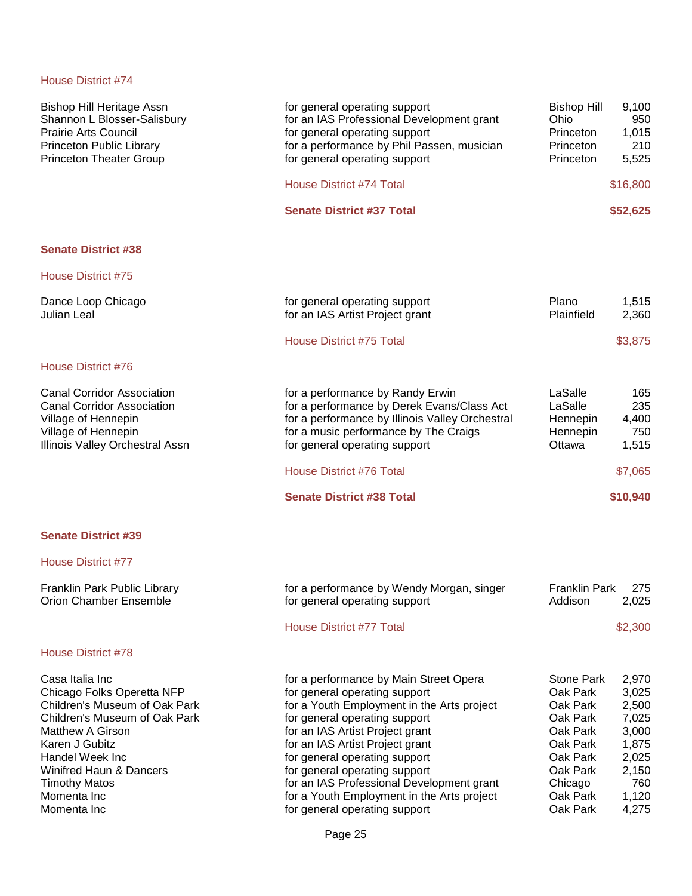### House District #74

| Organization | Purpose | City | Amount |
|---|---|---|---|
| Bishop Hill Heritage Assn | for general operating support | Bishop Hill | 9,100 |
| Shannon L Blosser-Salisbury | for an IAS Professional Development grant | Ohio | 950 |
| Prairie Arts Council | for general operating support | Princeton | 1,015 |
| Princeton Public Library | for a performance by Phil Passen, musician | Princeton | 210 |
| Princeton Theater Group | for general operating support | Princeton | 5,525 |
| | House District #74 Total | | $16,800 |
| | **Senate District #37 Total** | | **$52,625** |

## Senate District #38

### House District #75

| Organization | Purpose | City | Amount |
|---|---|---|---|
| Dance Loop Chicago | for general operating support | Plano | 1,515 |
| Julian Leal | for an IAS Artist Project grant | Plainfield | 2,360 |
| | House District #75 Total | | $3,875 |

### House District #76

| Organization | Purpose | City | Amount |
|---|---|---|---|
| Canal Corridor Association | for a performance by Randy Erwin | LaSalle | 165 |
| Canal Corridor Association | for a performance by Derek Evans/Class Act | LaSalle | 235 |
| Village of Hennepin | for a performance by Illinois Valley Orchestral | Hennepin | 4,400 |
| Village of Hennepin | for a music performance by The Craigs | Hennepin | 750 |
| Illinois Valley Orchestral Assn | for general operating support | Ottawa | 1,515 |
| | House District #76 Total | | $7,065 |
| | **Senate District #38 Total** | | **$10,940** |

## Senate District #39

### House District #77

| Organization | Purpose | City | Amount |
|---|---|---|---|
| Franklin Park Public Library | for a performance by Wendy Morgan, singer | Franklin Park | 275 |
| Orion Chamber Ensemble | for general operating support | Addison | 2,025 |
| | House District #77 Total | | $2,300 |

### House District #78

| Organization | Purpose | City | Amount |
|---|---|---|---|
| Casa Italia Inc | for a performance by Main Street Opera | Stone Park | 2,970 |
| Chicago Folks Operetta NFP | for general operating support | Oak Park | 3,025 |
| Children's Museum of Oak Park | for a Youth Employment in the Arts project | Oak Park | 2,500 |
| Children's Museum of Oak Park | for general operating support | Oak Park | 7,025 |
| Matthew A Girson | for an IAS Artist Project grant | Oak Park | 3,000 |
| Karen J Gubitz | for an IAS Artist Project grant | Oak Park | 1,875 |
| Handel Week Inc | for general operating support | Oak Park | 2,025 |
| Winifred Haun & Dancers | for general operating support | Oak Park | 2,150 |
| Timothy Matos | for an IAS Professional Development grant | Chicago | 760 |
| Momenta Inc | for a Youth Employment in the Arts project | Oak Park | 1,120 |
| Momenta Inc | for general operating support | Oak Park | 4,275 |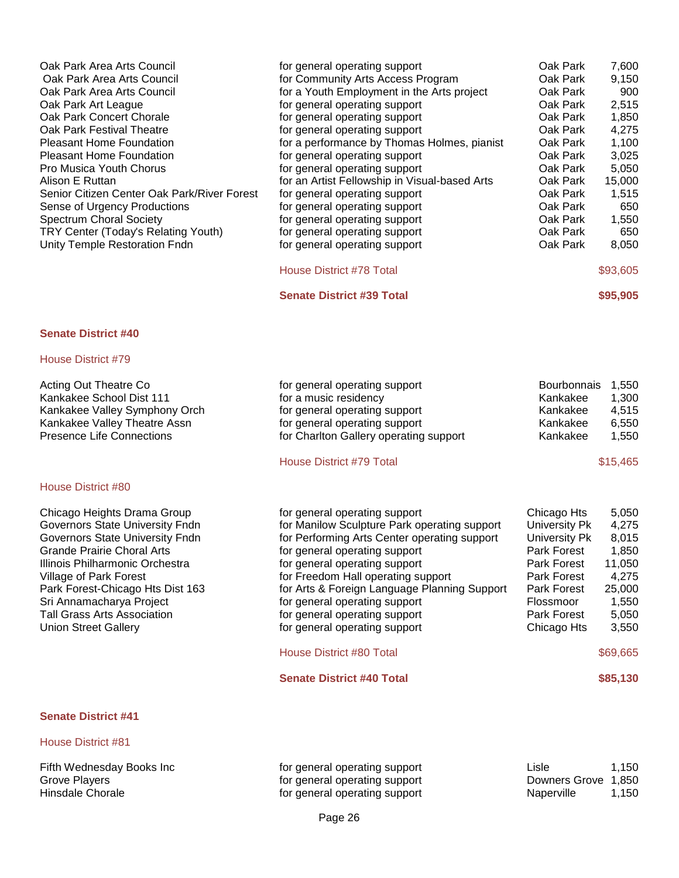| Organization | Purpose | City | Amount |
|---|---|---|---|
| Oak Park Area Arts Council | for general operating support | Oak Park | 7,600 |
| Oak Park Area Arts Council | for Community Arts Access Program | Oak Park | 9,150 |
| Oak Park Area Arts Council | for a Youth Employment in the Arts project | Oak Park | 900 |
| Oak Park Art League | for general operating support | Oak Park | 2,515 |
| Oak Park Concert Chorale | for general operating support | Oak Park | 1,850 |
| Oak Park Festival Theatre | for general operating support | Oak Park | 4,275 |
| Pleasant Home Foundation | for a performance by Thomas Holmes, pianist | Oak Park | 1,100 |
| Pleasant Home Foundation | for general operating support | Oak Park | 3,025 |
| Pro Musica Youth Chorus | for general operating support | Oak Park | 5,050 |
| Alison E Ruttan | for an Artist Fellowship in Visual-based Arts | Oak Park | 15,000 |
| Senior Citizen Center Oak Park/River Forest | for general operating support | Oak Park | 1,515 |
| Sense of Urgency Productions | for general operating support | Oak Park | 650 |
| Spectrum Choral Society | for general operating support | Oak Park | 1,550 |
| TRY Center (Today's Relating Youth) | for general operating support | Oak Park | 650 |
| Unity Temple Restoration Fndn | for general operating support | Oak Park | 8,050 |
| | House District #78 Total | | $93,605 |
| | **Senate District #39 Total** | | **$95,905** |

## Senate District #40

### House District #79

| Organization | Purpose | City | Amount |
|---|---|---|---|
| Acting Out Theatre Co | for general operating support | Bourbonnais | 1,550 |
| Kankakee School Dist 111 | for a music residency | Kankakee | 1,300 |
| Kankakee Valley Symphony Orch | for general operating support | Kankakee | 4,515 |
| Kankakee Valley Theatre Assn | for general operating support | Kankakee | 6,550 |
| Presence Life Connections | for Charlton Gallery operating support | Kankakee | 1,550 |
| | House District #79 Total | | $15,465 |

### House District #80

| Organization | Purpose | City | Amount |
|---|---|---|---|
| Chicago Heights Drama Group | for general operating support | Chicago Hts | 5,050 |
| Governors State University Fndn | for Manilow Sculpture Park operating support | University Pk | 4,275 |
| Governors State University Fndn | for Performing Arts Center operating support | University Pk | 8,015 |
| Grande Prairie Choral Arts | for general operating support | Park Forest | 1,850 |
| Illinois Philharmonic Orchestra | for general operating support | Park Forest | 11,050 |
| Village of Park Forest | for Freedom Hall operating support | Park Forest | 4,275 |
| Park Forest-Chicago Hts Dist 163 | for Arts & Foreign Language Planning Support | Park Forest | 25,000 |
| Sri Annamacharya Project | for general operating support | Flossmoor | 1,550 |
| Tall Grass Arts Association | for general operating support | Park Forest | 5,050 |
| Union Street Gallery | for general operating support | Chicago Hts | 3,550 |
| | House District #80 Total | | $69,665 |
| | **Senate District #40 Total** | | **$85,130** |

## Senate District #41

### House District #81

| Organization | Purpose | City | Amount |
|---|---|---|---|
| Fifth Wednesday Books Inc | for general operating support | Lisle | 1,150 |
| Grove Players | for general operating support | Downers Grove | 1,850 |
| Hinsdale Chorale | for general operating support | Naperville | 1,150 |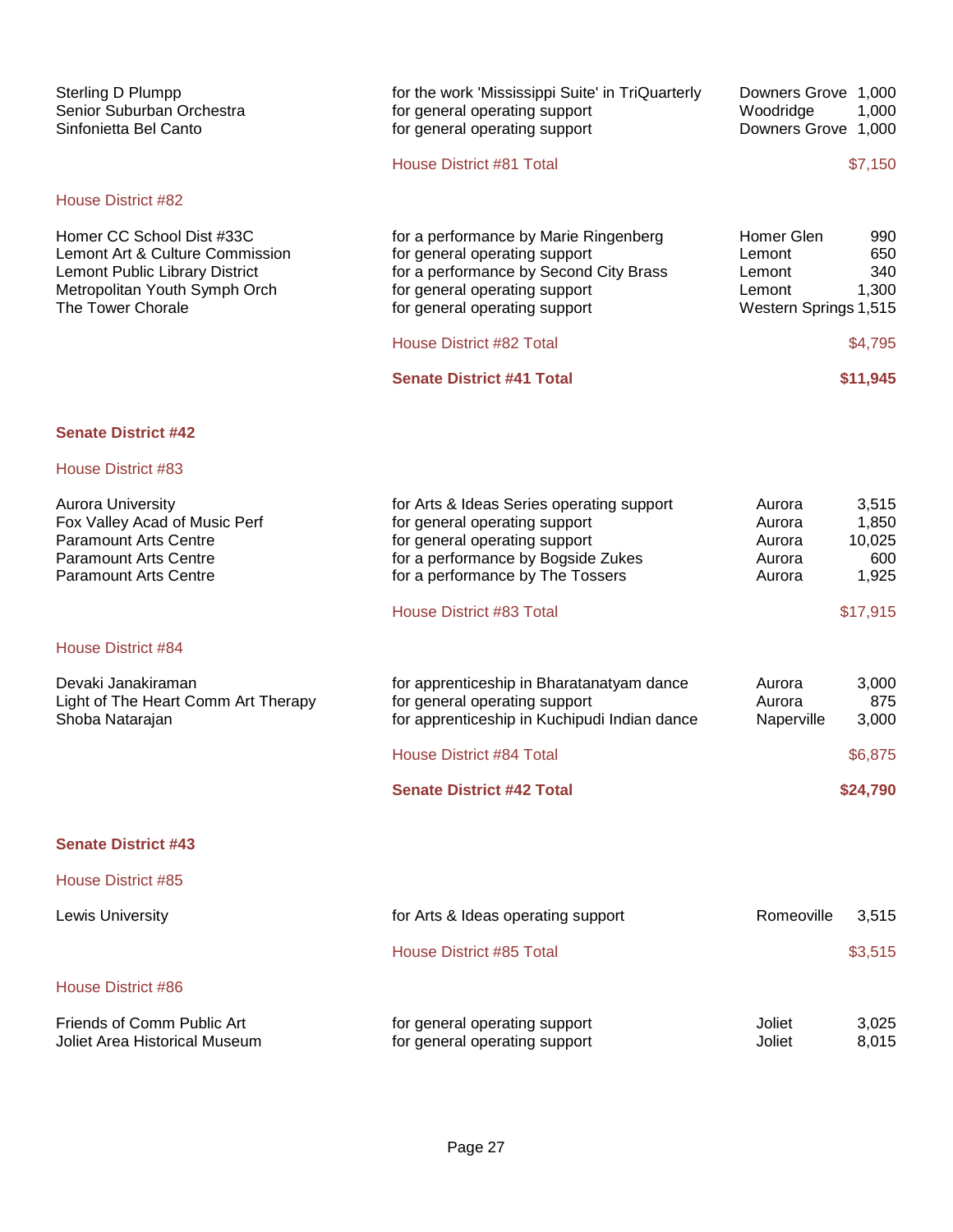| | | | |
|---|---|---|---|
| Sterling D Plumpp | for the work 'Mississippi Suite' in TriQuarterly | Downers Grove | 1,000 |
| Senior Suburban Orchestra | for general operating support | Woodridge | 1,000 |
| Sinfonietta Bel Canto | for general operating support | Downers Grove | 1,000 |
| | House District #81 Total | | $7,150 |

House District #82

| | | | |
|---|---|---|---|
| Homer CC School Dist #33C | for a performance by Marie Ringenberg | Homer Glen | 990 |
| Lemont Art & Culture Commission | for general operating support | Lemont | 650 |
| Lemont Public Library District | for a performance by Second City Brass | Lemont | 340 |
| Metropolitan Youth Symph Orch | for general operating support | Lemont | 1,300 |
| The Tower Chorale | for general operating support | Western Springs | 1,515 |
| | House District #82 Total | | $4,795 |
| | **Senate District #41 Total** | | **$11,945** |

**Senate District #42**

House District #83

| | | | |
|---|---|---|---|
| Aurora University | for Arts & Ideas Series operating support | Aurora | 3,515 |
| Fox Valley Acad of Music Perf | for general operating support | Aurora | 1,850 |
| Paramount Arts Centre | for general operating support | Aurora | 10,025 |
| Paramount Arts Centre | for a performance by Bogside Zukes | Aurora | 600 |
| Paramount Arts Centre | for a performance by The Tossers | Aurora | 1,925 |
| | House District #83 Total | | $17,915 |

House District #84

| | | | |
|---|---|---|---|
| Devaki Janakiraman | for apprenticeship in Bharatanatyam dance | Aurora | 3,000 |
| Light of The Heart Comm Art Therapy | for general operating support | Aurora | 875 |
| Shoba Natarajan | for apprenticeship in Kuchipudi Indian dance | Naperville | 3,000 |
| | House District #84 Total | | $6,875 |
| | **Senate District #42 Total** | | **$24,790** |

**Senate District #43**

House District #85

| | | | |
|---|---|---|---|
| Lewis University | for Arts & Ideas operating support | Romeoville | 3,515 |
| | House District #85 Total | | $3,515 |

House District #86

| | | | |
|---|---|---|---|
| Friends of Comm Public Art | for general operating support | Joliet | 3,025 |
| Joliet Area Historical Museum | for general operating support | Joliet | 8,015 |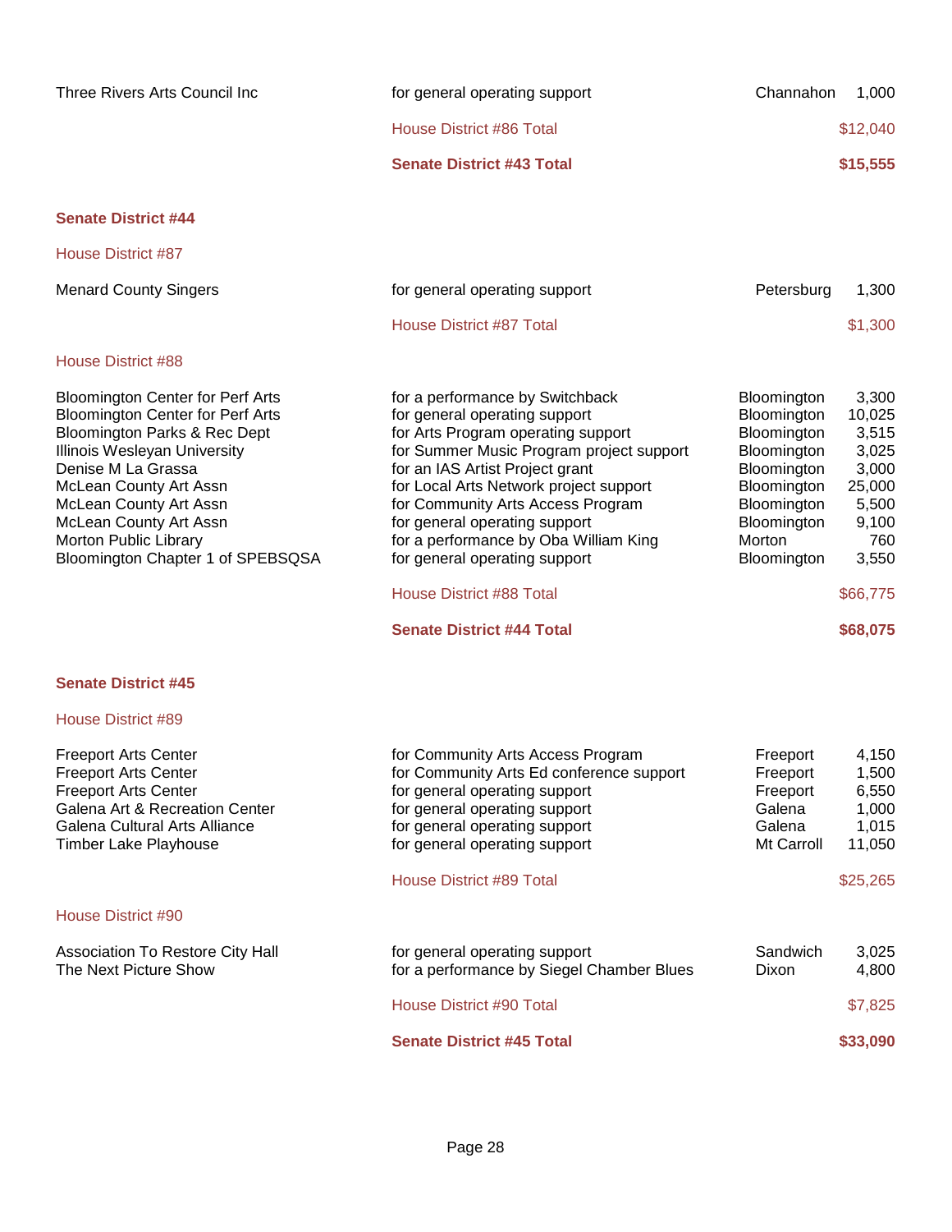| | | | |
|---|---|---|---|
| Three Rivers Arts Council Inc | for general operating support | Channahon | 1,000 |
| | House District #86 Total | | $12,040 |
| | **Senate District #43 Total** | | **$15,555** |

## Senate District #44

### House District #87

| | | | |
|---|---|---|---|
| Menard County Singers | for general operating support | Petersburg | 1,300 |
| | House District #87 Total | | $1,300 |

### House District #88

| | | | |
|---|---|---|---|
| Bloomington Center for Perf Arts | for a performance by Switchback | Bloomington | 3,300 |
| Bloomington Center for Perf Arts | for general operating support | Bloomington | 10,025 |
| Bloomington Parks & Rec Dept | for Arts Program operating support | Bloomington | 3,515 |
| Illinois Wesleyan University | for Summer Music Program project support | Bloomington | 3,025 |
| Denise M La Grassa | for an IAS Artist Project grant | Bloomington | 3,000 |
| McLean County Art Assn | for Local Arts Network project support | Bloomington | 25,000 |
| McLean County Art Assn | for Community Arts Access Program | Bloomington | 5,500 |
| McLean County Art Assn | for general operating support | Bloomington | 9,100 |
| Morton Public Library | for a performance by Oba William King | Morton | 760 |
| Bloomington Chapter 1 of SPEBSQSA | for general operating support | Bloomington | 3,550 |
| | House District #88 Total | | $66,775 |
| | **Senate District #44 Total** | | **$68,075** |

## Senate District #45

### House District #89

| | | | |
|---|---|---|---|
| Freeport Arts Center | for Community Arts Access Program | Freeport | 4,150 |
| Freeport Arts Center | for Community Arts Ed conference support | Freeport | 1,500 |
| Freeport Arts Center | for general operating support | Freeport | 6,550 |
| Galena Art & Recreation Center | for general operating support | Galena | 1,000 |
| Galena Cultural Arts Alliance | for general operating support | Galena | 1,015 |
| Timber Lake Playhouse | for general operating support | Mt Carroll | 11,050 |
| | House District #89 Total | | $25,265 |

### House District #90

| | | | |
|---|---|---|---|
| Association To Restore City Hall | for general operating support | Sandwich | 3,025 |
| The Next Picture Show | for a performance by Siegel Chamber Blues | Dixon | 4,800 |
| | House District #90 Total | | $7,825 |
| | **Senate District #45 Total** | | **$33,090** |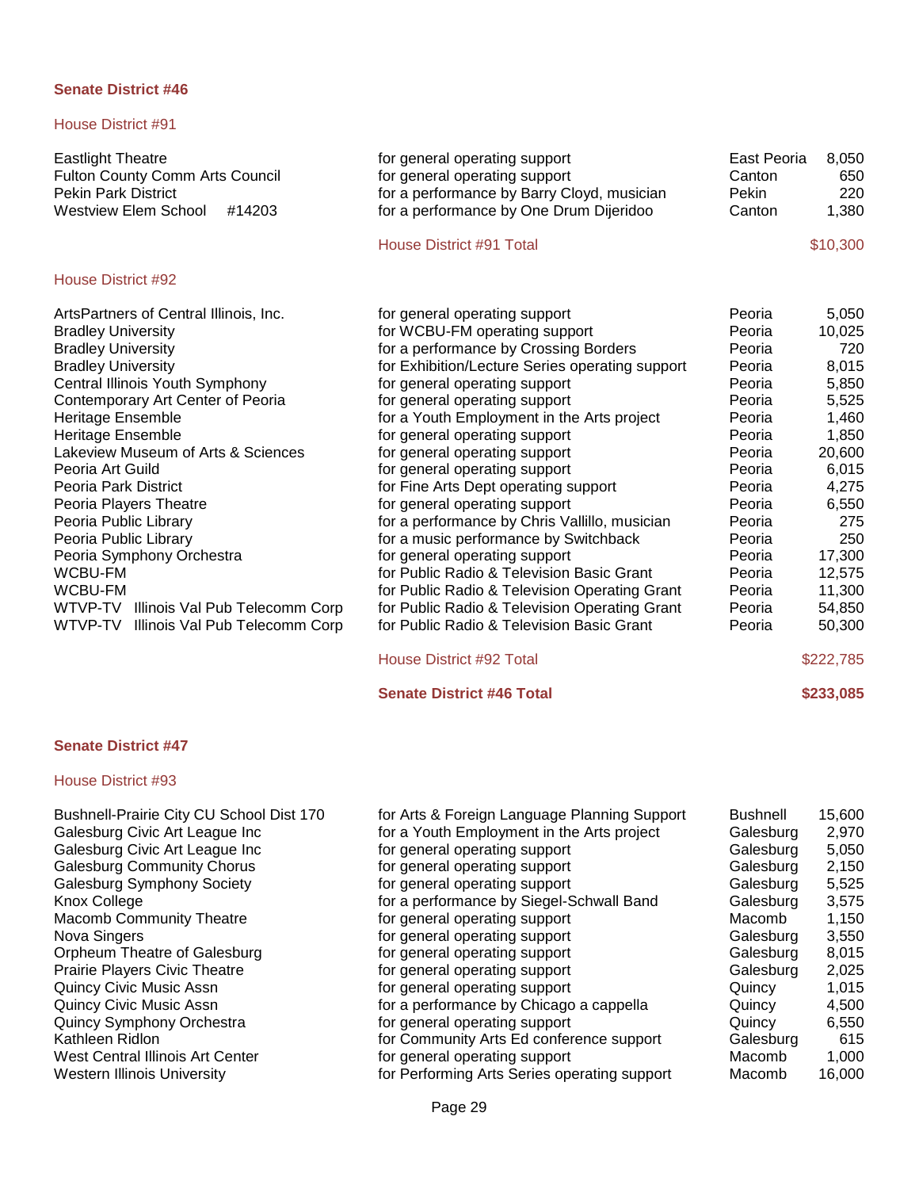## Senate District #46

### House District #91

| Organization | Purpose | City | Amount |
|---|---|---|---|
| Eastlight Theatre | for general operating support | East Peoria | 8,050 |
| Fulton County Comm Arts Council | for general operating support | Canton | 650 |
| Pekin Park District | for a performance by Barry Cloyd, musician | Pekin | 220 |
| Westview Elem School #14203 | for a performance by One Drum Dijeridoo | Canton | 1,380 |
| | House District #91 Total | | $10,300 |

### House District #92

| Organization | Purpose | City | Amount |
|---|---|---|---|
| ArtsPartners of Central Illinois, Inc. | for general operating support | Peoria | 5,050 |
| Bradley University | for WCBU-FM operating support | Peoria | 10,025 |
| Bradley University | for a performance by Crossing Borders | Peoria | 720 |
| Bradley University | for Exhibition/Lecture Series operating support | Peoria | 8,015 |
| Central Illinois Youth Symphony | for general operating support | Peoria | 5,850 |
| Contemporary Art Center of Peoria | for general operating support | Peoria | 5,525 |
| Heritage Ensemble | for a Youth Employment in the Arts project | Peoria | 1,460 |
| Heritage Ensemble | for general operating support | Peoria | 1,850 |
| Lakeview Museum of Arts & Sciences | for general operating support | Peoria | 20,600 |
| Peoria Art Guild | for general operating support | Peoria | 6,015 |
| Peoria Park District | for Fine Arts Dept operating support | Peoria | 4,275 |
| Peoria Players Theatre | for general operating support | Peoria | 6,550 |
| Peoria Public Library | for a performance by Chris Vallillo, musician | Peoria | 275 |
| Peoria Public Library | for a music performance by Switchback | Peoria | 250 |
| Peoria Symphony Orchestra | for general operating support | Peoria | 17,300 |
| WCBU-FM | for Public Radio & Television Basic Grant | Peoria | 12,575 |
| WCBU-FM | for Public Radio & Television Operating Grant | Peoria | 11,300 |
| WTVP-TV Illinois Val Pub Telecomm Corp | for Public Radio & Television Operating Grant | Peoria | 54,850 |
| WTVP-TV Illinois Val Pub Telecomm Corp | for Public Radio & Television Basic Grant | Peoria | 50,300 |
| | House District #92 Total | | $222,785 |
| | **Senate District #46 Total** | | **$233,085** |

## Senate District #47

### House District #93

| Organization | Purpose | City | Amount |
|---|---|---|---|
| Bushnell-Prairie City CU School Dist 170 | for Arts & Foreign Language Planning Support | Bushnell | 15,600 |
| Galesburg Civic Art League Inc | for a Youth Employment in the Arts project | Galesburg | 2,970 |
| Galesburg Civic Art League Inc | for general operating support | Galesburg | 5,050 |
| Galesburg Community Chorus | for general operating support | Galesburg | 2,150 |
| Galesburg Symphony Society | for general operating support | Galesburg | 5,525 |
| Knox College | for a performance by Siegel-Schwall Band | Galesburg | 3,575 |
| Macomb Community Theatre | for general operating support | Macomb | 1,150 |
| Nova Singers | for general operating support | Galesburg | 3,550 |
| Orpheum Theatre of Galesburg | for general operating support | Galesburg | 8,015 |
| Prairie Players Civic Theatre | for general operating support | Galesburg | 2,025 |
| Quincy Civic Music Assn | for general operating support | Quincy | 1,015 |
| Quincy Civic Music Assn | for a performance by Chicago a cappella | Quincy | 4,500 |
| Quincy Symphony Orchestra | for general operating support | Quincy | 6,550 |
| Kathleen Ridlon | for Community Arts Ed conference support | Galesburg | 615 |
| West Central Illinois Art Center | for general operating support | Macomb | 1,000 |
| Western Illinois University | for Performing Arts Series operating support | Macomb | 16,000 |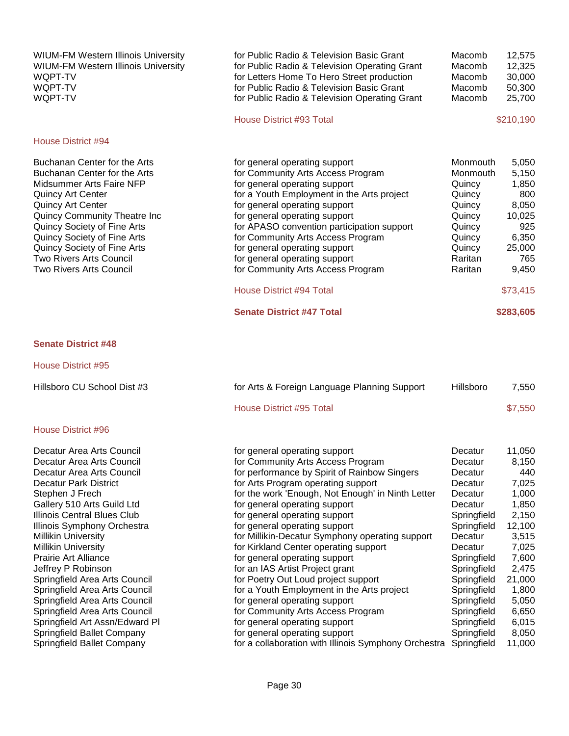| | | | |
|---|---|---|---|
| WIUM-FM Western Illinois University | for Public Radio & Television Basic Grant | Macomb | 12,575 |
| WIUM-FM Western Illinois University | for Public Radio & Television Operating Grant | Macomb | 12,325 |
| WQPT-TV | for Letters Home To Hero Street production | Macomb | 30,000 |
| WQPT-TV | for Public Radio & Television Basic Grant | Macomb | 50,300 |
| WQPT-TV | for Public Radio & Television Operating Grant | Macomb | 25,700 |
| | House District #93 Total | | $210,190 |

### House District #94

| | | | |
|---|---|---|---|
| Buchanan Center for the Arts | for general operating support | Monmouth | 5,050 |
| Buchanan Center for the Arts | for Community Arts Access Program | Monmouth | 5,150 |
| Midsummer Arts Faire NFP | for general operating support | Quincy | 1,850 |
| Quincy Art Center | for a Youth Employment in the Arts project | Quincy | 800 |
| Quincy Art Center | for general operating support | Quincy | 8,050 |
| Quincy Community Theatre Inc | for general operating support | Quincy | 10,025 |
| Quincy Society of Fine Arts | for APASO convention participation support | Quincy | 925 |
| Quincy Society of Fine Arts | for Community Arts Access Program | Quincy | 6,350 |
| Quincy Society of Fine Arts | for general operating support | Quincy | 25,000 |
| Two Rivers Arts Council | for general operating support | Raritan | 765 |
| Two Rivers Arts Council | for Community Arts Access Program | Raritan | 9,450 |
| | House District #94 Total | | $73,415 |
| | **Senate District #47 Total** | | **$283,605** |

## Senate District #48

### House District #95

| | | | |
|---|---|---|---|
| Hillsboro CU School Dist #3 | for Arts & Foreign Language Planning Support | Hillsboro | 7,550 |
| | House District #95 Total | | $7,550 |

### House District #96

| | | | |
|---|---|---|---|
| Decatur Area Arts Council | for general operating support | Decatur | 11,050 |
| Decatur Area Arts Council | for Community Arts Access Program | Decatur | 8,150 |
| Decatur Area Arts Council | for performance by Spirit of Rainbow Singers | Decatur | 440 |
| Decatur Park District | for Arts Program operating support | Decatur | 7,025 |
| Stephen J Frech | for the work 'Enough, Not Enough' in Ninth Letter | Decatur | 1,000 |
| Gallery 510 Arts Guild Ltd | for general operating support | Decatur | 1,850 |
| Illinois Central Blues Club | for general operating support | Springfield | 2,150 |
| Illinois Symphony Orchestra | for general operating support | Springfield | 12,100 |
| Millikin University | for Millikin-Decatur Symphony operating support | Decatur | 3,515 |
| Millikin University | for Kirkland Center operating support | Decatur | 7,025 |
| Prairie Art Alliance | for general operating support | Springfield | 7,600 |
| Jeffrey P Robinson | for an IAS Artist Project grant | Springfield | 2,475 |
| Springfield Area Arts Council | for Poetry Out Loud project support | Springfield | 21,000 |
| Springfield Area Arts Council | for a Youth Employment in the Arts project | Springfield | 1,800 |
| Springfield Area Arts Council | for general operating support | Springfield | 5,050 |
| Springfield Area Arts Council | for Community Arts Access Program | Springfield | 6,650 |
| Springfield Art Assn/Edward Pl | for general operating support | Springfield | 6,015 |
| Springfield Ballet Company | for general operating support | Springfield | 8,050 |
| Springfield Ballet Company | for a collaboration with Illinois Symphony Orchestra | Springfield | 11,000 |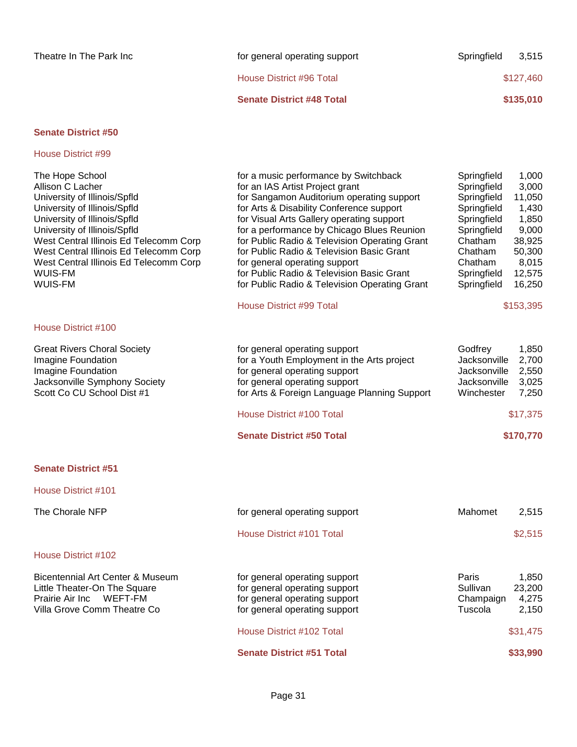| | | | |
|---|---|---|---|
| Theatre In The Park Inc | for general operating support | Springfield | 3,515 |
| | House District #96 Total | | $127,460 |
| | **Senate District #48 Total** | | **$135,010** |

## Senate District #50

### House District #99

| | | | |
|---|---|---|---|
| The Hope School | for a music performance by Switchback | Springfield | 1,000 |
| Allison C Lacher | for an IAS Artist Project grant | Springfield | 3,000 |
| University of Illinois/Spfld | for Sangamon Auditorium operating support | Springfield | 11,050 |
| University of Illinois/Spfld | for Arts & Disability Conference support | Springfield | 1,430 |
| University of Illinois/Spfld | for Visual Arts Gallery operating support | Springfield | 1,850 |
| University of Illinois/Spfld | for a performance by Chicago Blues Reunion | Springfield | 9,000 |
| West Central Illinois Ed Telecomm Corp | for Public Radio & Television Operating Grant | Chatham | 38,925 |
| West Central Illinois Ed Telecomm Corp | for Public Radio & Television Basic Grant | Chatham | 50,300 |
| West Central Illinois Ed Telecomm Corp | for general operating support | Chatham | 8,015 |
| WUIS-FM | for Public Radio & Television Basic Grant | Springfield | 12,575 |
| WUIS-FM | for Public Radio & Television Operating Grant | Springfield | 16,250 |
| | House District #99 Total | | $153,395 |

### House District #100

| | | | |
|---|---|---|---|
| Great Rivers Choral Society | for general operating support | Godfrey | 1,850 |
| Imagine Foundation | for a Youth Employment in the Arts project | Jacksonville | 2,700 |
| Imagine Foundation | for general operating support | Jacksonville | 2,550 |
| Jacksonville Symphony Society | for general operating support | Jacksonville | 3,025 |
| Scott Co CU School Dist #1 | for Arts & Foreign Language Planning Support | Winchester | 7,250 |
| | House District #100 Total | | $17,375 |
| | **Senate District #50 Total** | | **$170,770** |

## Senate District #51

### House District #101

| | | | |
|---|---|---|---|
| The Chorale NFP | for general operating support | Mahomet | 2,515 |
| | House District #101 Total | | $2,515 |

### House District #102

| | | | |
|---|---|---|---|
| Bicentennial Art Center & Museum | for general operating support | Paris | 1,850 |
| Little Theater-On The Square | for general operating support | Sullivan | 23,200 |
| Prairie Air Inc WEFT-FM | for general operating support | Champaign | 4,275 |
| Villa Grove Comm Theatre Co | for general operating support | Tuscola | 2,150 |
| | House District #102 Total | | $31,475 |
| | **Senate District #51 Total** | | **$33,990** |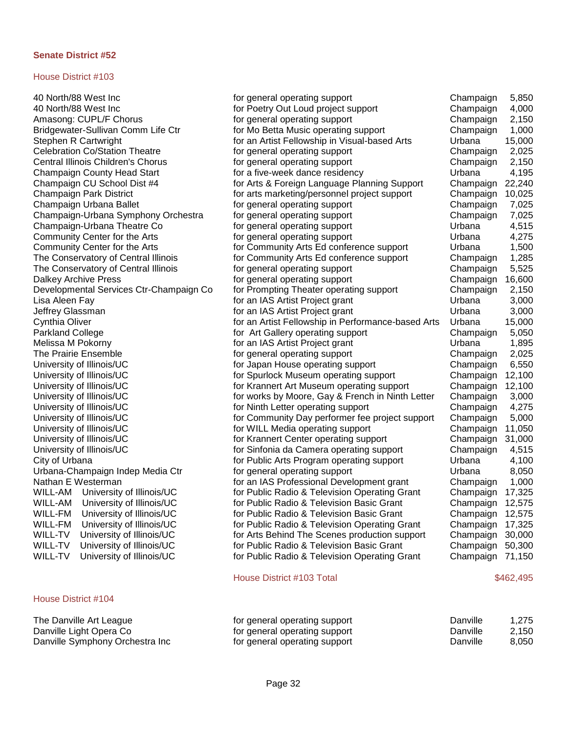### Senate District #52

#### House District #103

| Grantee | Purpose | City | Amount |
|---|---|---|---|
| 40 North/88 West Inc | for general operating support | Champaign | 5,850 |
| 40 North/88 West Inc | for Poetry Out Loud project support | Champaign | 4,000 |
| Amasong: CUPL/F Chorus | for general operating support | Champaign | 2,150 |
| Bridgewater-Sullivan Comm Life Ctr | for Mo Betta Music operating support | Champaign | 1,000 |
| Stephen R Cartwright | for an Artist Fellowship in Visual-based Arts | Urbana | 15,000 |
| Celebration Co/Station Theatre | for general operating support | Champaign | 2,025 |
| Central Illinois Children's Chorus | for general operating support | Champaign | 2,150 |
| Champaign County Head Start | for a five-week dance residency | Urbana | 4,195 |
| Champaign CU School Dist #4 | for Arts & Foreign Language Planning Support | Champaign | 22,240 |
| Champaign Park District | for arts marketing/personnel project support | Champaign | 10,025 |
| Champaign Urbana Ballet | for general operating support | Champaign | 7,025 |
| Champaign-Urbana Symphony Orchestra | for general operating support | Champaign | 7,025 |
| Champaign-Urbana Theatre Co | for general operating support | Urbana | 4,515 |
| Community Center for the Arts | for general operating support | Urbana | 4,275 |
| Community Center for the Arts | for Community Arts Ed conference support | Urbana | 1,500 |
| The Conservatory of Central Illinois | for Community Arts Ed conference support | Champaign | 1,285 |
| The Conservatory of Central Illinois | for general operating support | Champaign | 5,525 |
| Dalkey Archive Press | for general operating support | Champaign | 16,600 |
| Developmental Services Ctr-Champaign Co | for Prompting Theater operating support | Champaign | 2,150 |
| Lisa Aleen Fay | for an IAS Artist Project grant | Urbana | 3,000 |
| Jeffrey Glassman | for an IAS Artist Project grant | Urbana | 3,000 |
| Cynthia Oliver | for an Artist Fellowship in Performance-based Arts | Urbana | 15,000 |
| Parkland College | for Art Gallery operating support | Champaign | 5,050 |
| Melissa M Pokorny | for an IAS Artist Project grant | Urbana | 1,895 |
| The Prairie Ensemble | for general operating support | Champaign | 2,025 |
| University of Illinois/UC | for Japan House operating support | Champaign | 6,550 |
| University of Illinois/UC | for Spurlock Museum operating support | Champaign | 12,100 |
| University of Illinois/UC | for Krannert Art Museum operating support | Champaign | 12,100 |
| University of Illinois/UC | for works by Moore, Gay & French in Ninth Letter | Champaign | 3,000 |
| University of Illinois/UC | for Ninth Letter operating support | Champaign | 4,275 |
| University of Illinois/UC | for Community Day performer fee project support | Champaign | 5,000 |
| University of Illinois/UC | for WILL Media operating support | Champaign | 11,050 |
| University of Illinois/UC | for Krannert Center operating support | Champaign | 31,000 |
| University of Illinois/UC | for Sinfonia da Camera operating support | Champaign | 4,515 |
| City of Urbana | for Public Arts Program operating support | Urbana | 4,100 |
| Urbana-Champaign Indep Media Ctr | for general operating support | Urbana | 8,050 |
| Nathan E Westerman | for an IAS Professional Development grant | Champaign | 1,000 |
| WILL-AM University of Illinois/UC | for Public Radio & Television Operating Grant | Champaign | 17,325 |
| WILL-AM University of Illinois/UC | for Public Radio & Television Basic Grant | Champaign | 12,575 |
| WILL-FM University of Illinois/UC | for Public Radio & Television Basic Grant | Champaign | 12,575 |
| WILL-FM University of Illinois/UC | for Public Radio & Television Operating Grant | Champaign | 17,325 |
| WILL-TV University of Illinois/UC | for Arts Behind The Scenes production support | Champaign | 30,000 |
| WILL-TV University of Illinois/UC | for Public Radio & Television Basic Grant | Champaign | 50,300 |
| WILL-TV University of Illinois/UC | for Public Radio & Television Operating Grant | Champaign | 71,150 |
| | House District #103 Total | | $462,495 |

#### House District #104

| Grantee | Purpose | City | Amount |
|---|---|---|---|
| The Danville Art League | for general operating support | Danville | 1,275 |
| Danville Light Opera Co | for general operating support | Danville | 2,150 |
| Danville Symphony Orchestra Inc | for general operating support | Danville | 8,050 |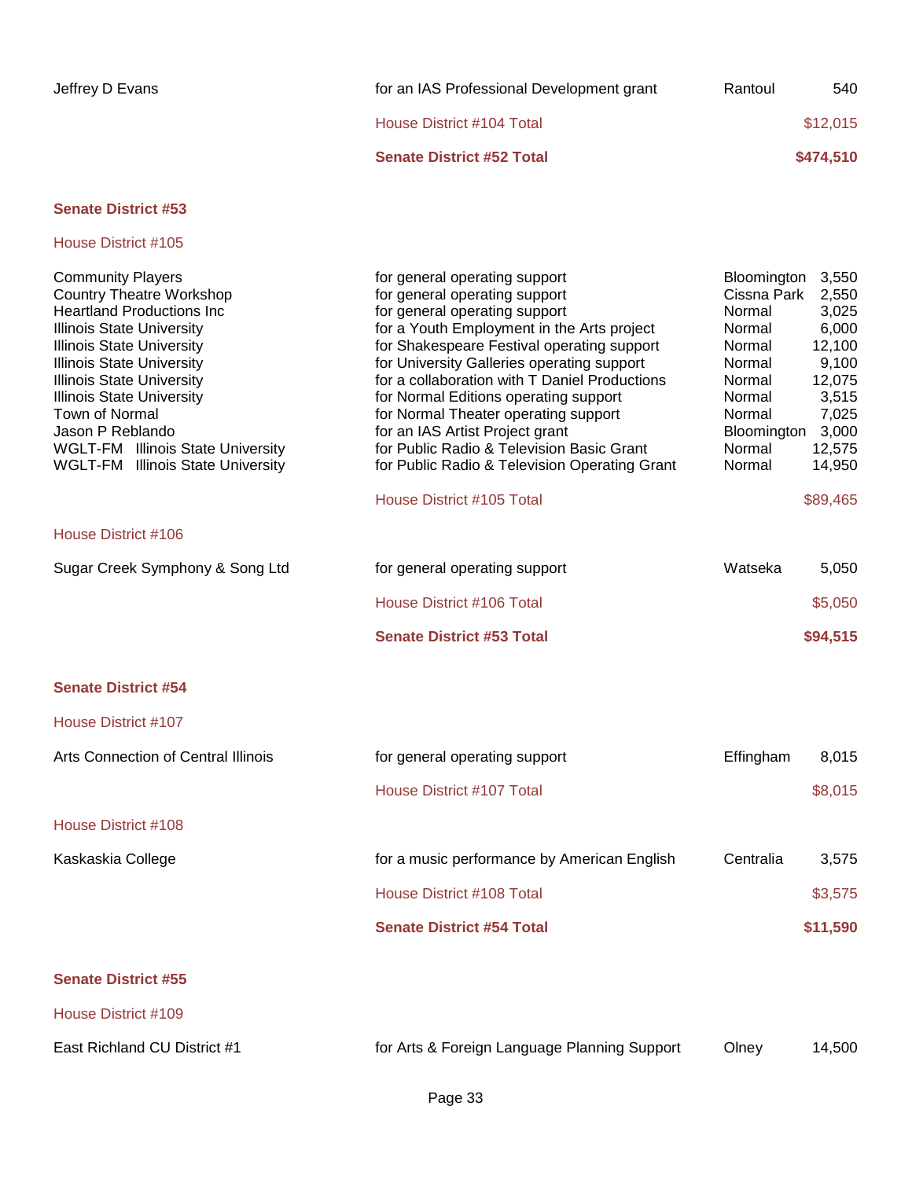| Recipient | Purpose | City | Amount |
|---|---|---|---|
| Jeffrey D Evans | for an IAS Professional Development grant | Rantoul | 540 |
| | House District #104 Total | | $12,015 |
| | **Senate District #52 Total** | | **$474,510** |

## Senate District #53

### House District #105

| Recipient | Purpose | City | Amount |
|---|---|---|---|
| Community Players | for general operating support | Bloomington | 3,550 |
| Country Theatre Workshop | for general operating support | Cissna Park | 2,550 |
| Heartland Productions Inc | for general operating support | Normal | 3,025 |
| Illinois State University | for a Youth Employment in the Arts project | Normal | 6,000 |
| Illinois State University | for Shakespeare Festival operating support | Normal | 12,100 |
| Illinois State University | for University Galleries operating support | Normal | 9,100 |
| Illinois State University | for a collaboration with T Daniel Productions | Normal | 12,075 |
| Illinois State University | for Normal Editions operating support | Normal | 3,515 |
| Town of Normal | for Normal Theater operating support | Normal | 7,025 |
| Jason P Reblando | for an IAS Artist Project grant | Bloomington | 3,000 |
| WGLT-FM Illinois State University | for Public Radio & Television Basic Grant | Normal | 12,575 |
| WGLT-FM Illinois State University | for Public Radio & Television Operating Grant | Normal | 14,950 |
| | House District #105 Total | | $89,465 |

### House District #106

| Recipient | Purpose | City | Amount |
|---|---|---|---|
| Sugar Creek Symphony & Song Ltd | for general operating support | Watseka | 5,050 |
| | House District #106 Total | | $5,050 |
| | **Senate District #53 Total** | | **$94,515** |

## Senate District #54

### House District #107

| Recipient | Purpose | City | Amount |
|---|---|---|---|
| Arts Connection of Central Illinois | for general operating support | Effingham | 8,015 |
| | House District #107 Total | | $8,015 |

### House District #108

| Recipient | Purpose | City | Amount |
|---|---|---|---|
| Kaskaskia College | for a music performance by American English | Centralia | 3,575 |
| | House District #108 Total | | $3,575 |
| | **Senate District #54 Total** | | **$11,590** |

## Senate District #55

### House District #109

| Recipient | Purpose | City | Amount |
|---|---|---|---|
| East Richland CU District #1 | for Arts & Foreign Language Planning Support | Olney | 14,500 |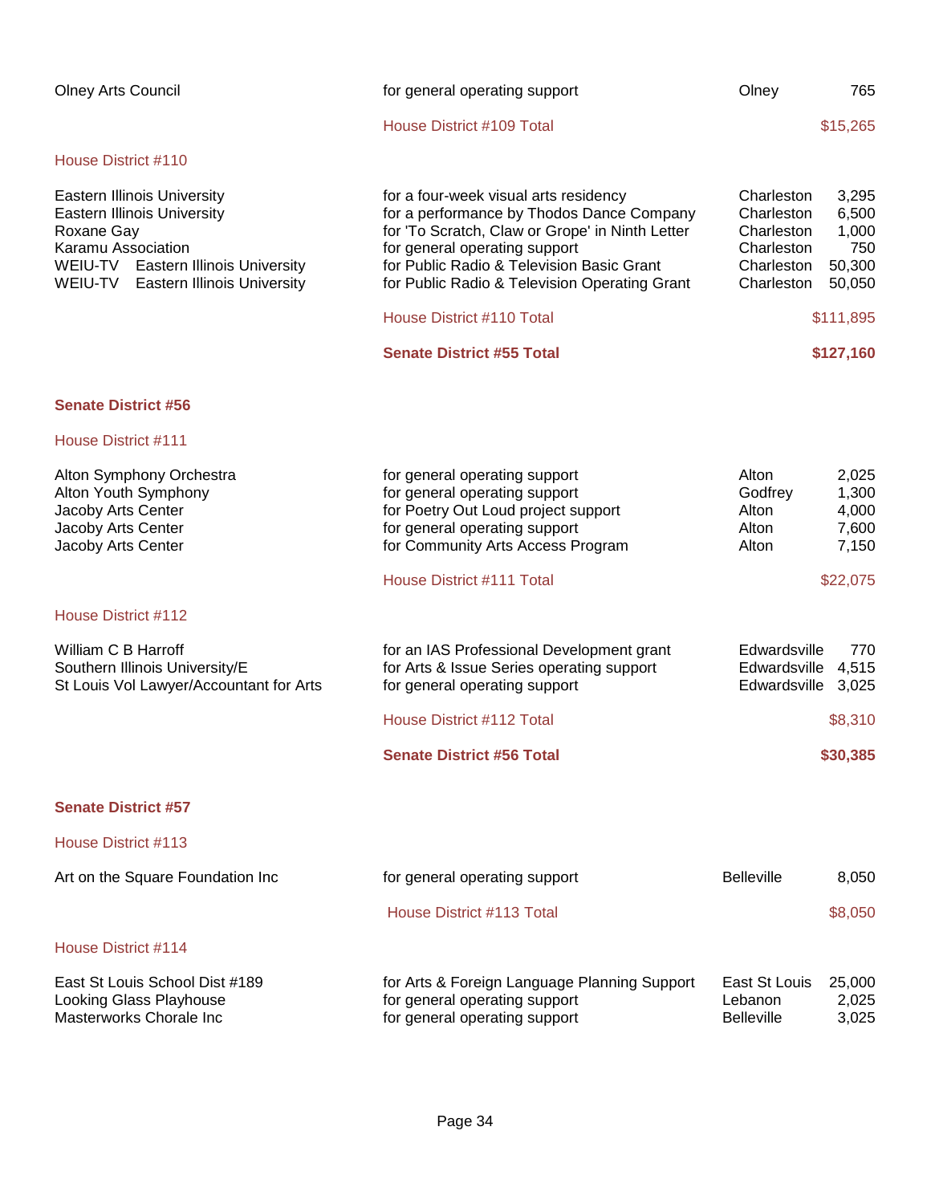| Recipient | Purpose | City | Amount |
|---|---|---|---|
| Olney Arts Council | for general operating support | Olney | 765 |
| | House District #109 Total | | $15,265 |

### House District #110

| Recipient | Purpose | City | Amount |
|---|---|---|---|
| Eastern Illinois University | for a four-week visual arts residency | Charleston | 3,295 |
| Eastern Illinois University | for a performance by Thodos Dance Company | Charleston | 6,500 |
| Roxane Gay | for 'To Scratch, Claw or Grope' in Ninth Letter | Charleston | 1,000 |
| Karamu Association | for general operating support | Charleston | 750 |
| WEIU-TV Eastern Illinois University | for Public Radio & Television Basic Grant | Charleston | 50,300 |
| WEIU-TV Eastern Illinois University | for Public Radio & Television Operating Grant | Charleston | 50,050 |
| | House District #110 Total | | $111,895 |
| | **Senate District #55 Total** | | **$127,160** |

## Senate District #56

### House District #111

| Recipient | Purpose | City | Amount |
|---|---|---|---|
| Alton Symphony Orchestra | for general operating support | Alton | 2,025 |
| Alton Youth Symphony | for general operating support | Godfrey | 1,300 |
| Jacoby Arts Center | for Poetry Out Loud project support | Alton | 4,000 |
| Jacoby Arts Center | for general operating support | Alton | 7,600 |
| Jacoby Arts Center | for Community Arts Access Program | Alton | 7,150 |
| | House District #111 Total | | $22,075 |

### House District #112

| Recipient | Purpose | City | Amount |
|---|---|---|---|
| William C B Harroff | for an IAS Professional Development grant | Edwardsville | 770 |
| Southern Illinois University/E | for Arts & Issue Series operating support | Edwardsville | 4,515 |
| St Louis Vol Lawyer/Accountant for Arts | for general operating support | Edwardsville | 3,025 |
| | House District #112 Total | | $8,310 |
| | **Senate District #56 Total** | | **$30,385** |

## Senate District #57

### House District #113

| Recipient | Purpose | City | Amount |
|---|---|---|---|
| Art on the Square Foundation Inc | for general operating support | Belleville | 8,050 |
| | House District #113 Total | | $8,050 |

### House District #114

| Recipient | Purpose | City | Amount |
|---|---|---|---|
| East St Louis School Dist #189 | for Arts & Foreign Language Planning Support | East St Louis | 25,000 |
| Looking Glass Playhouse | for general operating support | Lebanon | 2,025 |
| Masterworks Chorale Inc | for general operating support | Belleville | 3,025 |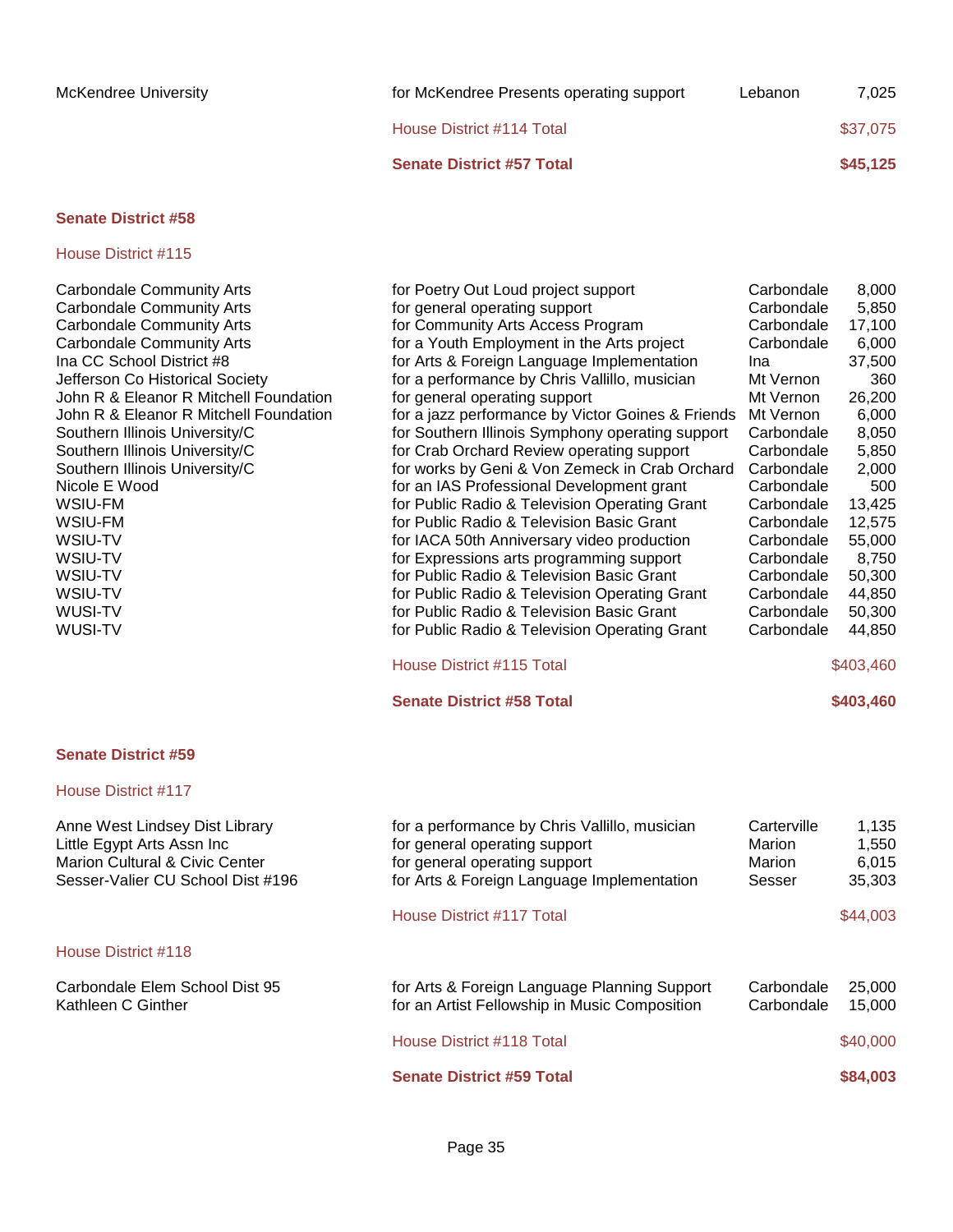| | | | |
|---|---|---|---|
| McKendree University | for McKendree Presents operating support | Lebanon | 7,025 |
| | House District #114 Total | | $37,075 |
| | **Senate District #57 Total** | | **$45,125** |

### Senate District #58

#### House District #115

| | | | |
|---|---|---|---|
| Carbondale Community Arts | for Poetry Out Loud project support | Carbondale | 8,000 |
| Carbondale Community Arts | for general operating support | Carbondale | 5,850 |
| Carbondale Community Arts | for Community Arts Access Program | Carbondale | 17,100 |
| Carbondale Community Arts | for a Youth Employment in the Arts project | Carbondale | 6,000 |
| Ina CC School District #8 | for Arts & Foreign Language Implementation | Ina | 37,500 |
| Jefferson Co Historical Society | for a performance by Chris Vallillo, musician | Mt Vernon | 360 |
| John R & Eleanor R Mitchell Foundation | for general operating support | Mt Vernon | 26,200 |
| John R & Eleanor R Mitchell Foundation | for a jazz performance by Victor Goines & Friends | Mt Vernon | 6,000 |
| Southern Illinois University/C | for Southern Illinois Symphony operating support | Carbondale | 8,050 |
| Southern Illinois University/C | for Crab Orchard Review operating support | Carbondale | 5,850 |
| Southern Illinois University/C | for works by Geni & Von Zemeck in Crab Orchard | Carbondale | 2,000 |
| Nicole E Wood | for an IAS Professional Development grant | Carbondale | 500 |
| WSIU-FM | for Public Radio & Television Operating Grant | Carbondale | 13,425 |
| WSIU-FM | for Public Radio & Television Basic Grant | Carbondale | 12,575 |
| WSIU-TV | for IACA 50th Anniversary video production | Carbondale | 55,000 |
| WSIU-TV | for Expressions arts programming support | Carbondale | 8,750 |
| WSIU-TV | for Public Radio & Television Basic Grant | Carbondale | 50,300 |
| WSIU-TV | for Public Radio & Television Operating Grant | Carbondale | 44,850 |
| WUSI-TV | for Public Radio & Television Basic Grant | Carbondale | 50,300 |
| WUSI-TV | for Public Radio & Television Operating Grant | Carbondale | 44,850 |
| | House District #115 Total | | $403,460 |
| | **Senate District #58 Total** | | **$403,460** |

### Senate District #59

#### House District #117

| | | | |
|---|---|---|---|
| Anne West Lindsey Dist Library | for a performance by Chris Vallillo, musician | Carterville | 1,135 |
| Little Egypt Arts Assn Inc | for general operating support | Marion | 1,550 |
| Marion Cultural & Civic Center | for general operating support | Marion | 6,015 |
| Sesser-Valier CU School Dist #196 | for Arts & Foreign Language Implementation | Sesser | 35,303 |
| | House District #117 Total | | $44,003 |

#### House District #118

| | | | |
|---|---|---|---|
| Carbondale Elem School Dist 95 | for Arts & Foreign Language Planning Support | Carbondale | 25,000 |
| Kathleen C Ginther | for an Artist Fellowship in Music Composition | Carbondale | 15,000 |
| | House District #118 Total | | $40,000 |
| | **Senate District #59 Total** | | **$84,003** |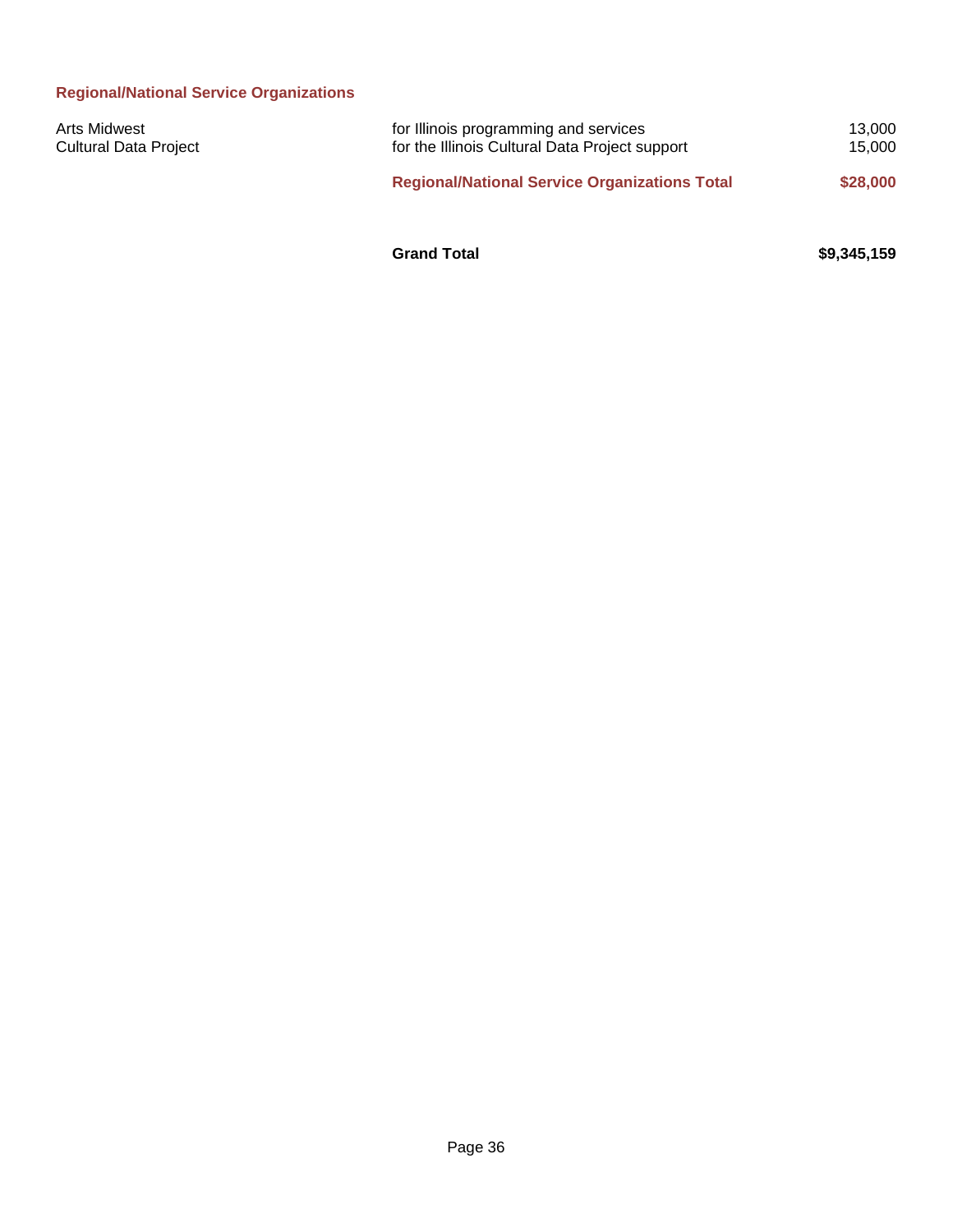### Regional/National Service Organizations

| | | |
|---|---|---|
| Arts Midwest | for Illinois programming and services | 13,000 |
| Cultural Data Project | for the Illinois Cultural Data Project support | 15,000 |
| | **Regional/National Service Organizations Total** | **$28,000** |
| | **Grand Total** | **$9,345,159** |